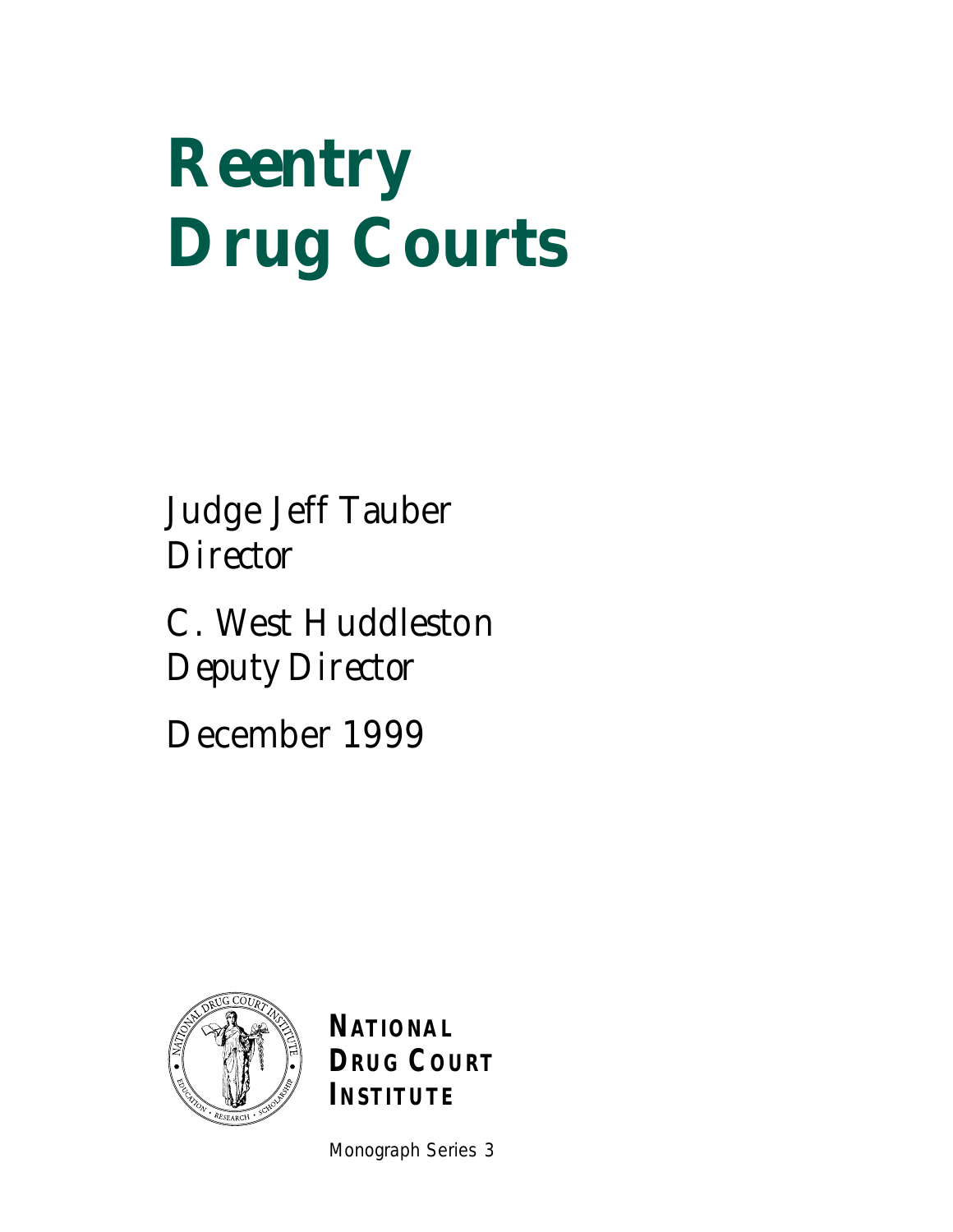# Reentry Drug Courts

Judge Jeff Tauber
Director

C. West Huddleston
Deputy Director

December 1999

**NATIONAL DRUG COURT INSTITUTE**

Monograph Series 3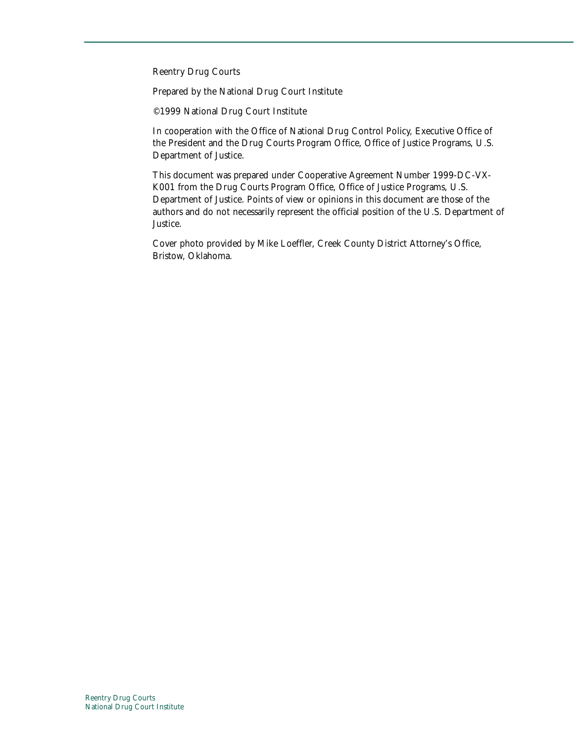Reentry Drug Courts

Prepared by the National Drug Court Institute

©1999 National Drug Court Institute

In cooperation with the Office of National Drug Control Policy, Executive Office of the President and the Drug Courts Program Office, Office of Justice Programs, U.S. Department of Justice.

This document was prepared under Cooperative Agreement Number 1999-DC-VX-K001 from the Drug Courts Program Office, Office of Justice Programs, U.S. Department of Justice. Points of view or opinions in this document are those of the authors and do not necessarily represent the official position of the U.S. Department of Justice.

Cover photo provided by Mike Loeffler, Creek County District Attorney's Office, Bristow, Oklahoma.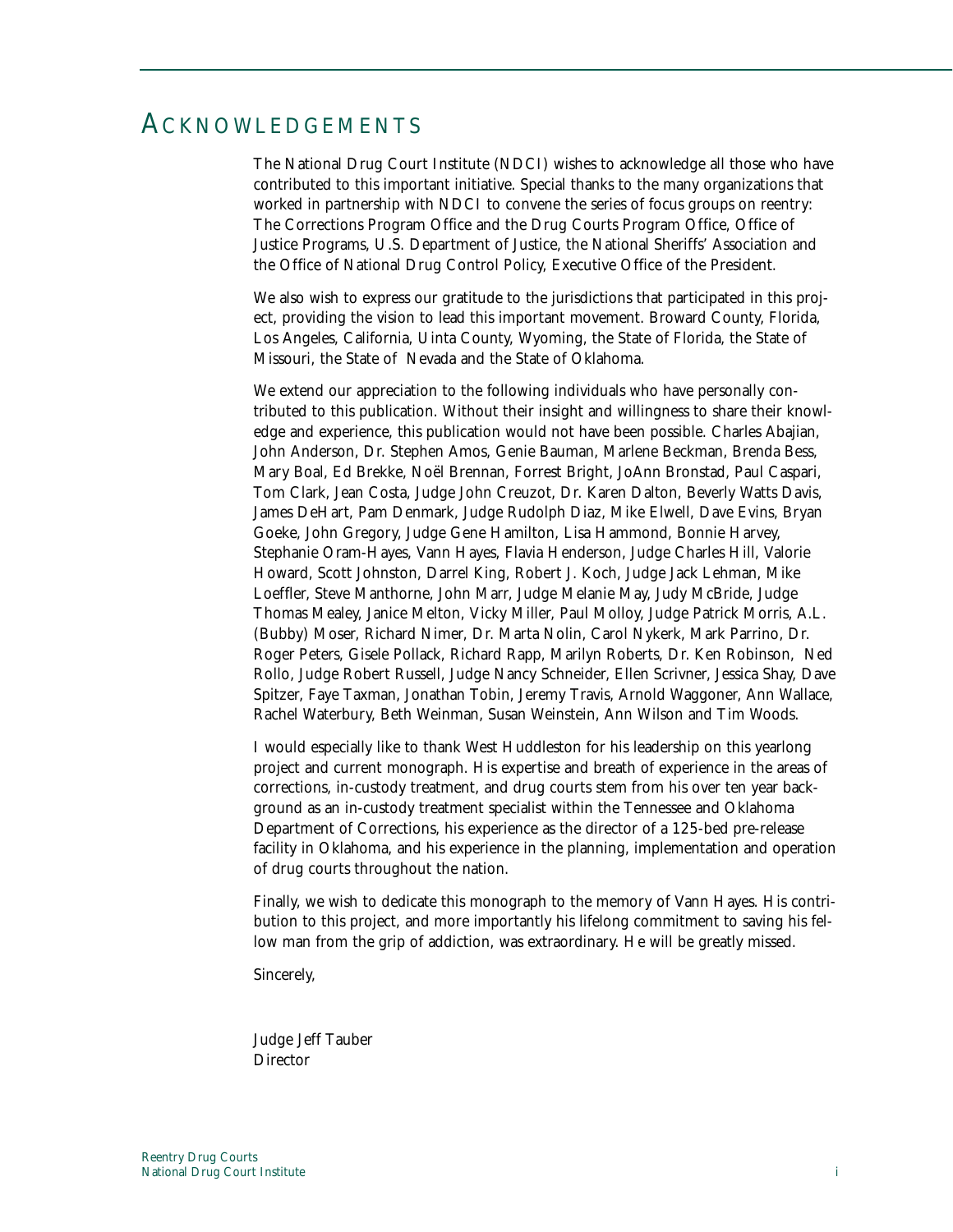# ACKNOWLEDGEMENTS

The National Drug Court Institute (NDCI) wishes to acknowledge all those who have contributed to this important initiative. Special thanks to the many organizations that worked in partnership with NDCI to convene the series of focus groups on reentry: The Corrections Program Office and the Drug Courts Program Office, Office of Justice Programs, U.S. Department of Justice, the National Sheriffs' Association and the Office of National Drug Control Policy, Executive Office of the President.

We also wish to express our gratitude to the jurisdictions that participated in this project, providing the vision to lead this important movement. Broward County, Florida, Los Angeles, California, Uinta County, Wyoming, the State of Florida, the State of Missouri, the State of Nevada and the State of Oklahoma.

We extend our appreciation to the following individuals who have personally contributed to this publication. Without their insight and willingness to share their knowledge and experience, this publication would not have been possible. Charles Abajian, John Anderson, Dr. Stephen Amos, Genie Bauman, Marlene Beckman, Brenda Bess, Mary Boal, Ed Brekke, Noël Brennan, Forrest Bright, JoAnn Bronstad, Paul Caspari, Tom Clark, Jean Costa, Judge John Creuzot, Dr. Karen Dalton, Beverly Watts Davis, James DeHart, Pam Denmark, Judge Rudolph Diaz, Mike Elwell, Dave Evins, Bryan Goeke, John Gregory, Judge Gene Hamilton, Lisa Hammond, Bonnie Harvey, Stephanie Oram-Hayes, Vann Hayes, Flavia Henderson, Judge Charles Hill, Valorie Howard, Scott Johnston, Darrel King, Robert J. Koch, Judge Jack Lehman, Mike Loeffler, Steve Manthorne, John Marr, Judge Melanie May, Judy McBride, Judge Thomas Mealey, Janice Melton, Vicky Miller, Paul Molloy, Judge Patrick Morris, A.L. (Bubby) Moser, Richard Nimer, Dr. Marta Nolin, Carol Nykerk, Mark Parrino, Dr. Roger Peters, Gisele Pollack, Richard Rapp, Marilyn Roberts, Dr. Ken Robinson, Ned Rollo, Judge Robert Russell, Judge Nancy Schneider, Ellen Scrivner, Jessica Shay, Dave Spitzer, Faye Taxman, Jonathan Tobin, Jeremy Travis, Arnold Waggoner, Ann Wallace, Rachel Waterbury, Beth Weinman, Susan Weinstein, Ann Wilson and Tim Woods.

I would especially like to thank West Huddleston for his leadership on this yearlong project and current monograph. His expertise and breath of experience in the areas of corrections, in-custody treatment, and drug courts stem from his over ten year background as an in-custody treatment specialist within the Tennessee and Oklahoma Department of Corrections, his experience as the director of a 125-bed pre-release facility in Oklahoma, and his experience in the planning, implementation and operation of drug courts throughout the nation.

Finally, we wish to dedicate this monograph to the memory of Vann Hayes. His contribution to this project, and more importantly his lifelong commitment to saving his fellow man from the grip of addiction, was extraordinary. He will be greatly missed.

Sincerely,

Judge Jeff Tauber
Director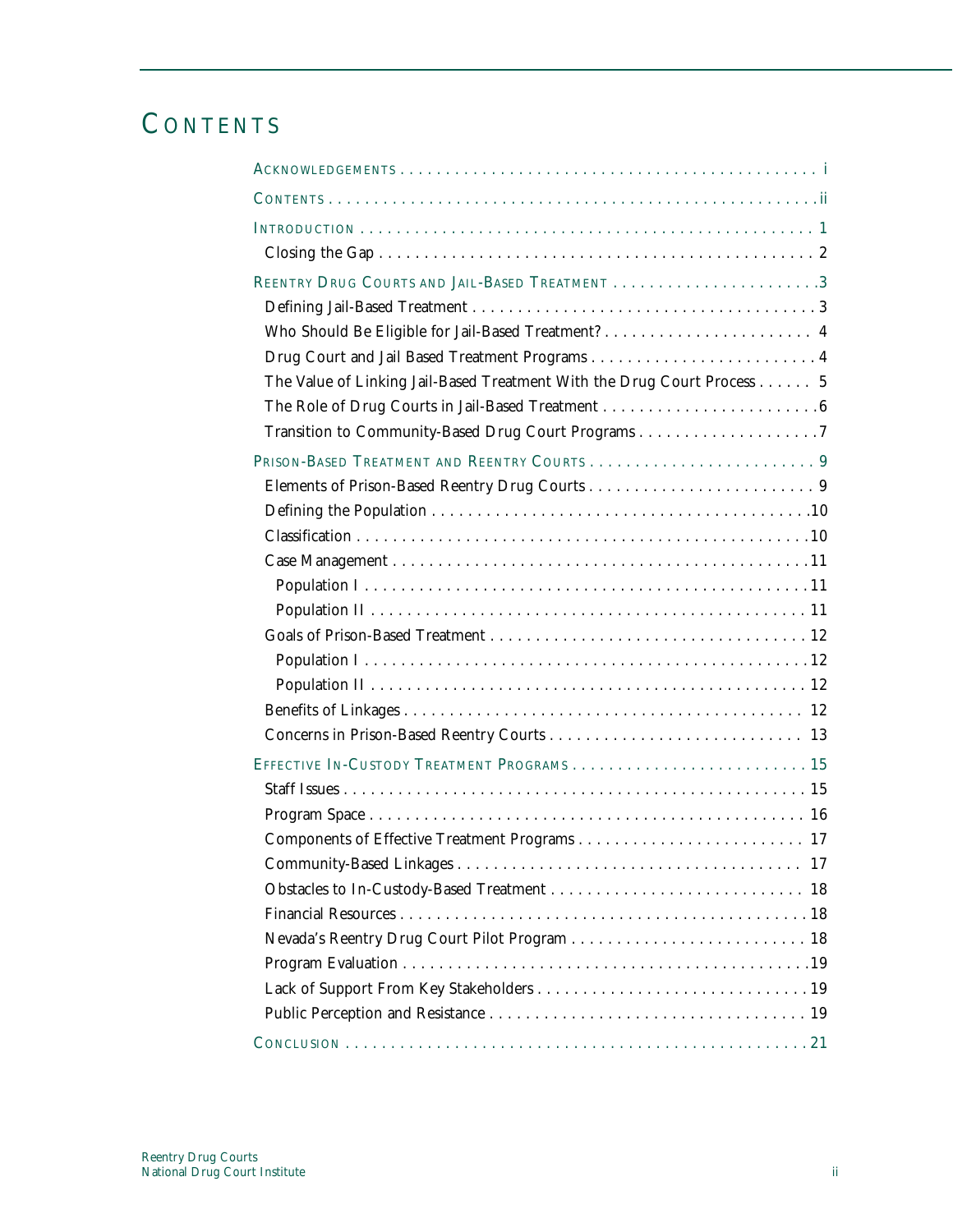# CONTENTS

ACKNOWLEDGEMENTS . . . . . . . . . . . . . . . . . . . . . . . . . . . . . . . . . . . . . . . . . . . . . . i

CONTENTS . . . . . . . . . . . . . . . . . . . . . . . . . . . . . . . . . . . . . . . . . . . . . . . . . . . . ii

INTRODUCTION . . . . . . . . . . . . . . . . . . . . . . . . . . . . . . . . . . . . . . . . . . . . . . . . . . 1

- Closing the Gap . . . . . . . . . . . . . . . . . . . . . . . . . . . . . . . . . . . . . . . . . . . . . . . . 2

REENTRY DRUG COURTS AND JAIL-BASED TREATMENT . . . . . . . . . . . . . . . . . . . . . . . 3

- Defining Jail-Based Treatment . . . . . . . . . . . . . . . . . . . . . . . . . . . . . . . . . . . . . . . 3
- Who Should Be Eligible for Jail-Based Treatment? . . . . . . . . . . . . . . . . . . . . . . . . 4
- Drug Court and Jail Based Treatment Programs . . . . . . . . . . . . . . . . . . . . . . . . . . 4
- The Value of Linking Jail-Based Treatment With the Drug Court Process . . . . . . 5
- The Role of Drug Courts in Jail-Based Treatment . . . . . . . . . . . . . . . . . . . . . . . . . 6
- Transition to Community-Based Drug Court Programs . . . . . . . . . . . . . . . . . . . . 7

PRISON-BASED TREATMENT AND REENTRY COURTS . . . . . . . . . . . . . . . . . . . . . . . . . 9

- Elements of Prison-Based Reentry Drug Courts . . . . . . . . . . . . . . . . . . . . . . . . . . 9
- Defining the Population . . . . . . . . . . . . . . . . . . . . . . . . . . . . . . . . . . . . . . . . . . 10
- Classification . . . . . . . . . . . . . . . . . . . . . . . . . . . . . . . . . . . . . . . . . . . . . . . . . . 10
- Case Management . . . . . . . . . . . . . . . . . . . . . . . . . . . . . . . . . . . . . . . . . . . . . . 11
  - Population I . . . . . . . . . . . . . . . . . . . . . . . . . . . . . . . . . . . . . . . . . . . . . . . . 11
  - Population II . . . . . . . . . . . . . . . . . . . . . . . . . . . . . . . . . . . . . . . . . . . . . . . . 11
- Goals of Prison-Based Treatment . . . . . . . . . . . . . . . . . . . . . . . . . . . . . . . . . . . 12
  - Population I . . . . . . . . . . . . . . . . . . . . . . . . . . . . . . . . . . . . . . . . . . . . . . . . 12
  - Population II . . . . . . . . . . . . . . . . . . . . . . . . . . . . . . . . . . . . . . . . . . . . . . . . 12
- Benefits of Linkages . . . . . . . . . . . . . . . . . . . . . . . . . . . . . . . . . . . . . . . . . . . . . 12
- Concerns in Prison-Based Reentry Courts . . . . . . . . . . . . . . . . . . . . . . . . . . . . . 13

EFFECTIVE IN-CUSTODY TREATMENT PROGRAMS . . . . . . . . . . . . . . . . . . . . . . . . . . 15

- Staff Issues . . . . . . . . . . . . . . . . . . . . . . . . . . . . . . . . . . . . . . . . . . . . . . . . . . . 15
- Program Space . . . . . . . . . . . . . . . . . . . . . . . . . . . . . . . . . . . . . . . . . . . . . . . . 16
- Components of Effective Treatment Programs . . . . . . . . . . . . . . . . . . . . . . . . . 17
- Community-Based Linkages . . . . . . . . . . . . . . . . . . . . . . . . . . . . . . . . . . . . . . . 17
- Obstacles to In-Custody-Based Treatment . . . . . . . . . . . . . . . . . . . . . . . . . . . . . 18
- Financial Resources . . . . . . . . . . . . . . . . . . . . . . . . . . . . . . . . . . . . . . . . . . . . . 18
- Nevada's Reentry Drug Court Pilot Program . . . . . . . . . . . . . . . . . . . . . . . . . . . 18
- Program Evaluation . . . . . . . . . . . . . . . . . . . . . . . . . . . . . . . . . . . . . . . . . . . . . 19
- Lack of Support From Key Stakeholders . . . . . . . . . . . . . . . . . . . . . . . . . . . . . . 19
- Public Perception and Resistance . . . . . . . . . . . . . . . . . . . . . . . . . . . . . . . . . . . 19

CONCLUSION . . . . . . . . . . . . . . . . . . . . . . . . . . . . . . . . . . . . . . . . . . . . . . . . . . . 21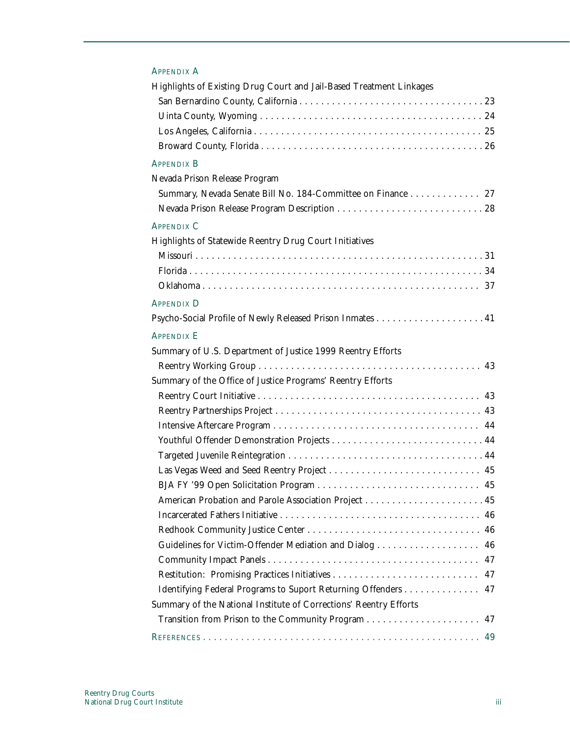APPENDIX A

Highlights of Existing Drug Court and Jail-Based Treatment Linkages

- San Bernardino County, California . . . . . . . . . . . . . . . . . . . . . . . . . . . . . . . . . . . 23
- Uinta County, Wyoming . . . . . . . . . . . . . . . . . . . . . . . . . . . . . . . . . . . . . . . . . 24
- Los Angeles, California . . . . . . . . . . . . . . . . . . . . . . . . . . . . . . . . . . . . . . . . . . 25
- Broward County, Florida . . . . . . . . . . . . . . . . . . . . . . . . . . . . . . . . . . . . . . . . . 26

APPENDIX B

Nevada Prison Release Program

- Summary, Nevada Senate Bill No. 184-Committee on Finance . . . . . . . . . . . . . 27
- Nevada Prison Release Program Description . . . . . . . . . . . . . . . . . . . . . . . . . . . 28

APPENDIX C

Highlights of Statewide Reentry Drug Court Initiatives

- Missouri . . . . . . . . . . . . . . . . . . . . . . . . . . . . . . . . . . . . . . . . . . . . . . . . . . . . . 31
- Florida . . . . . . . . . . . . . . . . . . . . . . . . . . . . . . . . . . . . . . . . . . . . . . . . . . . . . . 34
- Oklahoma . . . . . . . . . . . . . . . . . . . . . . . . . . . . . . . . . . . . . . . . . . . . . . . . . . . 37

APPENDIX D

Psycho-Social Profile of Newly Released Prison Inmates . . . . . . . . . . . . . . . . . . . . 41

APPENDIX E

Summary of U.S. Department of Justice 1999 Reentry Efforts

- Reentry Working Group . . . . . . . . . . . . . . . . . . . . . . . . . . . . . . . . . . . . . . . . . 43

Summary of the Office of Justice Programs' Reentry Efforts

- Reentry Court Initiative . . . . . . . . . . . . . . . . . . . . . . . . . . . . . . . . . . . . . . . . . 43
- Reentry Partnerships Project . . . . . . . . . . . . . . . . . . . . . . . . . . . . . . . . . . . . . . 43
- Intensive Aftercare Program . . . . . . . . . . . . . . . . . . . . . . . . . . . . . . . . . . . . . . 44
- Youthful Offender Demonstration Projects . . . . . . . . . . . . . . . . . . . . . . . . . . . . 44
- Targeted Juvenile Reintegration . . . . . . . . . . . . . . . . . . . . . . . . . . . . . . . . . . . . 44
- Las Vegas Weed and Seed Reentry Project . . . . . . . . . . . . . . . . . . . . . . . . . . . . 45
- BJA FY '99 Open Solicitation Program . . . . . . . . . . . . . . . . . . . . . . . . . . . . . . 45
- American Probation and Parole Association Project . . . . . . . . . . . . . . . . . . . . . . 45
- Incarcerated Fathers Initiative . . . . . . . . . . . . . . . . . . . . . . . . . . . . . . . . . . . . . 46
- Redhook Community Justice Center . . . . . . . . . . . . . . . . . . . . . . . . . . . . . . . . 46
- Guidelines for Victim-Offender Mediation and Dialog . . . . . . . . . . . . . . . . . . . 46
- Community Impact Panels . . . . . . . . . . . . . . . . . . . . . . . . . . . . . . . . . . . . . . . 47
- Restitution: Promising Practices Initiatives . . . . . . . . . . . . . . . . . . . . . . . . . . . 47
- Identifying Federal Programs to Suport Returning Offenders . . . . . . . . . . . . . . 47

Summary of the National Institute of Corrections' Reentry Efforts

- Transition from Prison to the Community Program . . . . . . . . . . . . . . . . . . . . . 47

REFERENCES . . . . . . . . . . . . . . . . . . . . . . . . . . . . . . . . . . . . . . . . . . . . . . . . . . . . 49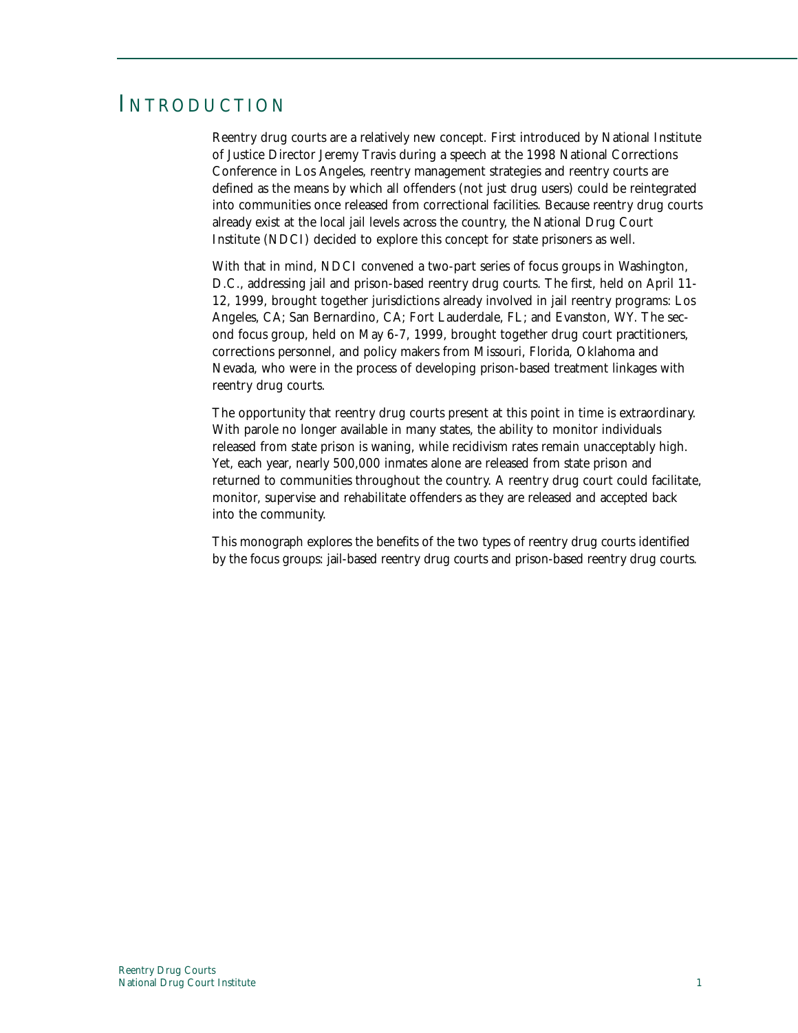# INTRODUCTION

Reentry drug courts are a relatively new concept. First introduced by National Institute of Justice Director Jeremy Travis during a speech at the 1998 National Corrections Conference in Los Angeles, reentry management strategies and reentry courts are defined as the means by which all offenders (not just drug users) could be reintegrated into communities once released from correctional facilities. Because reentry drug courts already exist at the local jail levels across the country, the National Drug Court Institute (NDCI) decided to explore this concept for state prisoners as well.

With that in mind, NDCI convened a two-part series of focus groups in Washington, D.C., addressing jail and prison-based reentry drug courts. The first, held on April 11-12, 1999, brought together jurisdictions already involved in jail reentry programs: Los Angeles, CA; San Bernardino, CA; Fort Lauderdale, FL; and Evanston, WY. The second focus group, held on May 6-7, 1999, brought together drug court practitioners, corrections personnel, and policy makers from Missouri, Florida, Oklahoma and Nevada, who were in the process of developing prison-based treatment linkages with reentry drug courts.

The opportunity that reentry drug courts present at this point in time is extraordinary. With parole no longer available in many states, the ability to monitor individuals released from state prison is waning, while recidivism rates remain unacceptably high. Yet, each year, nearly 500,000 inmates alone are released from state prison and returned to communities throughout the country. A reentry drug court could facilitate, monitor, supervise and rehabilitate offenders as they are released and accepted back into the community.

This monograph explores the benefits of the two types of reentry drug courts identified by the focus groups: jail-based reentry drug courts and prison-based reentry drug courts.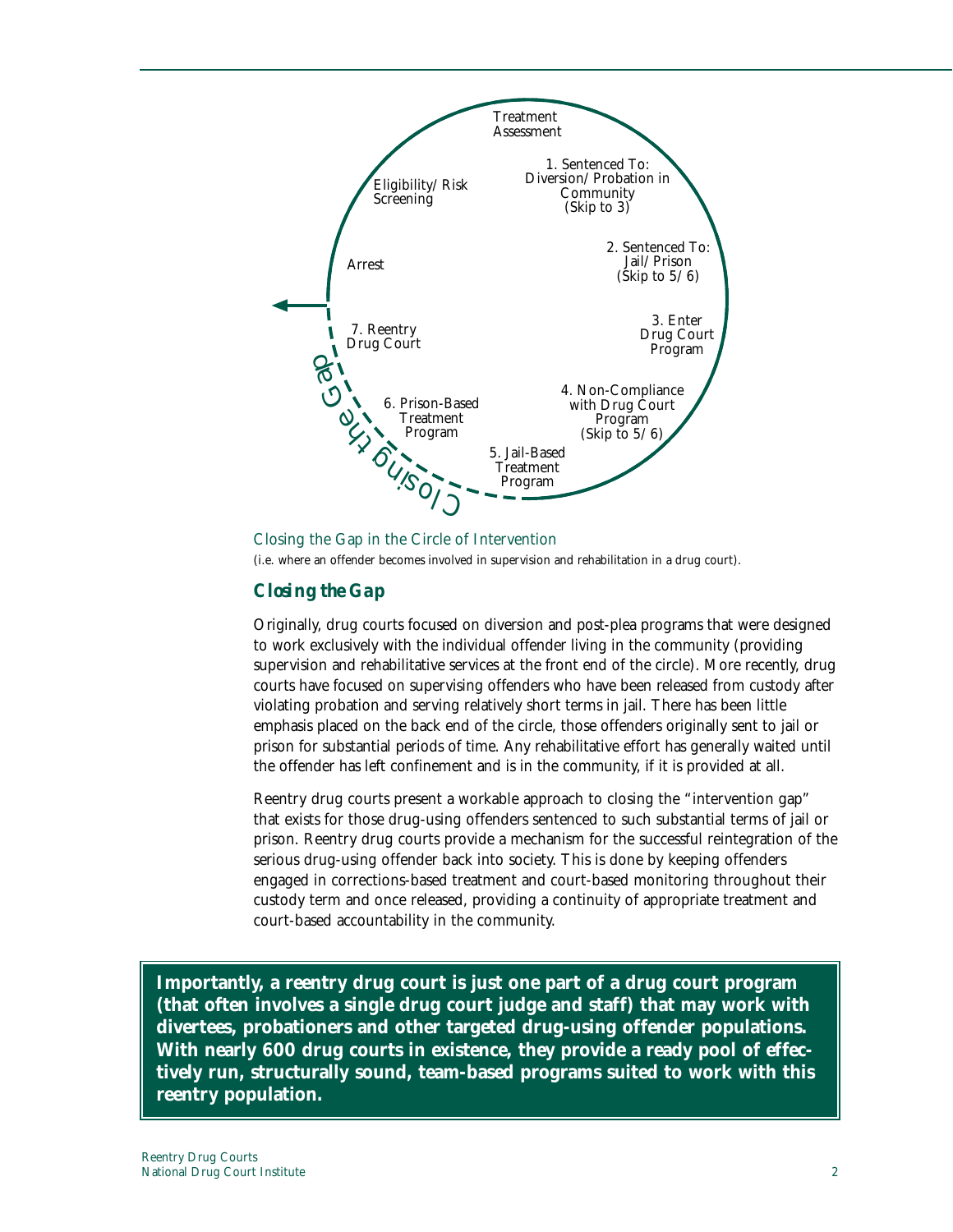Closing the Gap in the Circle of Intervention

(i.e. where an offender becomes involved in supervision and rehabilitation in a drug court).

## *Closing the Gap*

Originally, drug courts focused on diversion and post-plea programs that were designed to work exclusively with the individual offender living in the community (providing supervision and rehabilitative services at the front end of the circle). More recently, drug courts have focused on supervising offenders who have been released from custody after violating probation and serving relatively short terms in jail. There has been little emphasis placed on the back end of the circle, those offenders originally sent to jail or prison for substantial periods of time. Any rehabilitative effort has generally waited until the offender has left confinement and is in the community, if it is provided at all.

Reentry drug courts present a workable approach to closing the "intervention gap" that exists for those drug-using offenders sentenced to such substantial terms of jail or prison. Reentry drug courts provide a mechanism for the successful reintegration of the serious drug-using offender back into society. This is done by keeping offenders engaged in corrections-based treatment and court-based monitoring throughout their custody term and once released, providing a continuity of appropriate treatment and court-based accountability in the community.

**Importantly, a reentry drug court is just one part of a drug court program (that often involves a single drug court judge and staff) that may work with divertees, probationers and other targeted drug-using offender populations. With nearly 600 drug courts in existence, they provide a ready pool of effectively run, structurally sound, team-based programs suited to work with this reentry population.**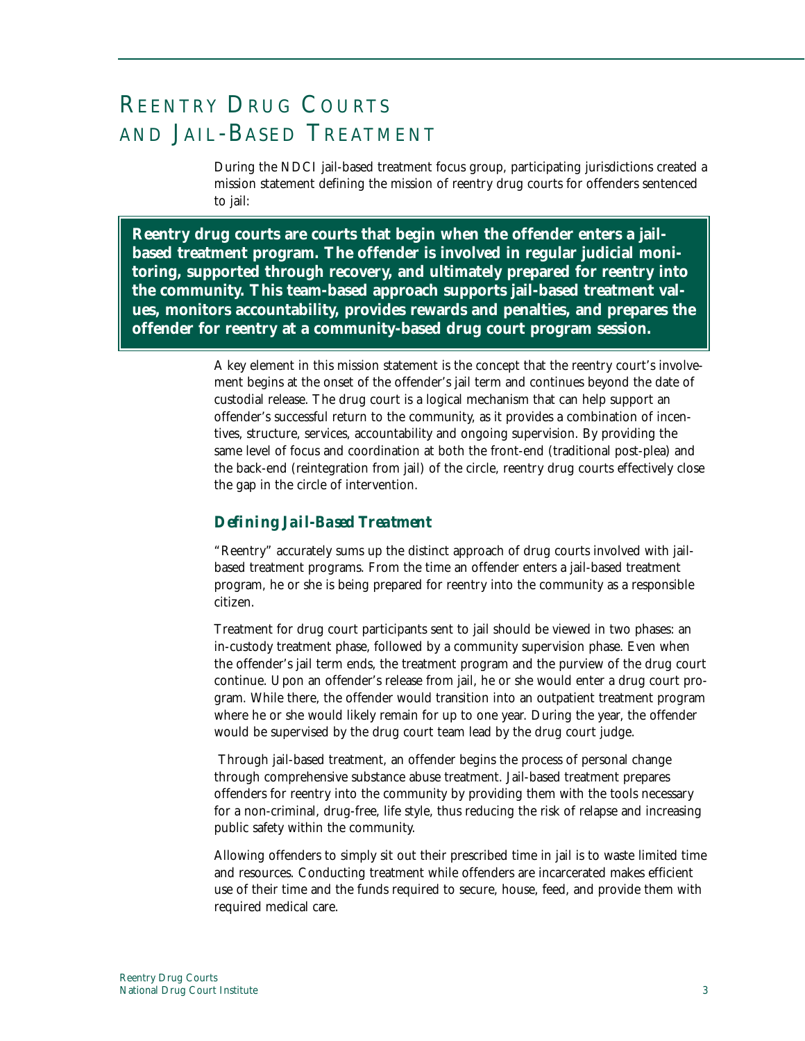# Reentry Drug Courts and Jail-Based Treatment

During the NDCI jail-based treatment focus group, participating jurisdictions created a mission statement defining the mission of reentry drug courts for offenders sentenced to jail:

**Reentry drug courts are courts that begin when the offender enters a jail-based treatment program. The offender is involved in regular judicial monitoring, supported through recovery, and ultimately prepared for reentry into the community. This team-based approach supports jail-based treatment values, monitors accountability, provides rewards and penalties, and prepares the offender for reentry at a community-based drug court program session.**

A key element in this mission statement is the concept that the reentry court's involvement begins at the onset of the offender's jail term and continues beyond the date of custodial release. The drug court is a logical mechanism that can help support an offender's successful return to the community, as it provides a combination of incentives, structure, services, accountability and ongoing supervision. By providing the same level of focus and coordination at both the front-end (traditional post-plea) and the back-end (reintegration from jail) of the circle, reentry drug courts effectively close the gap in the circle of intervention.

## *Defining Jail-Based Treatment*

"Reentry" accurately sums up the distinct approach of drug courts involved with jail-based treatment programs. From the time an offender enters a jail-based treatment program, he or she is being prepared for reentry into the community as a responsible citizen.

Treatment for drug court participants sent to jail should be viewed in two phases: an in-custody treatment phase, followed by a community supervision phase. Even when the offender's jail term ends, the treatment program and the purview of the drug court continue. Upon an offender's release from jail, he or she would enter a drug court program. While there, the offender would transition into an outpatient treatment program where he or she would likely remain for up to one year. During the year, the offender would be supervised by the drug court team lead by the drug court judge.

Through jail-based treatment, an offender begins the process of personal change through comprehensive substance abuse treatment. Jail-based treatment prepares offenders for reentry into the community by providing them with the tools necessary for a non-criminal, drug-free, life style, thus reducing the risk of relapse and increasing public safety within the community.

Allowing offenders to simply sit out their prescribed time in jail is to waste limited time and resources. Conducting treatment while offenders are incarcerated makes efficient use of their time and the funds required to secure, house, feed, and provide them with required medical care.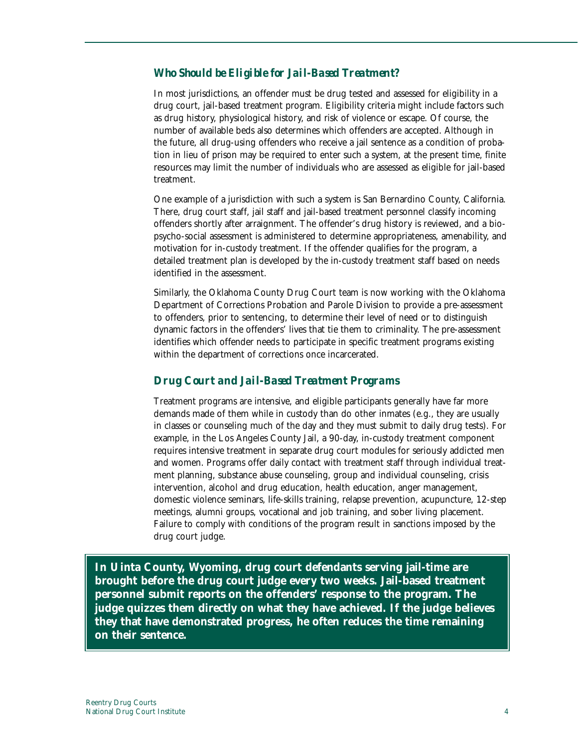### *Who Should be Eligible for Jail-Based Treatment?*

In most jurisdictions, an offender must be drug tested and assessed for eligibility in a drug court, jail-based treatment program. Eligibility criteria might include factors such as drug history, physiological history, and risk of violence or escape. Of course, the number of available beds also determines which offenders are accepted. Although in the future, all drug-using offenders who receive a jail sentence as a condition of probation in lieu of prison may be required to enter such a system, at the present time, finite resources may limit the number of individuals who are assessed as eligible for jail-based treatment.

One example of a jurisdiction with such a system is San Bernardino County, California. There, drug court staff, jail staff and jail-based treatment personnel classify incoming offenders shortly after arraignment. The offender's drug history is reviewed, and a bio-psycho-social assessment is administered to determine appropriateness, amenability, and motivation for in-custody treatment. If the offender qualifies for the program, a detailed treatment plan is developed by the in-custody treatment staff based on needs identified in the assessment.

Similarly, the Oklahoma County Drug Court team is now working with the Oklahoma Department of Corrections Probation and Parole Division to provide a pre-assessment to offenders, prior to sentencing, to determine their level of need or to distinguish dynamic factors in the offenders' lives that tie them to criminality. The pre-assessment identifies which offender needs to participate in specific treatment programs existing within the department of corrections once incarcerated.

### *Drug Court and Jail-Based Treatment Programs*

Treatment programs are intensive, and eligible participants generally have far more demands made of them while in custody than do other inmates (e.g., they are usually in classes or counseling much of the day and they must submit to daily drug tests). For example, in the Los Angeles County Jail, a 90-day, in-custody treatment component requires intensive treatment in separate drug court modules for seriously addicted men and women. Programs offer daily contact with treatment staff through individual treatment planning, substance abuse counseling, group and individual counseling, crisis intervention, alcohol and drug education, health education, anger management, domestic violence seminars, life-skills training, relapse prevention, acupuncture, 12-step meetings, alumni groups, vocational and job training, and sober living placement. Failure to comply with conditions of the program result in sanctions imposed by the drug court judge.

**In Uinta County, Wyoming, drug court defendants serving jail-time are brought before the drug court judge every two weeks. Jail-based treatment personnel submit reports on the offenders' response to the program. The judge quizzes them directly on what they have achieved. If the judge believes they that have demonstrated progress, he often reduces the time remaining on their sentence.**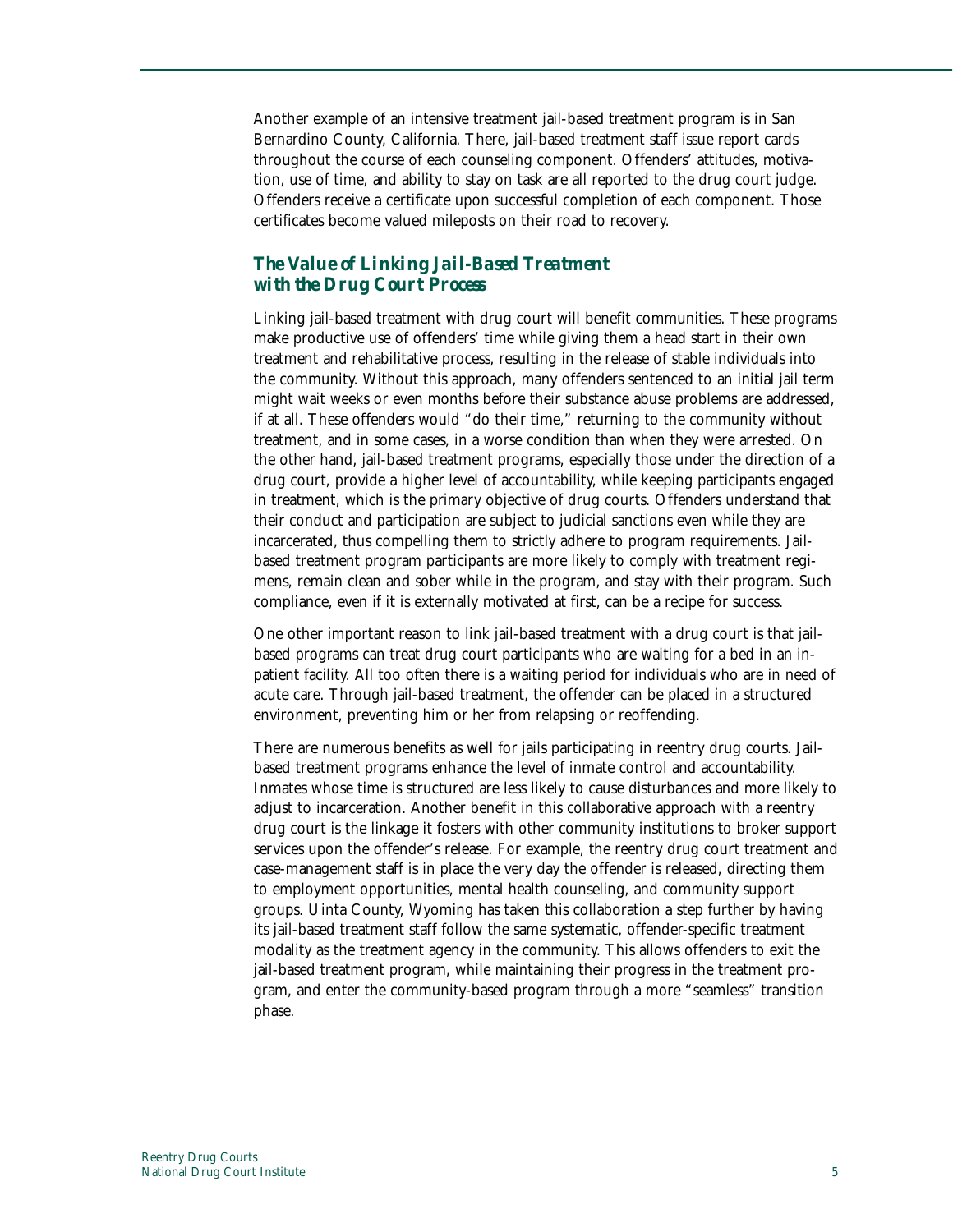Another example of an intensive treatment jail-based treatment program is in San Bernardino County, California. There, jail-based treatment staff issue report cards throughout the course of each counseling component. Offenders' attitudes, motivation, use of time, and ability to stay on task are all reported to the drug court judge. Offenders receive a certificate upon successful completion of each component. Those certificates become valued mileposts on their road to recovery.

### *The Value of Linking Jail-Based Treatment with the Drug Court Process*

Linking jail-based treatment with drug court will benefit communities. These programs make productive use of offenders' time while giving them a head start in their own treatment and rehabilitative process, resulting in the release of stable individuals into the community. Without this approach, many offenders sentenced to an initial jail term might wait weeks or even months before their substance abuse problems are addressed, if at all. These offenders would "do their time," returning to the community without treatment, and in some cases, in a worse condition than when they were arrested. On the other hand, jail-based treatment programs, especially those under the direction of a drug court, provide a higher level of accountability, while keeping participants engaged in treatment, which is the primary objective of drug courts. Offenders understand that their conduct and participation are subject to judicial sanctions even while they are incarcerated, thus compelling them to strictly adhere to program requirements. Jail-based treatment program participants are more likely to comply with treatment regimens, remain clean and sober while in the program, and stay with their program. Such compliance, even if it is externally motivated at first, can be a recipe for success.

One other important reason to link jail-based treatment with a drug court is that jail-based programs can treat drug court participants who are waiting for a bed in an in-patient facility. All too often there is a waiting period for individuals who are in need of acute care. Through jail-based treatment, the offender can be placed in a structured environment, preventing him or her from relapsing or reoffending.

There are numerous benefits as well for jails participating in reentry drug courts. Jail-based treatment programs enhance the level of inmate control and accountability. Inmates whose time is structured are less likely to cause disturbances and more likely to adjust to incarceration. Another benefit in this collaborative approach with a reentry drug court is the linkage it fosters with other community institutions to broker support services upon the offender's release. For example, the reentry drug court treatment and case-management staff is in place the very day the offender is released, directing them to employment opportunities, mental health counseling, and community support groups. Uinta County, Wyoming has taken this collaboration a step further by having its jail-based treatment staff follow the same systematic, offender-specific treatment modality as the treatment agency in the community. This allows offenders to exit the jail-based treatment program, while maintaining their progress in the treatment program, and enter the community-based program through a more "seamless" transition phase.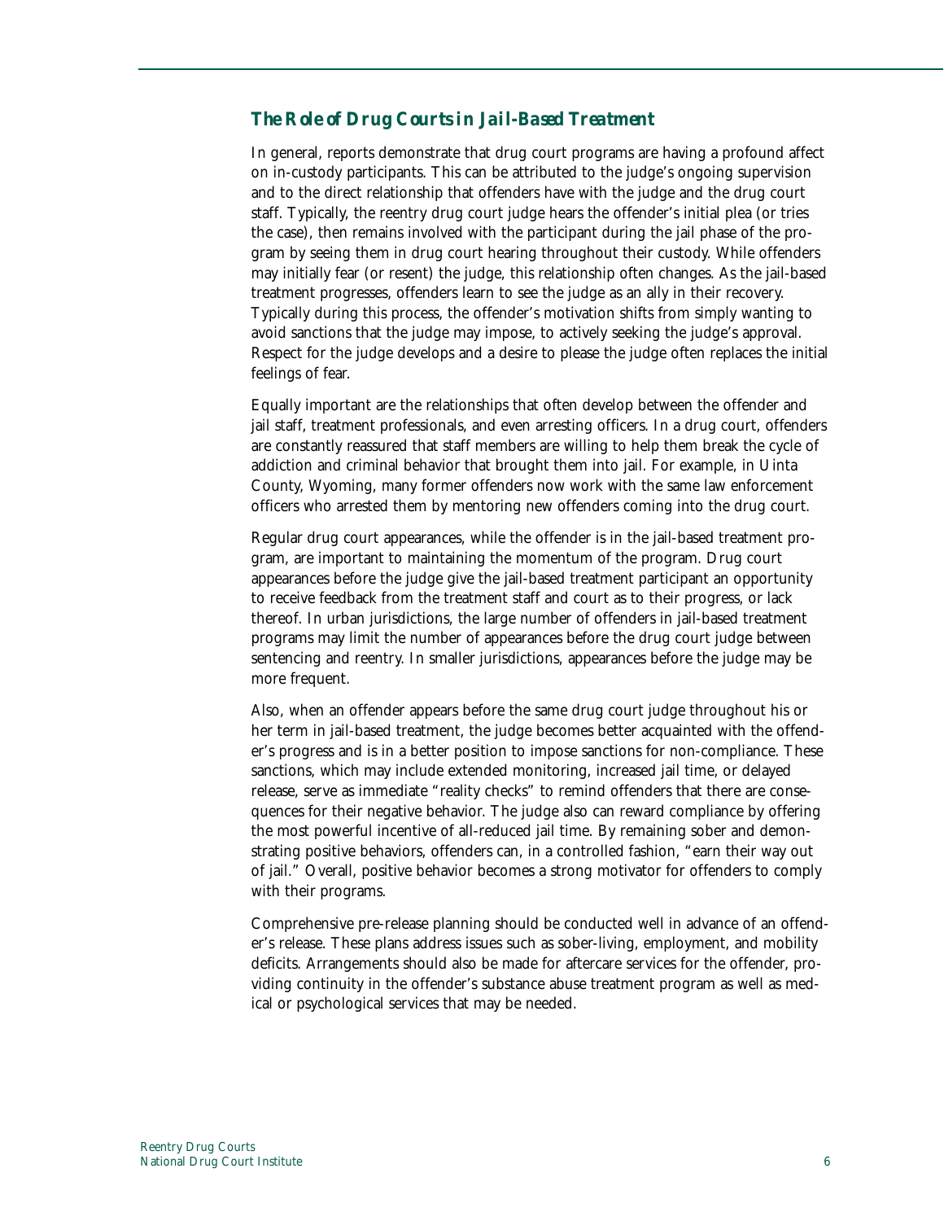### *The Role of Drug Courts in Jail-Based Treatment*

In general, reports demonstrate that drug court programs are having a profound affect on in-custody participants. This can be attributed to the judge's ongoing supervision and to the direct relationship that offenders have with the judge and the drug court staff. Typically, the reentry drug court judge hears the offender's initial plea (or tries the case), then remains involved with the participant during the jail phase of the program by seeing them in drug court hearing throughout their custody. While offenders may initially fear (or resent) the judge, this relationship often changes. As the jail-based treatment progresses, offenders learn to see the judge as an ally in their recovery. Typically during this process, the offender's motivation shifts from simply wanting to avoid sanctions that the judge may impose, to actively seeking the judge's approval. Respect for the judge develops and a desire to please the judge often replaces the initial feelings of fear.

Equally important are the relationships that often develop between the offender and jail staff, treatment professionals, and even arresting officers. In a drug court, offenders are constantly reassured that staff members are willing to help them break the cycle of addiction and criminal behavior that brought them into jail. For example, in Uinta County, Wyoming, many former offenders now work with the same law enforcement officers who arrested them by mentoring new offenders coming into the drug court.

Regular drug court appearances, while the offender is in the jail-based treatment program, are important to maintaining the momentum of the program. Drug court appearances before the judge give the jail-based treatment participant an opportunity to receive feedback from the treatment staff and court as to their progress, or lack thereof. In urban jurisdictions, the large number of offenders in jail-based treatment programs may limit the number of appearances before the drug court judge between sentencing and reentry. In smaller jurisdictions, appearances before the judge may be more frequent.

Also, when an offender appears before the same drug court judge throughout his or her term in jail-based treatment, the judge becomes better acquainted with the offender's progress and is in a better position to impose sanctions for non-compliance. These sanctions, which may include extended monitoring, increased jail time, or delayed release, serve as immediate "reality checks" to remind offenders that there are consequences for their negative behavior. The judge also can reward compliance by offering the most powerful incentive of all-reduced jail time. By remaining sober and demonstrating positive behaviors, offenders can, in a controlled fashion, "earn their way out of jail." Overall, positive behavior becomes a strong motivator for offenders to comply with their programs.

Comprehensive pre-release planning should be conducted well in advance of an offender's release. These plans address issues such as sober-living, employment, and mobility deficits. Arrangements should also be made for aftercare services for the offender, providing continuity in the offender's substance abuse treatment program as well as medical or psychological services that may be needed.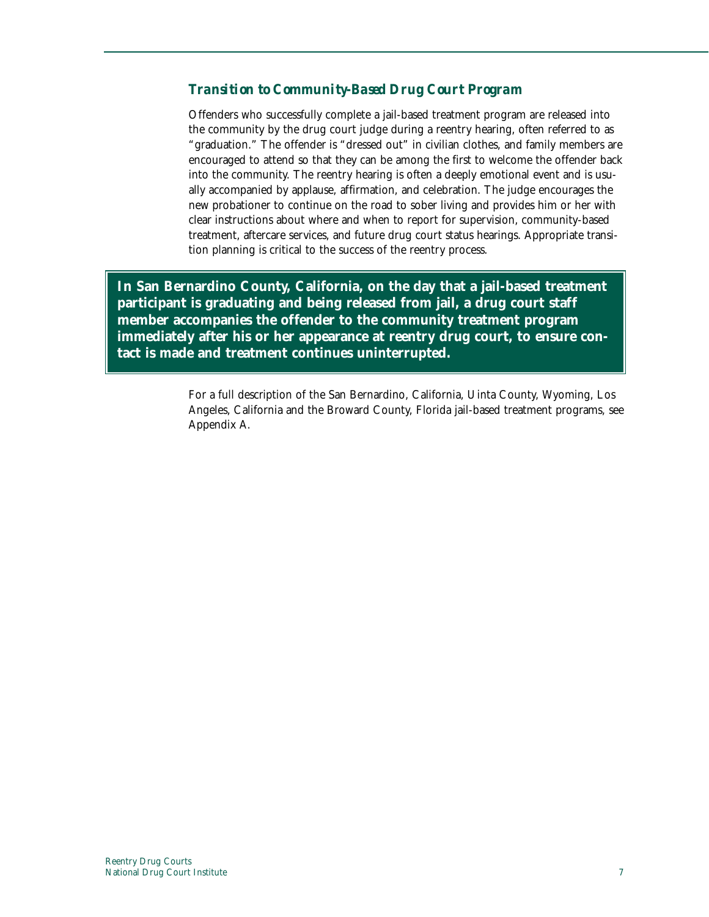### *Transition to Community-Based Drug Court Program*

Offenders who successfully complete a jail-based treatment program are released into the community by the drug court judge during a reentry hearing, often referred to as "graduation." The offender is "dressed out" in civilian clothes, and family members are encouraged to attend so that they can be among the first to welcome the offender back into the community. The reentry hearing is often a deeply emotional event and is usually accompanied by applause, affirmation, and celebration. The judge encourages the new probationer to continue on the road to sober living and provides him or her with clear instructions about where and when to report for supervision, community-based treatment, aftercare services, and future drug court status hearings. Appropriate transition planning is critical to the success of the reentry process.

**In San Bernardino County, California, on the day that a jail-based treatment participant is graduating and being released from jail, a drug court staff member accompanies the offender to the community treatment program immediately after his or her appearance at reentry drug court, to ensure contact is made and treatment continues uninterrupted.**

For a full description of the San Bernardino, California, Uinta County, Wyoming, Los Angeles, California and the Broward County, Florida jail-based treatment programs, see Appendix A.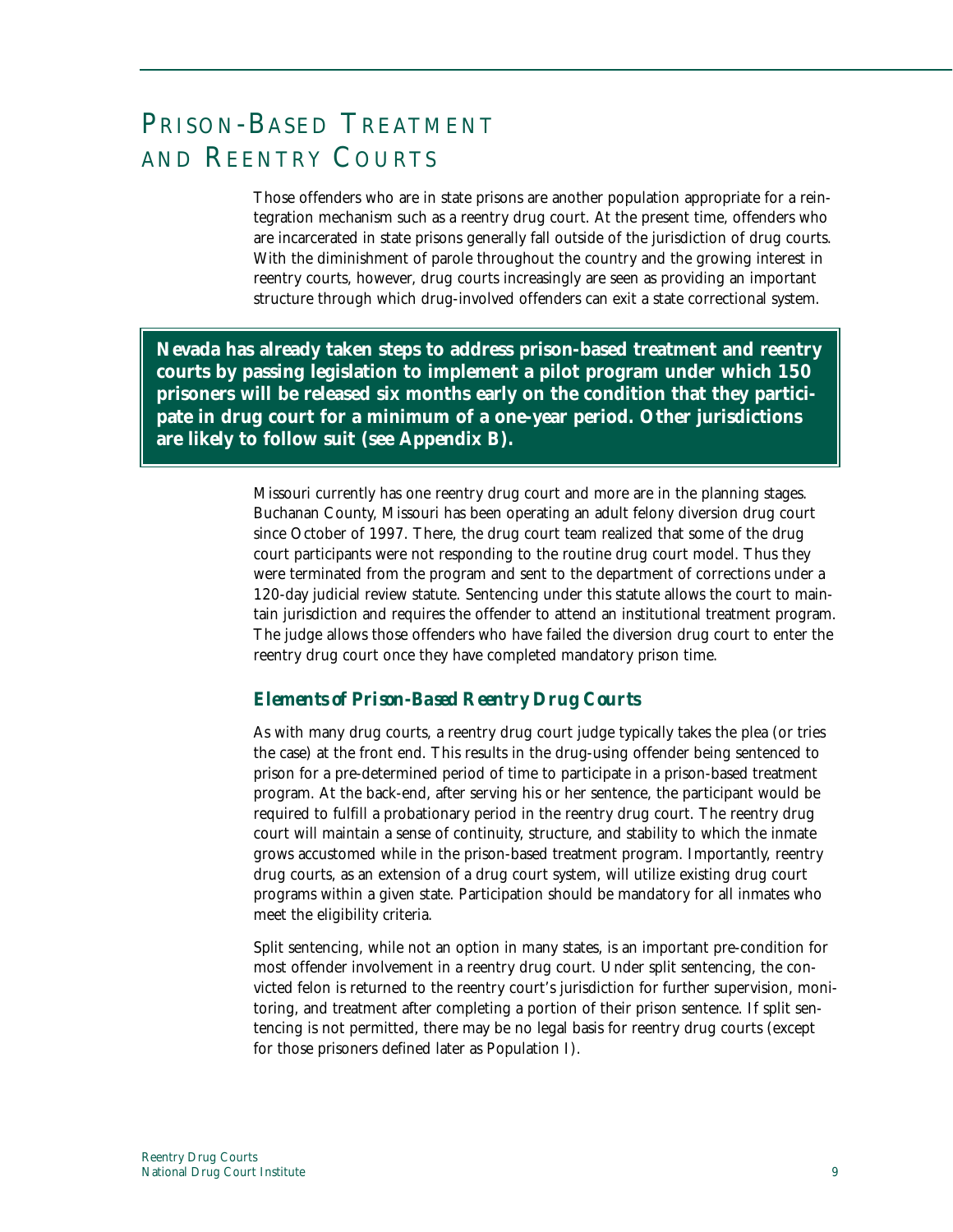# Prison-Based Treatment and Reentry Courts

Those offenders who are in state prisons are another population appropriate for a reintegration mechanism such as a reentry drug court. At the present time, offenders who are incarcerated in state prisons generally fall outside of the jurisdiction of drug courts. With the diminishment of parole throughout the country and the growing interest in reentry courts, however, drug courts increasingly are seen as providing an important structure through which drug-involved offenders can exit a state correctional system.

**Nevada has already taken steps to address prison-based treatment and reentry courts by passing legislation to implement a pilot program under which 150 prisoners will be released six months early on the condition that they participate in drug court for a minimum of a one-year period. Other jurisdictions are likely to follow suit (see Appendix B).**

Missouri currently has one reentry drug court and more are in the planning stages. Buchanan County, Missouri has been operating an adult felony diversion drug court since October of 1997. There, the drug court team realized that some of the drug court participants were not responding to the routine drug court model. Thus they were terminated from the program and sent to the department of corrections under a 120-day judicial review statute. Sentencing under this statute allows the court to maintain jurisdiction and requires the offender to attend an institutional treatment program. The judge allows those offenders who have failed the diversion drug court to enter the reentry drug court once they have completed mandatory prison time.

### *Elements of Prison-Based Reentry Drug Courts*

As with many drug courts, a reentry drug court judge typically takes the plea (or tries the case) at the front end. This results in the drug-using offender being sentenced to prison for a pre-determined period of time to participate in a prison-based treatment program. At the back-end, after serving his or her sentence, the participant would be required to fulfill a probationary period in the reentry drug court. The reentry drug court will maintain a sense of continuity, structure, and stability to which the inmate grows accustomed while in the prison-based treatment program. Importantly, reentry drug courts, as an extension of a drug court system, will utilize existing drug court programs within a given state. Participation should be mandatory for all inmates who meet the eligibility criteria.

Split sentencing, while not an option in many states, is an important pre-condition for most offender involvement in a reentry drug court. Under split sentencing, the convicted felon is returned to the reentry court's jurisdiction for further supervision, monitoring, and treatment after completing a portion of their prison sentence. If split sentencing is not permitted, there may be no legal basis for reentry drug courts (except for those prisoners defined later as Population I).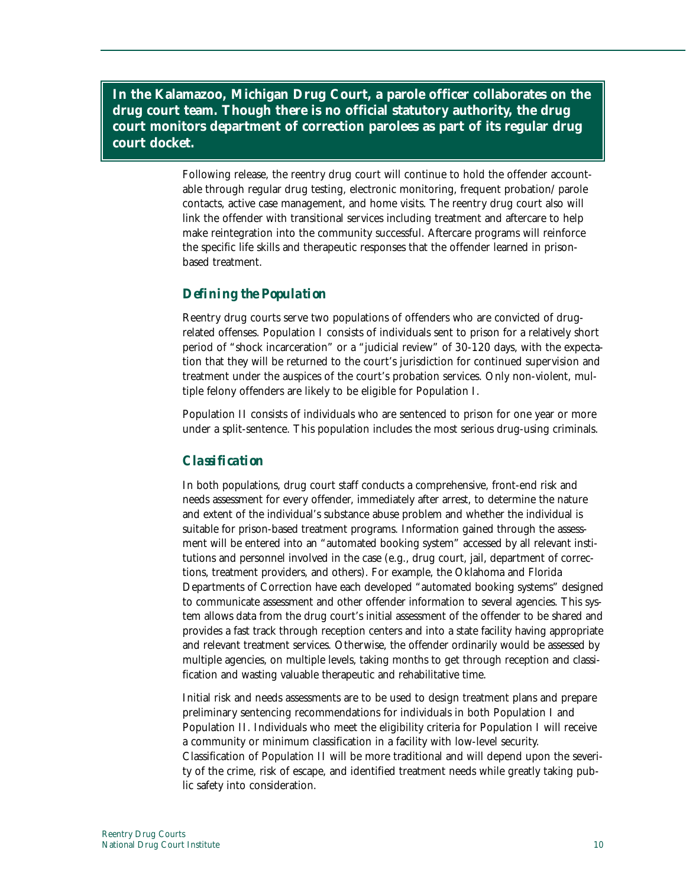**In the Kalamazoo, Michigan Drug Court, a parole officer collaborates on the drug court team. Though there is no official statutory authority, the drug court monitors department of correction parolees as part of its regular drug court docket.**

Following release, the reentry drug court will continue to hold the offender accountable through regular drug testing, electronic monitoring, frequent probation/parole contacts, active case management, and home visits. The reentry drug court also will link the offender with transitional services including treatment and aftercare to help make reintegration into the community successful. Aftercare programs will reinforce the specific life skills and therapeutic responses that the offender learned in prison-based treatment.

### *Defining the Population*

Reentry drug courts serve two populations of offenders who are convicted of drug-related offenses. Population I consists of individuals sent to prison for a relatively short period of "shock incarceration" or a "judicial review" of 30-120 days, with the expectation that they will be returned to the court's jurisdiction for continued supervision and treatment under the auspices of the court's probation services. Only non-violent, multiple felony offenders are likely to be eligible for Population I.

Population II consists of individuals who are sentenced to prison for one year or more under a split-sentence. This population includes the most serious drug-using criminals.

### *Classification*

In both populations, drug court staff conducts a comprehensive, front-end risk and needs assessment for every offender, immediately after arrest, to determine the nature and extent of the individual's substance abuse problem and whether the individual is suitable for prison-based treatment programs. Information gained through the assessment will be entered into an "automated booking system" accessed by all relevant institutions and personnel involved in the case (e.g., drug court, jail, department of corrections, treatment providers, and others). For example, the Oklahoma and Florida Departments of Correction have each developed "automated booking systems" designed to communicate assessment and other offender information to several agencies. This system allows data from the drug court's initial assessment of the offender to be shared and provides a fast track through reception centers and into a state facility having appropriate and relevant treatment services. Otherwise, the offender ordinarily would be assessed by multiple agencies, on multiple levels, taking months to get through reception and classification and wasting valuable therapeutic and rehabilitative time.

Initial risk and needs assessments are to be used to design treatment plans and prepare preliminary sentencing recommendations for individuals in both Population I and Population II. Individuals who meet the eligibility criteria for Population I will receive a community or minimum classification in a facility with low-level security. Classification of Population II will be more traditional and will depend upon the severity of the crime, risk of escape, and identified treatment needs while greatly taking public safety into consideration.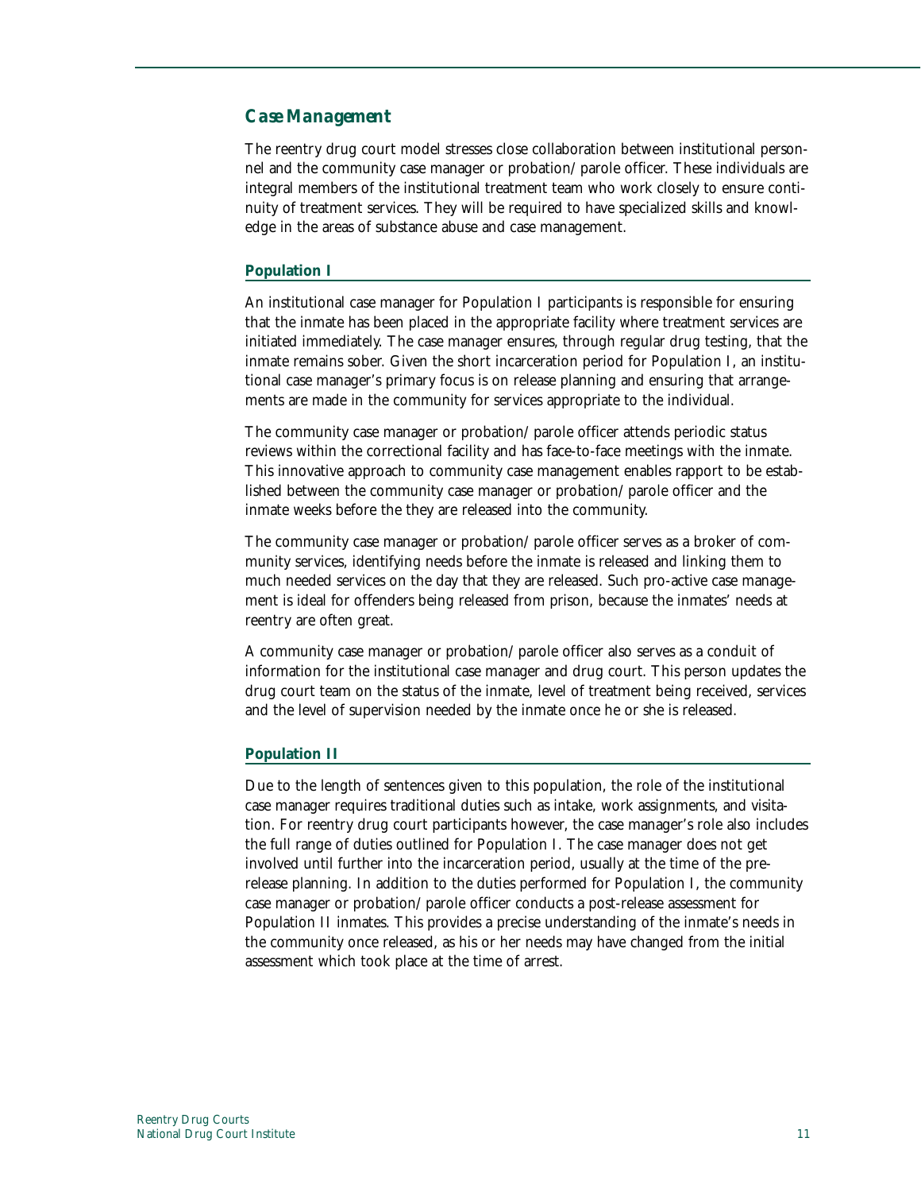## *Case Management*

The reentry drug court model stresses close collaboration between institutional personnel and the community case manager or probation/parole officer. These individuals are integral members of the institutional treatment team who work closely to ensure continuity of treatment services. They will be required to have specialized skills and knowledge in the areas of substance abuse and case management.

### Population I

An institutional case manager for Population I participants is responsible for ensuring that the inmate has been placed in the appropriate facility where treatment services are initiated immediately. The case manager ensures, through regular drug testing, that the inmate remains sober. Given the short incarceration period for Population I, an institutional case manager's primary focus is on release planning and ensuring that arrangements are made in the community for services appropriate to the individual.

The community case manager or probation/parole officer attends periodic status reviews within the correctional facility and has face-to-face meetings with the inmate. This innovative approach to community case management enables rapport to be established between the community case manager or probation/parole officer and the inmate weeks before the they are released into the community.

The community case manager or probation/parole officer serves as a broker of community services, identifying needs before the inmate is released and linking them to much needed services on the day that they are released. Such pro-active case management is ideal for offenders being released from prison, because the inmates' needs at reentry are often great.

A community case manager or probation/parole officer also serves as a conduit of information for the institutional case manager and drug court. This person updates the drug court team on the status of the inmate, level of treatment being received, services and the level of supervision needed by the inmate once he or she is released.

### Population II

Due to the length of sentences given to this population, the role of the institutional case manager requires traditional duties such as intake, work assignments, and visitation. For reentry drug court participants however, the case manager's role also includes the full range of duties outlined for Population I. The case manager does not get involved until further into the incarceration period, usually at the time of the pre-release planning. In addition to the duties performed for Population I, the community case manager or probation/parole officer conducts a post-release assessment for Population II inmates. This provides a precise understanding of the inmate's needs in the community once released, as his or her needs may have changed from the initial assessment which took place at the time of arrest.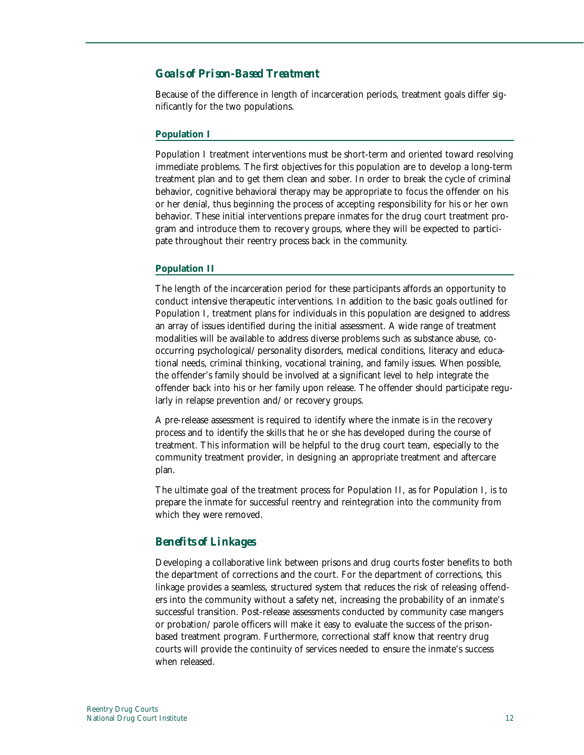## Goals of Prison-Based Treatment

Because of the difference in length of incarceration periods, treatment goals differ significantly for the two populations.

### Population I

Population I treatment interventions must be short-term and oriented toward resolving immediate problems. The first objectives for this population are to develop a long-term treatment plan and to get them clean and sober. In order to break the cycle of criminal behavior, cognitive behavioral therapy may be appropriate to focus the offender on his or her denial, thus beginning the process of accepting responsibility for his or her own behavior. These initial interventions prepare inmates for the drug court treatment program and introduce them to recovery groups, where they will be expected to participate throughout their reentry process back in the community.

### Population II

The length of the incarceration period for these participants affords an opportunity to conduct intensive therapeutic interventions. In addition to the basic goals outlined for Population I, treatment plans for individuals in this population are designed to address an array of issues identified during the initial assessment. A wide range of treatment modalities will be available to address diverse problems such as substance abuse, co-occurring psychological/personality disorders, medical conditions, literacy and educational needs, criminal thinking, vocational training, and family issues. When possible, the offender's family should be involved at a significant level to help integrate the offender back into his or her family upon release. The offender should participate regularly in relapse prevention and/or recovery groups.

A pre-release assessment is required to identify where the inmate is in the recovery process and to identify the skills that he or she has developed during the course of treatment. This information will be helpful to the drug court team, especially to the community treatment provider, in designing an appropriate treatment and aftercare plan.

The ultimate goal of the treatment process for Population II, as for Population I, is to prepare the inmate for successful reentry and reintegration into the community from which they were removed.

## Benefits of Linkages

Developing a collaborative link between prisons and drug courts foster benefits to both the department of corrections and the court. For the department of corrections, this linkage provides a seamless, structured system that reduces the risk of releasing offenders into the community without a safety net, increasing the probability of an inmate's successful transition. Post-release assessments conducted by community case mangers or probation/parole officers will make it easy to evaluate the success of the prison-based treatment program. Furthermore, correctional staff know that reentry drug courts will provide the continuity of services needed to ensure the inmate's success when released.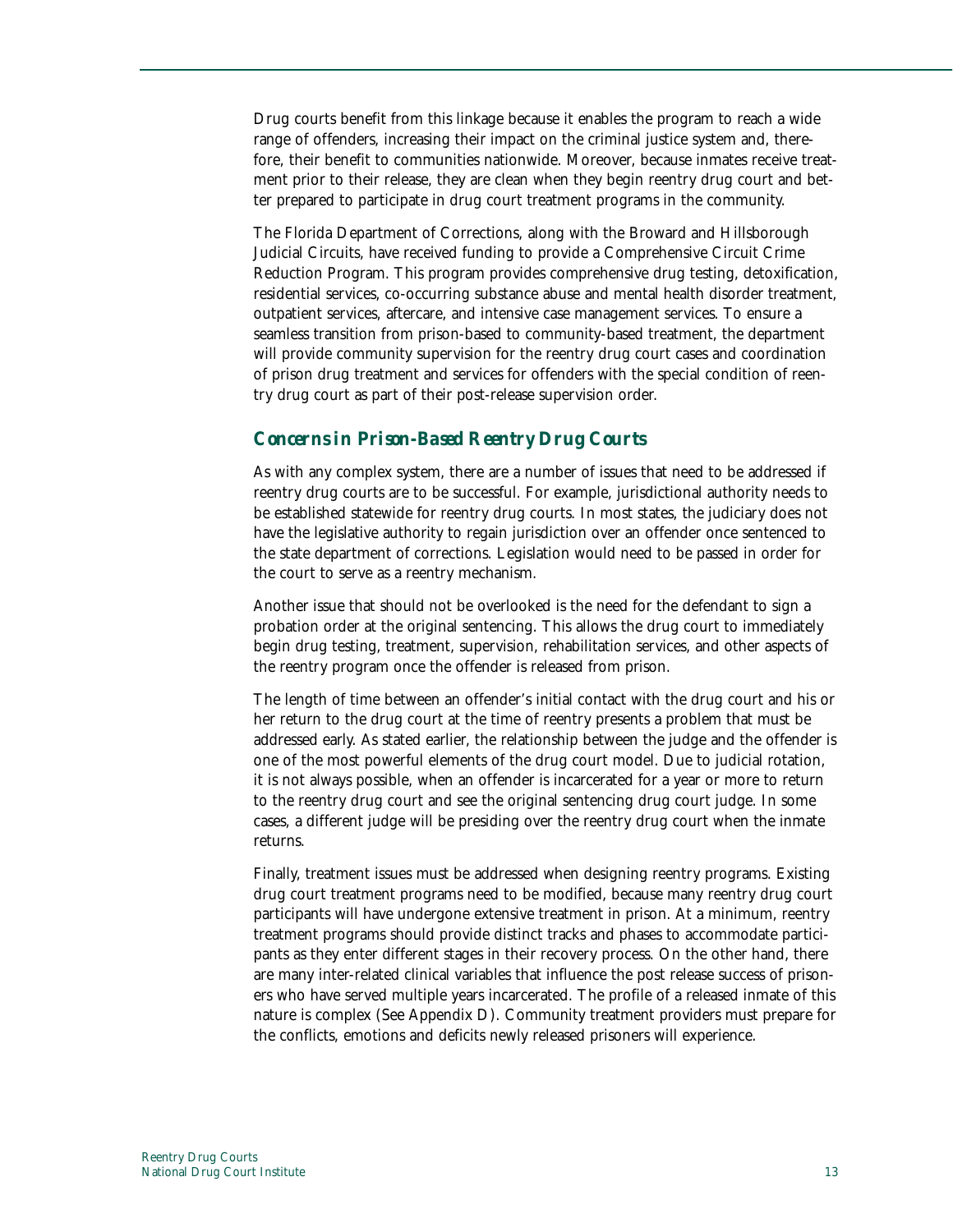Drug courts benefit from this linkage because it enables the program to reach a wide range of offenders, increasing their impact on the criminal justice system and, therefore, their benefit to communities nationwide. Moreover, because inmates receive treatment prior to their release, they are clean when they begin reentry drug court and better prepared to participate in drug court treatment programs in the community.

The Florida Department of Corrections, along with the Broward and Hillsborough Judicial Circuits, have received funding to provide a Comprehensive Circuit Crime Reduction Program. This program provides comprehensive drug testing, detoxification, residential services, co-occurring substance abuse and mental health disorder treatment, outpatient services, aftercare, and intensive case management services. To ensure a seamless transition from prison-based to community-based treatment, the department will provide community supervision for the reentry drug court cases and coordination of prison drug treatment and services for offenders with the special condition of reentry drug court as part of their post-release supervision order.

### *Concerns in Prison-Based Reentry Drug Courts*

As with any complex system, there are a number of issues that need to be addressed if reentry drug courts are to be successful. For example, jurisdictional authority needs to be established statewide for reentry drug courts. In most states, the judiciary does not have the legislative authority to regain jurisdiction over an offender once sentenced to the state department of corrections. Legislation would need to be passed in order for the court to serve as a reentry mechanism.

Another issue that should not be overlooked is the need for the defendant to sign a probation order at the original sentencing. This allows the drug court to immediately begin drug testing, treatment, supervision, rehabilitation services, and other aspects of the reentry program once the offender is released from prison.

The length of time between an offender's initial contact with the drug court and his or her return to the drug court at the time of reentry presents a problem that must be addressed early. As stated earlier, the relationship between the judge and the offender is one of the most powerful elements of the drug court model. Due to judicial rotation, it is not always possible, when an offender is incarcerated for a year or more to return to the reentry drug court and see the original sentencing drug court judge. In some cases, a different judge will be presiding over the reentry drug court when the inmate returns.

Finally, treatment issues must be addressed when designing reentry programs. Existing drug court treatment programs need to be modified, because many reentry drug court participants will have undergone extensive treatment in prison. At a minimum, reentry treatment programs should provide distinct tracks and phases to accommodate participants as they enter different stages in their recovery process. On the other hand, there are many inter-related clinical variables that influence the post release success of prisoners who have served multiple years incarcerated. The profile of a released inmate of this nature is complex (See Appendix D). Community treatment providers must prepare for the conflicts, emotions and deficits newly released prisoners will experience.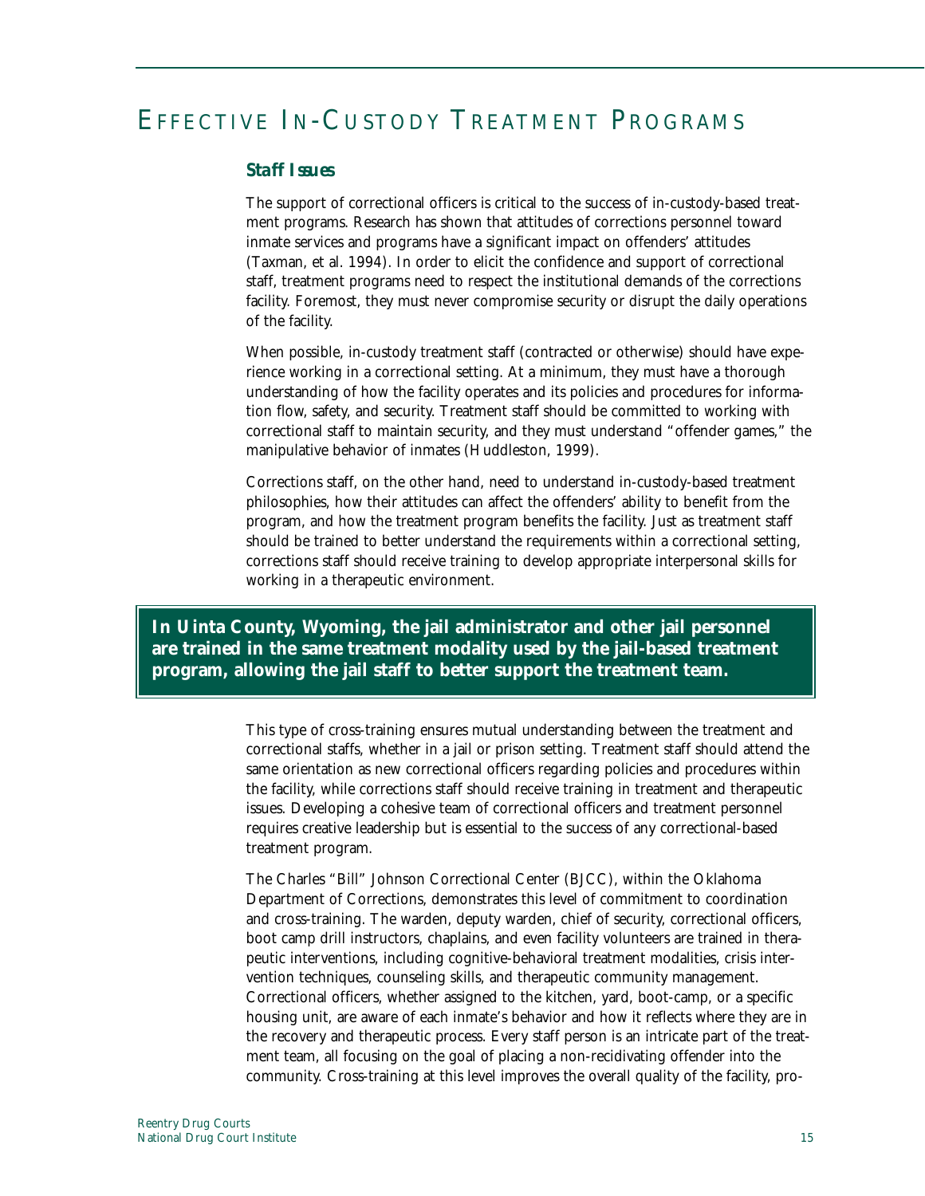# Effective In-Custody Treatment Programs

### *Staff Issues*

The support of correctional officers is critical to the success of in-custody-based treatment programs. Research has shown that attitudes of corrections personnel toward inmate services and programs have a significant impact on offenders' attitudes (Taxman, et al. 1994). In order to elicit the confidence and support of correctional staff, treatment programs need to respect the institutional demands of the corrections facility. Foremost, they must never compromise security or disrupt the daily operations of the facility.

When possible, in-custody treatment staff (contracted or otherwise) should have experience working in a correctional setting. At a minimum, they must have a thorough understanding of how the facility operates and its policies and procedures for information flow, safety, and security. Treatment staff should be committed to working with correctional staff to maintain security, and they must understand "offender games," the manipulative behavior of inmates (Huddleston, 1999).

Corrections staff, on the other hand, need to understand in-custody-based treatment philosophies, how their attitudes can affect the offenders' ability to benefit from the program, and how the treatment program benefits the facility. Just as treatment staff should be trained to better understand the requirements within a correctional setting, corrections staff should receive training to develop appropriate interpersonal skills for working in a therapeutic environment.

**In Uinta County, Wyoming, the jail administrator and other jail personnel are trained in the same treatment modality used by the jail-based treatment program, allowing the jail staff to better support the treatment team.**

This type of cross-training ensures mutual understanding between the treatment and correctional staffs, whether in a jail or prison setting. Treatment staff should attend the same orientation as new correctional officers regarding policies and procedures within the facility, while corrections staff should receive training in treatment and therapeutic issues. Developing a cohesive team of correctional officers and treatment personnel requires creative leadership but is essential to the success of any correctional-based treatment program.

The Charles "Bill" Johnson Correctional Center (BJCC), within the Oklahoma Department of Corrections, demonstrates this level of commitment to coordination and cross-training. The warden, deputy warden, chief of security, correctional officers, boot camp drill instructors, chaplains, and even facility volunteers are trained in therapeutic interventions, including cognitive-behavioral treatment modalities, crisis intervention techniques, counseling skills, and therapeutic community management. Correctional officers, whether assigned to the kitchen, yard, boot-camp, or a specific housing unit, are aware of each inmate's behavior and how it reflects where they are in the recovery and therapeutic process. Every staff person is an intricate part of the treatment team, all focusing on the goal of placing a non-recidivating offender into the community. Cross-training at this level improves the overall quality of the facility, pro-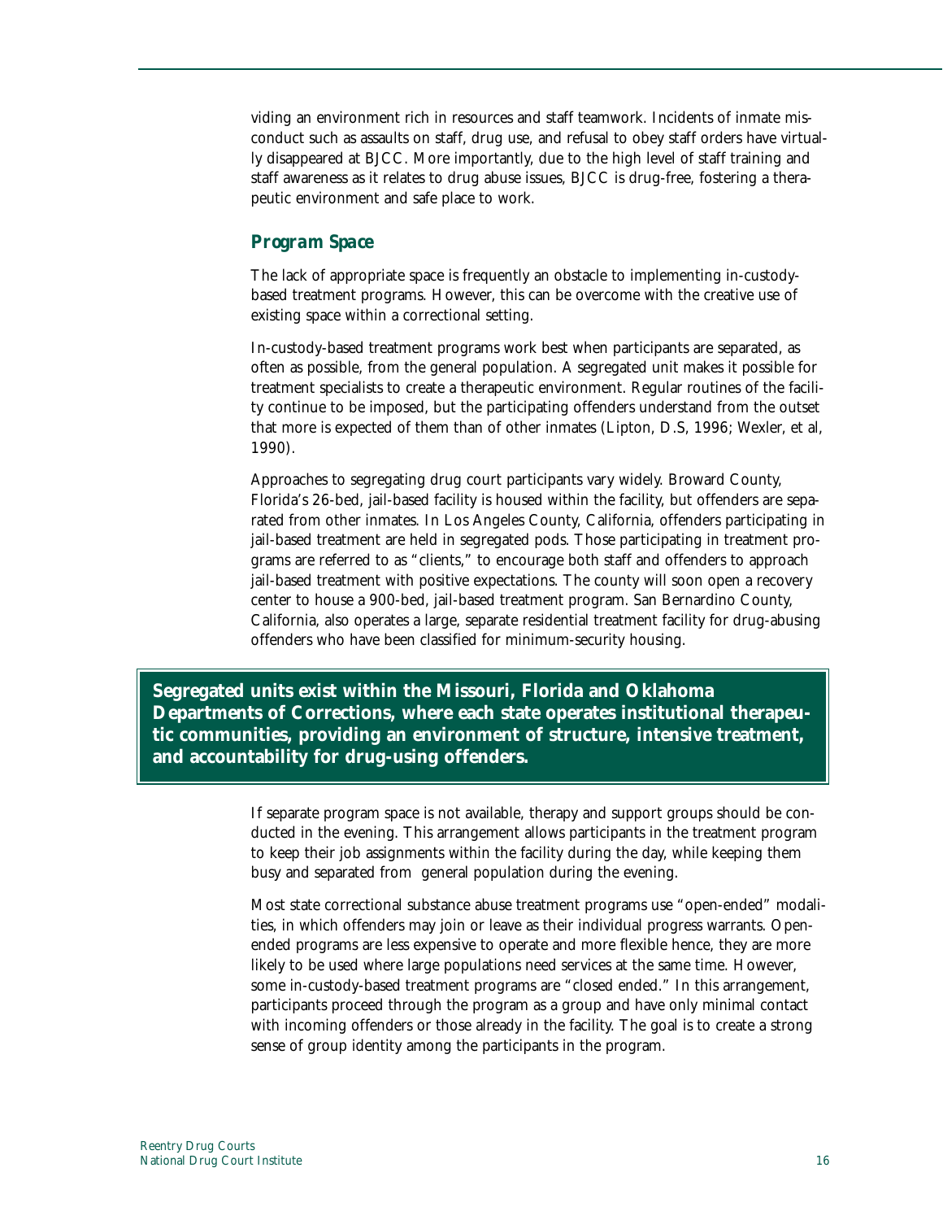viding an environment rich in resources and staff teamwork. Incidents of inmate misconduct such as assaults on staff, drug use, and refusal to obey staff orders have virtually disappeared at BJCC. More importantly, due to the high level of staff training and staff awareness as it relates to drug abuse issues, BJCC is drug-free, fostering a therapeutic environment and safe place to work.

### *Program Space*

The lack of appropriate space is frequently an obstacle to implementing in-custody-based treatment programs. However, this can be overcome with the creative use of existing space within a correctional setting.

In-custody-based treatment programs work best when participants are separated, as often as possible, from the general population. A segregated unit makes it possible for treatment specialists to create a therapeutic environment. Regular routines of the facility continue to be imposed, but the participating offenders understand from the outset that more is expected of them than of other inmates (Lipton, D.S, 1996; Wexler, et al, 1990).

Approaches to segregating drug court participants vary widely. Broward County, Florida's 26-bed, jail-based facility is housed within the facility, but offenders are separated from other inmates. In Los Angeles County, California, offenders participating in jail-based treatment are held in segregated pods. Those participating in treatment programs are referred to as "clients," to encourage both staff and offenders to approach jail-based treatment with positive expectations. The county will soon open a recovery center to house a 900-bed, jail-based treatment program. San Bernardino County, California, also operates a large, separate residential treatment facility for drug-abusing offenders who have been classified for minimum-security housing.

**Segregated units exist within the Missouri, Florida and Oklahoma Departments of Corrections, where each state operates institutional therapeutic communities, providing an environment of structure, intensive treatment, and accountability for drug-using offenders.**

If separate program space is not available, therapy and support groups should be conducted in the evening. This arrangement allows participants in the treatment program to keep their job assignments within the facility during the day, while keeping them busy and separated from general population during the evening.

Most state correctional substance abuse treatment programs use "open-ended" modalities, in which offenders may join or leave as their individual progress warrants. Open-ended programs are less expensive to operate and more flexible hence, they are more likely to be used where large populations need services at the same time. However, some in-custody-based treatment programs are "closed ended." In this arrangement, participants proceed through the program as a group and have only minimal contact with incoming offenders or those already in the facility. The goal is to create a strong sense of group identity among the participants in the program.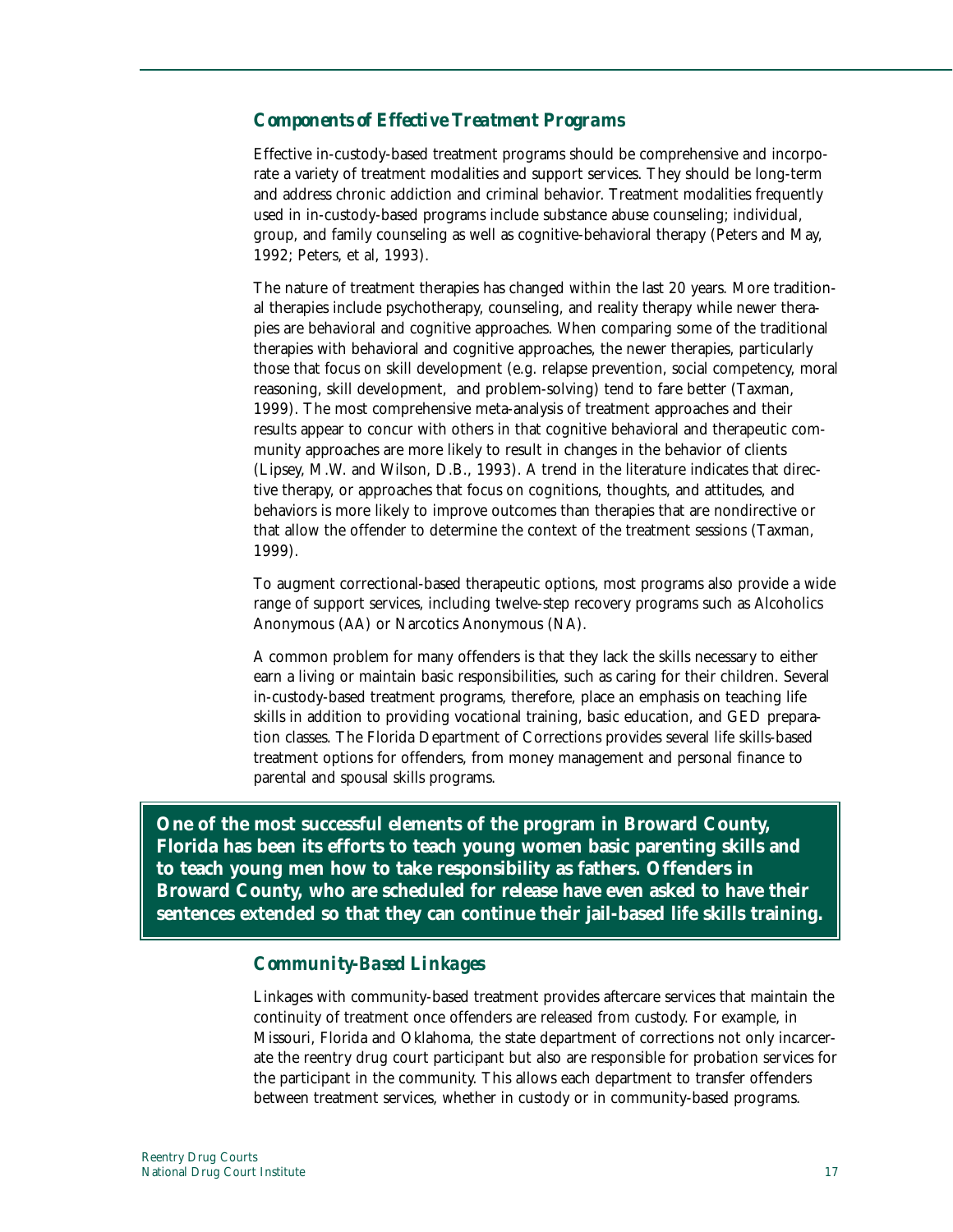### *Components of Effective Treatment Programs*

Effective in-custody-based treatment programs should be comprehensive and incorporate a variety of treatment modalities and support services. They should be long-term and address chronic addiction and criminal behavior. Treatment modalities frequently used in in-custody-based programs include substance abuse counseling; individual, group, and family counseling as well as cognitive-behavioral therapy (Peters and May, 1992; Peters, et al, 1993).

The nature of treatment therapies has changed within the last 20 years. More traditional therapies include psychotherapy, counseling, and reality therapy while newer therapies are behavioral and cognitive approaches. When comparing some of the traditional therapies with behavioral and cognitive approaches, the newer therapies, particularly those that focus on skill development (e.g. relapse prevention, social competency, moral reasoning, skill development, and problem-solving) tend to fare better (Taxman, 1999). The most comprehensive meta-analysis of treatment approaches and their results appear to concur with others in that cognitive behavioral and therapeutic community approaches are more likely to result in changes in the behavior of clients (Lipsey, M.W. and Wilson, D.B., 1993). A trend in the literature indicates that directive therapy, or approaches that focus on cognitions, thoughts, and attitudes, and behaviors is more likely to improve outcomes than therapies that are nondirective or that allow the offender to determine the context of the treatment sessions (Taxman, 1999).

To augment correctional-based therapeutic options, most programs also provide a wide range of support services, including twelve-step recovery programs such as Alcoholics Anonymous (AA) or Narcotics Anonymous (NA).

A common problem for many offenders is that they lack the skills necessary to either earn a living or maintain basic responsibilities, such as caring for their children. Several in-custody-based treatment programs, therefore, place an emphasis on teaching life skills in addition to providing vocational training, basic education, and GED preparation classes. The Florida Department of Corrections provides several life skills-based treatment options for offenders, from money management and personal finance to parental and spousal skills programs.

**One of the most successful elements of the program in Broward County, Florida has been its efforts to teach young women basic parenting skills and to teach young men how to take responsibility as fathers. Offenders in Broward County, who are scheduled for release have even asked to have their sentences extended so that they can continue their jail-based life skills training.**

### *Community-Based Linkages*

Linkages with community-based treatment provides aftercare services that maintain the continuity of treatment once offenders are released from custody. For example, in Missouri, Florida and Oklahoma, the state department of corrections not only incarcerate the reentry drug court participant but also are responsible for probation services for the participant in the community. This allows each department to transfer offenders between treatment services, whether in custody or in community-based programs.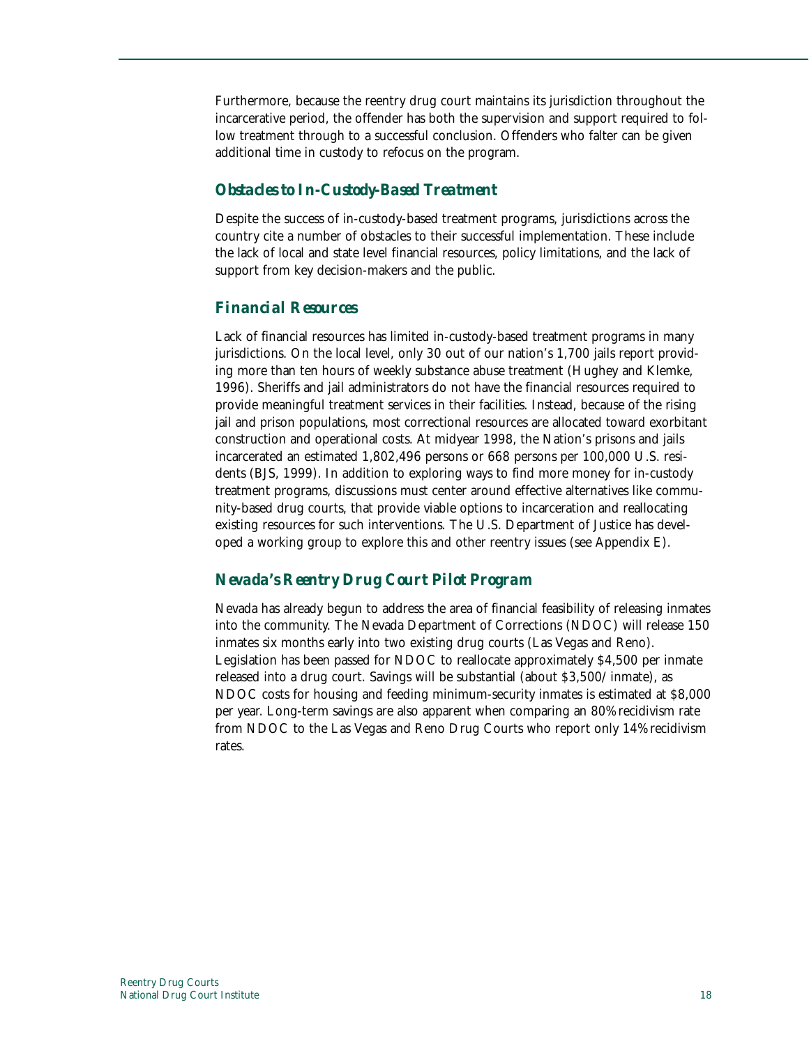Furthermore, because the reentry drug court maintains its jurisdiction throughout the incarcerative period, the offender has both the supervision and support required to follow treatment through to a successful conclusion. Offenders who falter can be given additional time in custody to refocus on the program.

### Obstacles to In-Custody-Based Treatment

Despite the success of in-custody-based treatment programs, jurisdictions across the country cite a number of obstacles to their successful implementation. These include the lack of local and state level financial resources, policy limitations, and the lack of support from key decision-makers and the public.

### Financial Resources

Lack of financial resources has limited in-custody-based treatment programs in many jurisdictions. On the local level, only 30 out of our nation's 1,700 jails report providing more than ten hours of weekly substance abuse treatment (Hughey and Klemke, 1996). Sheriffs and jail administrators do not have the financial resources required to provide meaningful treatment services in their facilities. Instead, because of the rising jail and prison populations, most correctional resources are allocated toward exorbitant construction and operational costs. At midyear 1998, the Nation's prisons and jails incarcerated an estimated 1,802,496 persons or 668 persons per 100,000 U.S. residents (BJS, 1999). In addition to exploring ways to find more money for in-custody treatment programs, discussions must center around effective alternatives like community-based drug courts, that provide viable options to incarceration and reallocating existing resources for such interventions. The U.S. Department of Justice has developed a working group to explore this and other reentry issues (see Appendix E).

### Nevada's Reentry Drug Court Pilot Program

Nevada has already begun to address the area of financial feasibility of releasing inmates into the community. The Nevada Department of Corrections (NDOC) will release 150 inmates six months early into two existing drug courts (Las Vegas and Reno). Legislation has been passed for NDOC to reallocate approximately $4,500 per inmate released into a drug court. Savings will be substantial (about $3,500/inmate), as NDOC costs for housing and feeding minimum-security inmates is estimated at $8,000 per year. Long-term savings are also apparent when comparing an 80% recidivism rate from NDOC to the Las Vegas and Reno Drug Courts who report only 14% recidivism rates.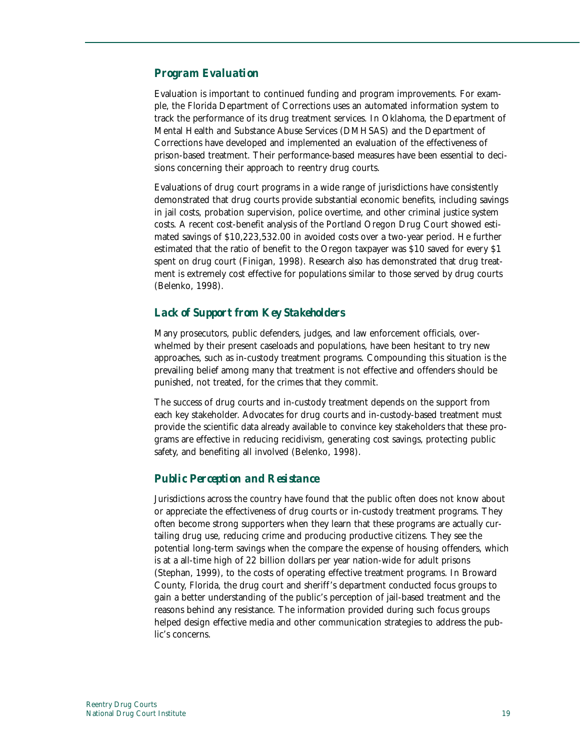### *Program Evaluation*

Evaluation is important to continued funding and program improvements. For example, the Florida Department of Corrections uses an automated information system to track the performance of its drug treatment services. In Oklahoma, the Department of Mental Health and Substance Abuse Services (DMHSAS) and the Department of Corrections have developed and implemented an evaluation of the effectiveness of prison-based treatment. Their performance-based measures have been essential to decisions concerning their approach to reentry drug courts.

Evaluations of drug court programs in a wide range of jurisdictions have consistently demonstrated that drug courts provide substantial economic benefits, including savings in jail costs, probation supervision, police overtime, and other criminal justice system costs. A recent cost-benefit analysis of the Portland Oregon Drug Court showed estimated savings of $10,223,532.00 in avoided costs over a two-year period. He further estimated that the ratio of benefit to the Oregon taxpayer was $10 saved for every $1 spent on drug court (Finigan, 1998). Research also has demonstrated that drug treatment is extremely cost effective for populations similar to those served by drug courts (Belenko, 1998).

### *Lack of Support from Key Stakeholders*

Many prosecutors, public defenders, judges, and law enforcement officials, overwhelmed by their present caseloads and populations, have been hesitant to try new approaches, such as in-custody treatment programs. Compounding this situation is the prevailing belief among many that treatment is not effective and offenders should be punished, not treated, for the crimes that they commit.

The success of drug courts and in-custody treatment depends on the support from each key stakeholder. Advocates for drug courts and in-custody-based treatment must provide the scientific data already available to convince key stakeholders that these programs are effective in reducing recidivism, generating cost savings, protecting public safety, and benefiting all involved (Belenko, 1998).

### *Public Perception and Resistance*

Jurisdictions across the country have found that the public often does not know about or appreciate the effectiveness of drug courts or in-custody treatment programs. They often become strong supporters when they learn that these programs are actually curtailing drug use, reducing crime and producing productive citizens. They see the potential long-term savings when the compare the expense of housing offenders, which is at a all-time high of 22 billion dollars per year nation-wide for adult prisons (Stephan, 1999), to the costs of operating effective treatment programs. In Broward County, Florida, the drug court and sheriff's department conducted focus groups to gain a better understanding of the public's perception of jail-based treatment and the reasons behind any resistance. The information provided during such focus groups helped design effective media and other communication strategies to address the public's concerns.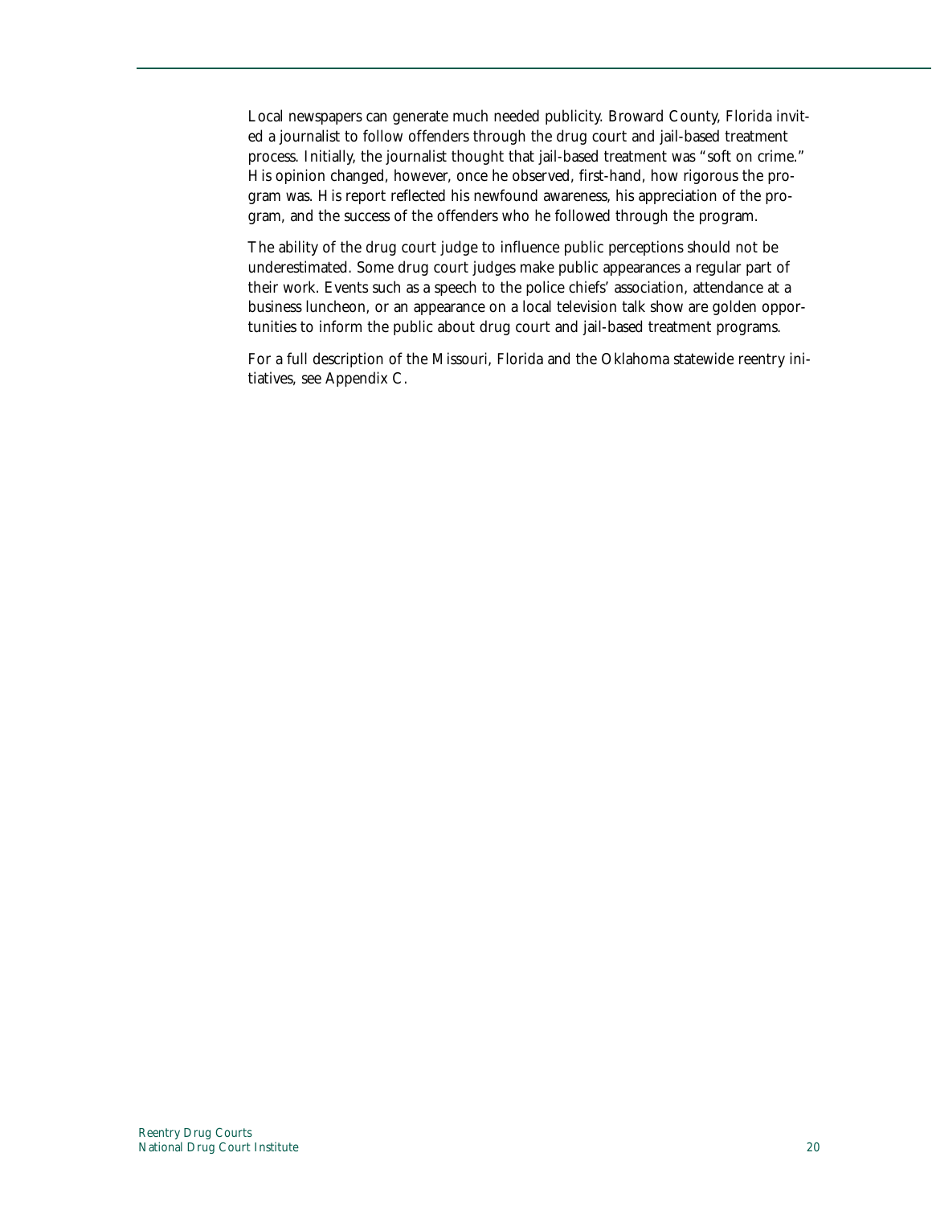Local newspapers can generate much needed publicity. Broward County, Florida invited a journalist to follow offenders through the drug court and jail-based treatment process. Initially, the journalist thought that jail-based treatment was "soft on crime." His opinion changed, however, once he observed, first-hand, how rigorous the program was. His report reflected his newfound awareness, his appreciation of the program, and the success of the offenders who he followed through the program.

The ability of the drug court judge to influence public perceptions should not be underestimated. Some drug court judges make public appearances a regular part of their work. Events such as a speech to the police chiefs' association, attendance at a business luncheon, or an appearance on a local television talk show are golden opportunities to inform the public about drug court and jail-based treatment programs.

For a full description of the Missouri, Florida and the Oklahoma statewide reentry initiatives, see Appendix C.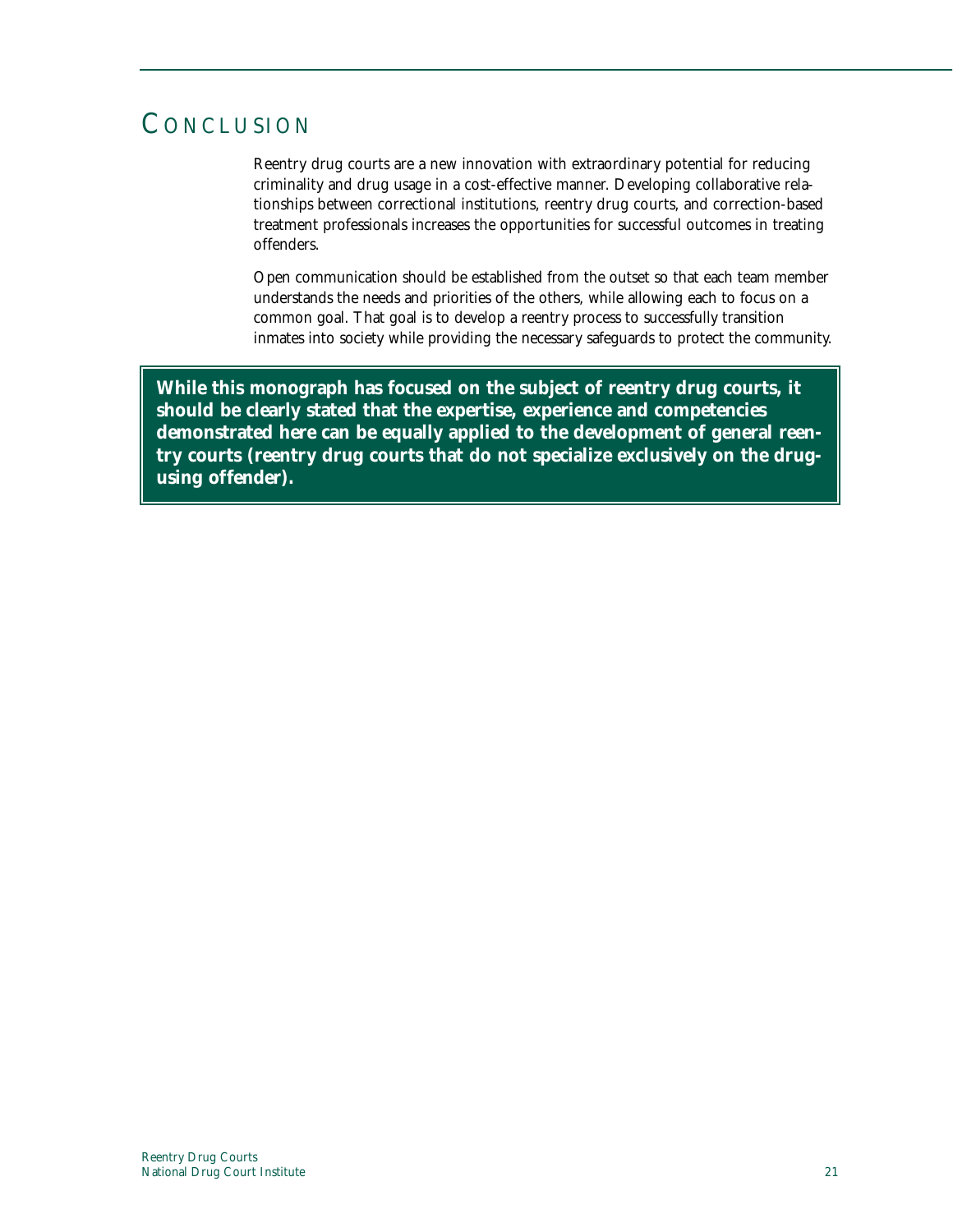# CONCLUSION

Reentry drug courts are a new innovation with extraordinary potential for reducing criminality and drug usage in a cost-effective manner. Developing collaborative relationships between correctional institutions, reentry drug courts, and correction-based treatment professionals increases the opportunities for successful outcomes in treating offenders.

Open communication should be established from the outset so that each team member understands the needs and priorities of the others, while allowing each to focus on a common goal. That goal is to develop a reentry process to successfully transition inmates into society while providing the necessary safeguards to protect the community.

**While this monograph has focused on the subject of reentry drug courts, it should be clearly stated that the expertise, experience and competencies demonstrated here can be equally applied to the development of general reentry courts (reentry drug courts that do not specialize exclusively on the drug-using offender).**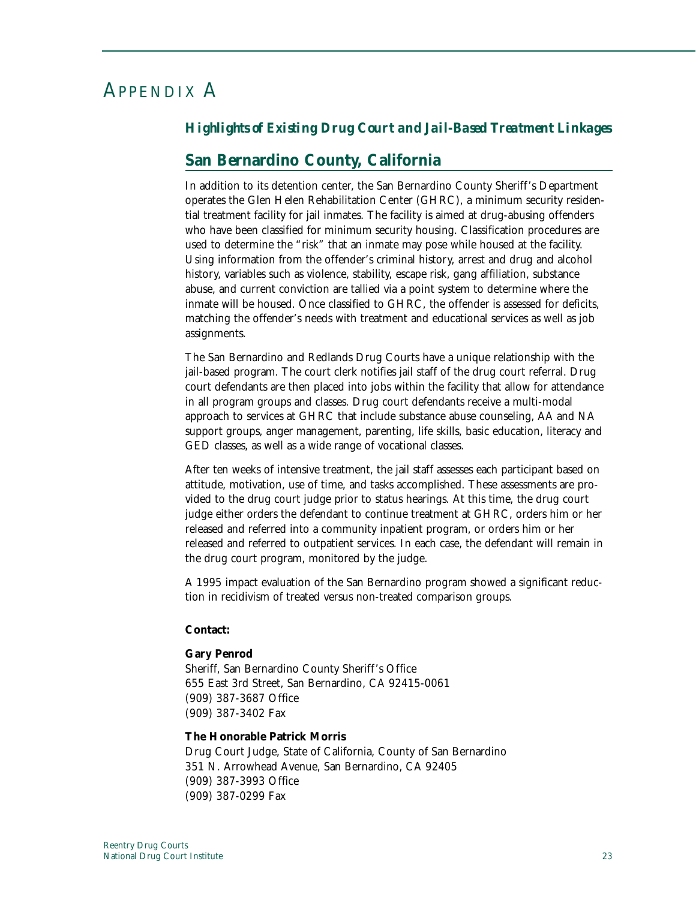# APPENDIX A

### *Highlights of Existing Drug Court and Jail-Based Treatment Linkages*

## San Bernardino County, California

In addition to its detention center, the San Bernardino County Sheriff's Department operates the Glen Helen Rehabilitation Center (GHRC), a minimum security residential treatment facility for jail inmates. The facility is aimed at drug-abusing offenders who have been classified for minimum security housing. Classification procedures are used to determine the "risk" that an inmate may pose while housed at the facility. Using information from the offender's criminal history, arrest and drug and alcohol history, variables such as violence, stability, escape risk, gang affiliation, substance abuse, and current conviction are tallied via a point system to determine where the inmate will be housed. Once classified to GHRC, the offender is assessed for deficits, matching the offender's needs with treatment and educational services as well as job assignments.

The San Bernardino and Redlands Drug Courts have a unique relationship with the jail-based program. The court clerk notifies jail staff of the drug court referral. Drug court defendants are then placed into jobs within the facility that allow for attendance in all program groups and classes. Drug court defendants receive a multi-modal approach to services at GHRC that include substance abuse counseling, AA and NA support groups, anger management, parenting, life skills, basic education, literacy and GED classes, as well as a wide range of vocational classes.

After ten weeks of intensive treatment, the jail staff assesses each participant based on attitude, motivation, use of time, and tasks accomplished. These assessments are provided to the drug court judge prior to status hearings. At this time, the drug court judge either orders the defendant to continue treatment at GHRC, orders him or her released and referred into a community inpatient program, or orders him or her released and referred to outpatient services. In each case, the defendant will remain in the drug court program, monitored by the judge.

A 1995 impact evaluation of the San Bernardino program showed a significant reduction in recidivism of treated versus non-treated comparison groups.

**Contact:**

**Gary Penrod**
Sheriff, San Bernardino County Sheriff's Office
655 East 3rd Street, San Bernardino, CA 92415-0061
(909) 387-3687 Office
(909) 387-3402 Fax

**The Honorable Patrick Morris**
Drug Court Judge, State of California, County of San Bernardino
351 N. Arrowhead Avenue, San Bernardino, CA 92405
(909) 387-3993 Office
(909) 387-0299 Fax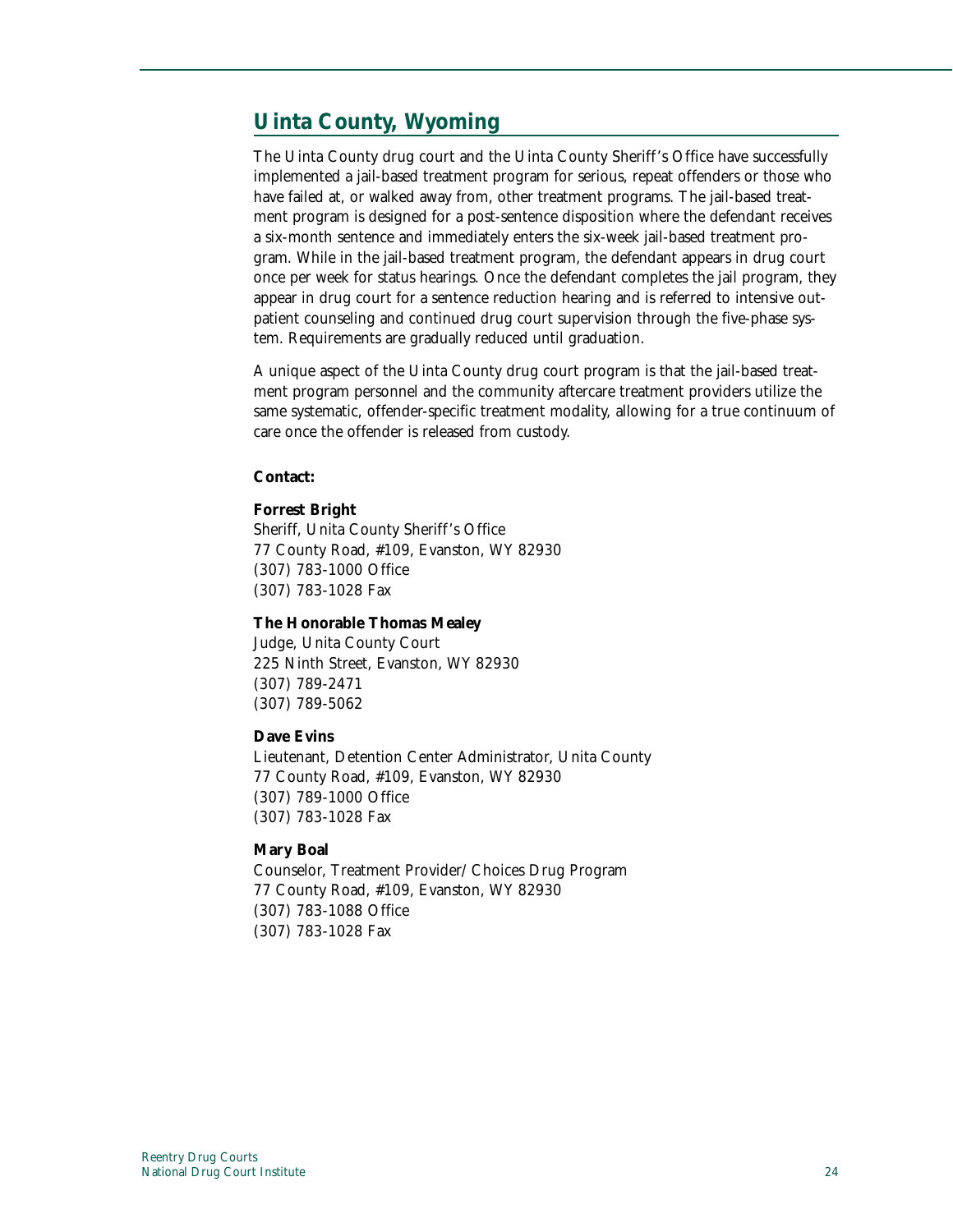## Uinta County, Wyoming

The Uinta County drug court and the Uinta County Sheriff's Office have successfully implemented a jail-based treatment program for serious, repeat offenders or those who have failed at, or walked away from, other treatment programs. The jail-based treatment program is designed for a post-sentence disposition where the defendant receives a six-month sentence and immediately enters the six-week jail-based treatment program. While in the jail-based treatment program, the defendant appears in drug court once per week for status hearings. Once the defendant completes the jail program, they appear in drug court for a sentence reduction hearing and is referred to intensive outpatient counseling and continued drug court supervision through the five-phase system. Requirements are gradually reduced until graduation.

A unique aspect of the Uinta County drug court program is that the jail-based treatment program personnel and the community aftercare treatment providers utilize the same systematic, offender-specific treatment modality, allowing for a true continuum of care once the offender is released from custody.

**Contact:**

**Forrest Bright**
Sheriff, Unita County Sheriff's Office
77 County Road, #109, Evanston, WY 82930
(307) 783-1000 Office
(307) 783-1028 Fax

**The Honorable Thomas Mealey**
Judge, Unita County Court
225 Ninth Street, Evanston, WY 82930
(307) 789-2471
(307) 789-5062

**Dave Evins**
Lieutenant, Detention Center Administrator, Unita County
77 County Road, #109, Evanston, WY 82930
(307) 789-1000 Office
(307) 783-1028 Fax

**Mary Boal**
Counselor, Treatment Provider/ Choices Drug Program
77 County Road, #109, Evanston, WY 82930
(307) 783-1088 Office
(307) 783-1028 Fax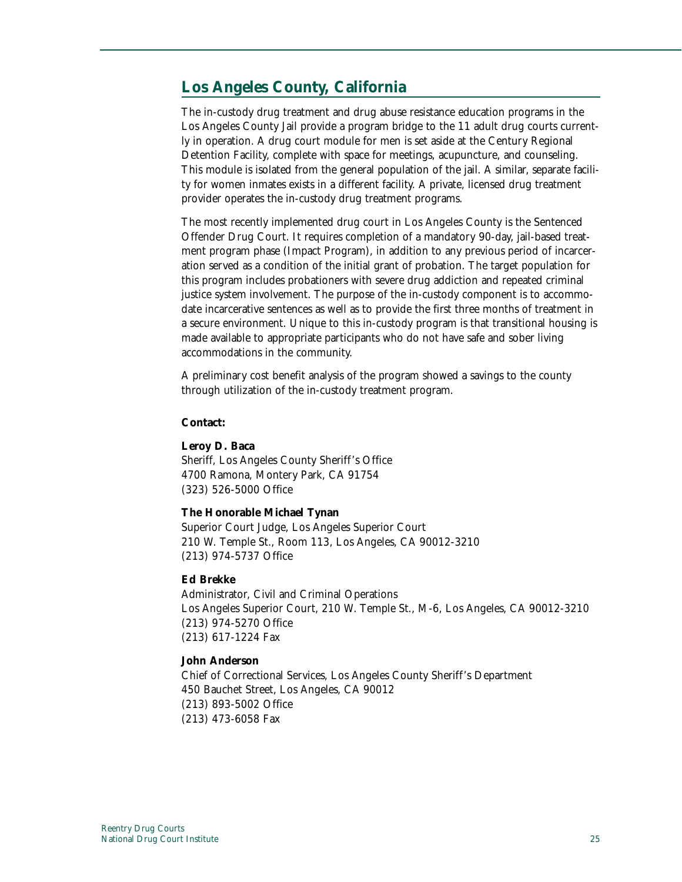## Los Angeles County, California

The in-custody drug treatment and drug abuse resistance education programs in the Los Angeles County Jail provide a program bridge to the 11 adult drug courts currently in operation. A drug court module for men is set aside at the Century Regional Detention Facility, complete with space for meetings, acupuncture, and counseling. This module is isolated from the general population of the jail. A similar, separate facility for women inmates exists in a different facility. A private, licensed drug treatment provider operates the in-custody drug treatment programs.

The most recently implemented drug court in Los Angeles County is the Sentenced Offender Drug Court. It requires completion of a mandatory 90-day, jail-based treatment program phase (Impact Program), in addition to any previous period of incarceration served as a condition of the initial grant of probation. The target population for this program includes probationers with severe drug addiction and repeated criminal justice system involvement. The purpose of the in-custody component is to accommodate incarcerative sentences as well as to provide the first three months of treatment in a secure environment. Unique to this in-custody program is that transitional housing is made available to appropriate participants who do not have safe and sober living accommodations in the community.

A preliminary cost benefit analysis of the program showed a savings to the county through utilization of the in-custody treatment program.

**Contact:**

**Leroy D. Baca**
Sheriff, Los Angeles County Sheriff's Office
4700 Ramona, Montery Park, CA 91754
(323) 526-5000 Office

**The Honorable Michael Tynan**
Superior Court Judge, Los Angeles Superior Court
210 W. Temple St., Room 113, Los Angeles, CA 90012-3210
(213) 974-5737 Office

**Ed Brekke**
Administrator, Civil and Criminal Operations
Los Angeles Superior Court, 210 W. Temple St., M-6, Los Angeles, CA 90012-3210
(213) 974-5270 Office
(213) 617-1224 Fax

**John Anderson**
Chief of Correctional Services, Los Angeles County Sheriff's Department
450 Bauchet Street, Los Angeles, CA 90012
(213) 893-5002 Office
(213) 473-6058 Fax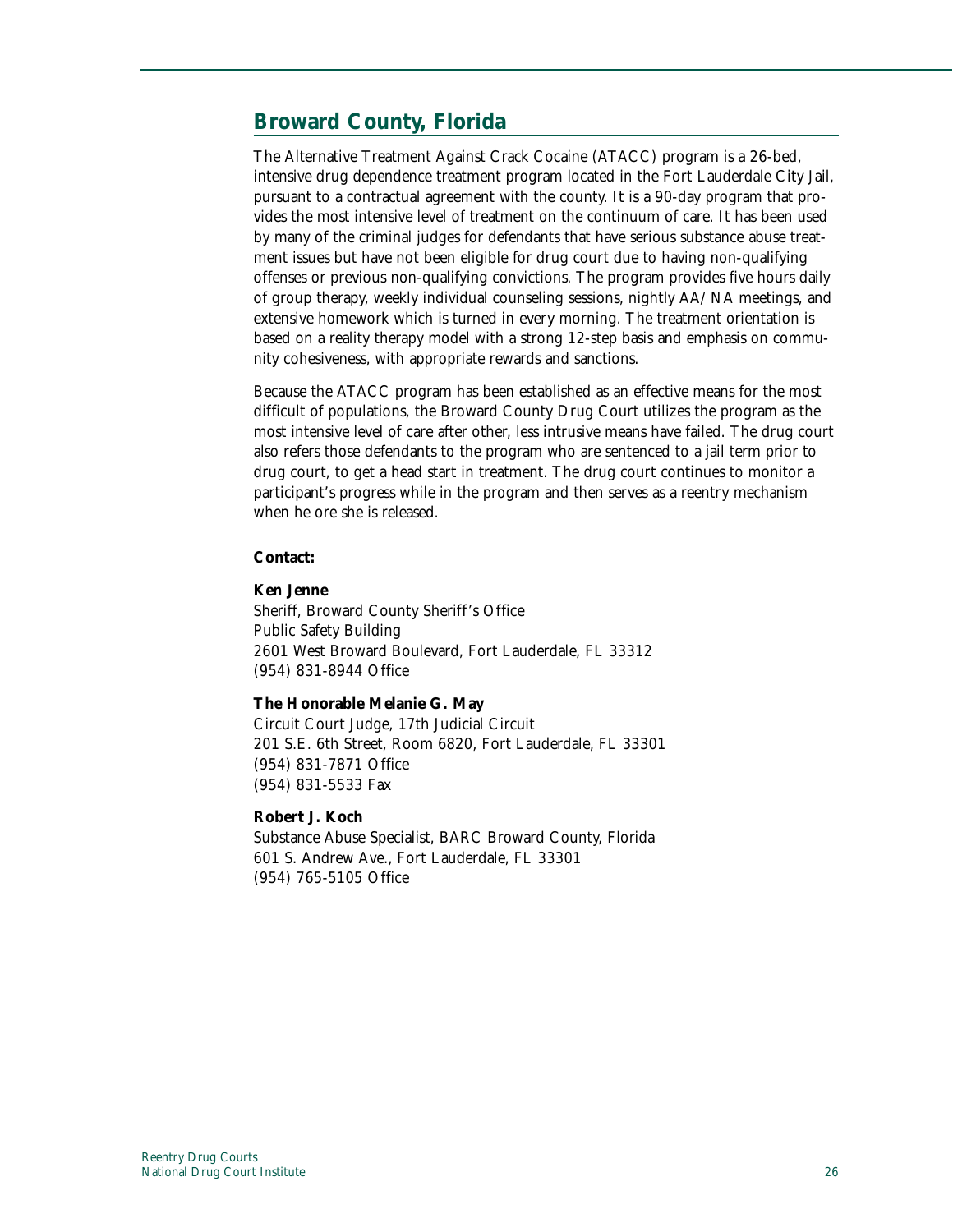## Broward County, Florida

The Alternative Treatment Against Crack Cocaine (ATACC) program is a 26-bed, intensive drug dependence treatment program located in the Fort Lauderdale City Jail, pursuant to a contractual agreement with the county. It is a 90-day program that provides the most intensive level of treatment on the continuum of care. It has been used by many of the criminal judges for defendants that have serious substance abuse treatment issues but have not been eligible for drug court due to having non-qualifying offenses or previous non-qualifying convictions. The program provides five hours daily of group therapy, weekly individual counseling sessions, nightly AA/NA meetings, and extensive homework which is turned in every morning. The treatment orientation is based on a reality therapy model with a strong 12-step basis and emphasis on community cohesiveness, with appropriate rewards and sanctions.

Because the ATACC program has been established as an effective means for the most difficult of populations, the Broward County Drug Court utilizes the program as the most intensive level of care after other, less intrusive means have failed. The drug court also refers those defendants to the program who are sentenced to a jail term prior to drug court, to get a head start in treatment. The drug court continues to monitor a participant's progress while in the program and then serves as a reentry mechanism when he ore she is released.

**Contact:**

**Ken Jenne**
Sheriff, Broward County Sheriff's Office
Public Safety Building
2601 West Broward Boulevard, Fort Lauderdale, FL 33312
(954) 831-8944 Office

**The Honorable Melanie G. May**
Circuit Court Judge, 17th Judicial Circuit
201 S.E. 6th Street, Room 6820, Fort Lauderdale, FL 33301
(954) 831-7871 Office
(954) 831-5533 Fax

**Robert J. Koch**
Substance Abuse Specialist, BARC Broward County, Florida
601 S. Andrew Ave., Fort Lauderdale, FL 33301
(954) 765-5105 Office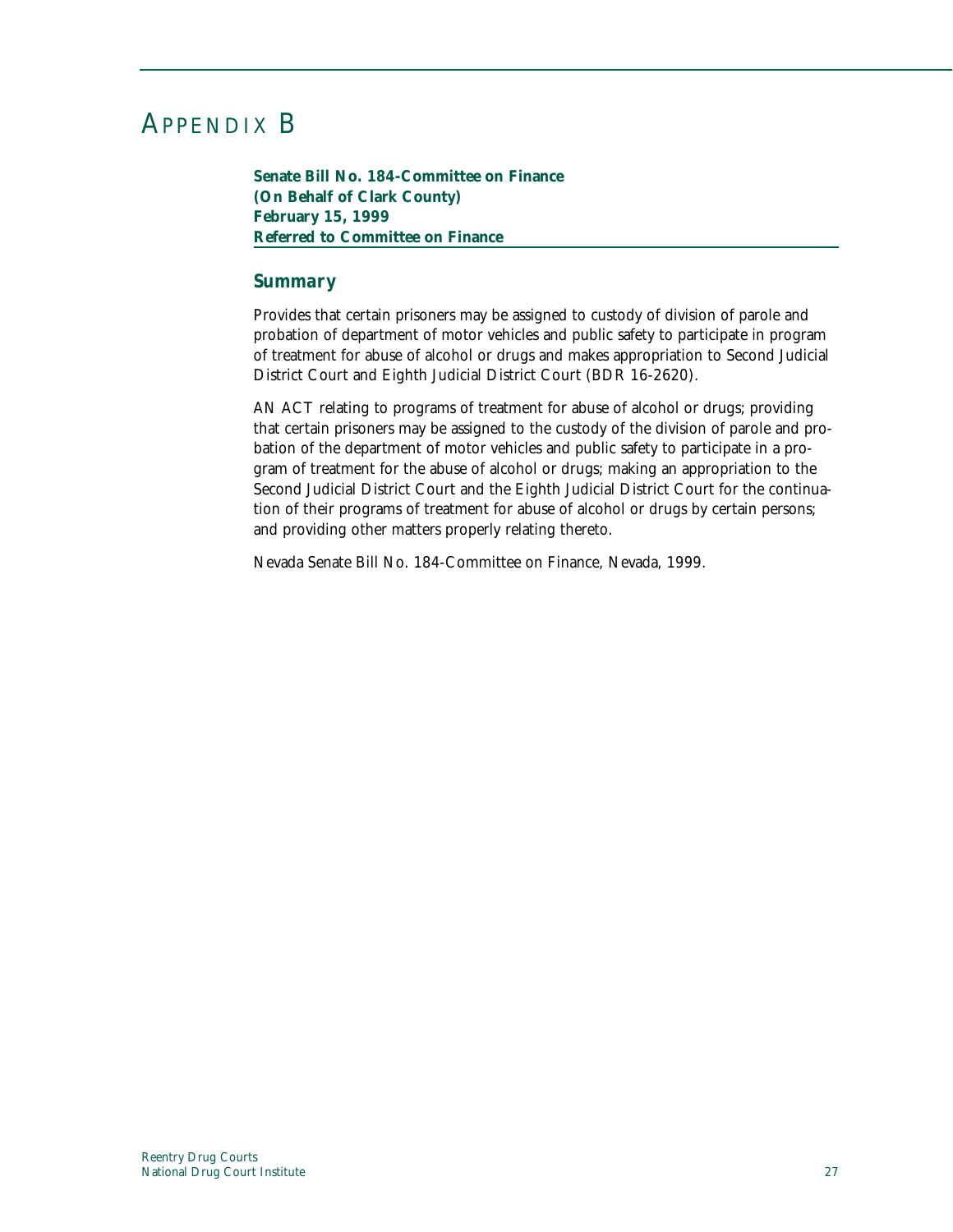# APPENDIX B

**Senate Bill No. 184-Committee on Finance**
**(On Behalf of Clark County)**
**February 15, 1999**
**Referred to Committee on Finance**

## Summary

Provides that certain prisoners may be assigned to custody of division of parole and probation of department of motor vehicles and public safety to participate in program of treatment for abuse of alcohol or drugs and makes appropriation to Second Judicial District Court and Eighth Judicial District Court (BDR 16-2620).

AN ACT relating to programs of treatment for abuse of alcohol or drugs; providing that certain prisoners may be assigned to the custody of the division of parole and probation of the department of motor vehicles and public safety to participate in a program of treatment for the abuse of alcohol or drugs; making an appropriation to the Second Judicial District Court and the Eighth Judicial District Court for the continuation of their programs of treatment for abuse of alcohol or drugs by certain persons; and providing other matters properly relating thereto.

Nevada Senate Bill No. 184-Committee on Finance, Nevada, 1999.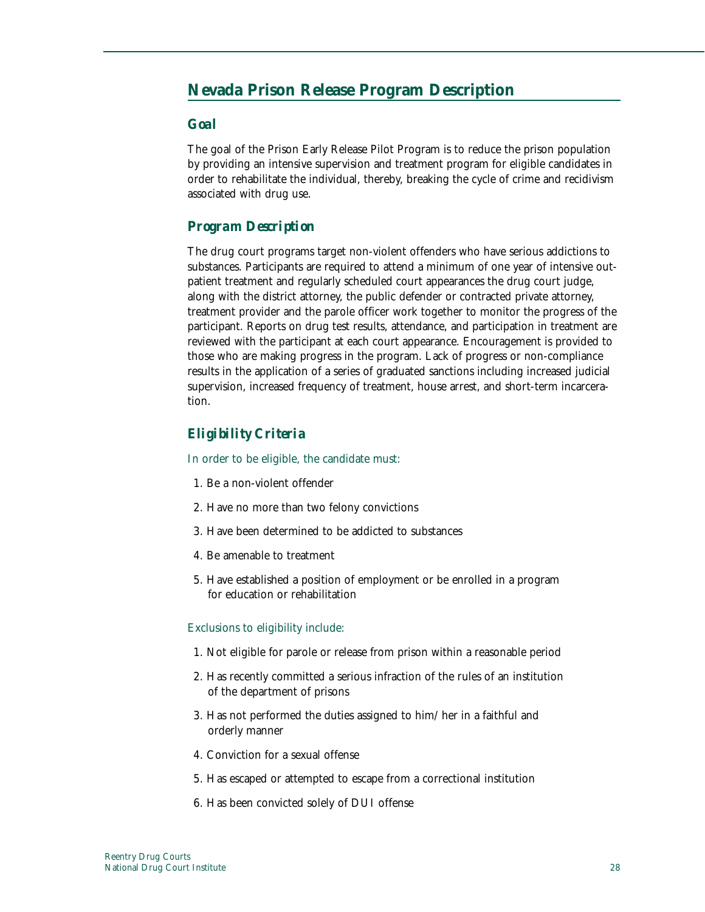## Nevada Prison Release Program Description

### *Goal*

The goal of the Prison Early Release Pilot Program is to reduce the prison population by providing an intensive supervision and treatment program for eligible candidates in order to rehabilitate the individual, thereby, breaking the cycle of crime and recidivism associated with drug use.

### *Program Description*

The drug court programs target non-violent offenders who have serious addictions to substances. Participants are required to attend a minimum of one year of intensive outpatient treatment and regularly scheduled court appearances the drug court judge, along with the district attorney, the public defender or contracted private attorney, treatment provider and the parole officer work together to monitor the progress of the participant. Reports on drug test results, attendance, and participation in treatment are reviewed with the participant at each court appearance. Encouragement is provided to those who are making progress in the program. Lack of progress or non-compliance results in the application of a series of graduated sanctions including increased judicial supervision, increased frequency of treatment, house arrest, and short-term incarceration.

### *Eligibility Criteria*

In order to be eligible, the candidate must:

1. Be a non-violent offender
2. Have no more than two felony convictions
3. Have been determined to be addicted to substances
4. Be amenable to treatment
5. Have established a position of employment or be enrolled in a program for education or rehabilitation

Exclusions to eligibility include:

1. Not eligible for parole or release from prison within a reasonable period
2. Has recently committed a serious infraction of the rules of an institution of the department of prisons
3. Has not performed the duties assigned to him/her in a faithful and orderly manner
4. Conviction for a sexual offense
5. Has escaped or attempted to escape from a correctional institution
6. Has been convicted solely of DUI offense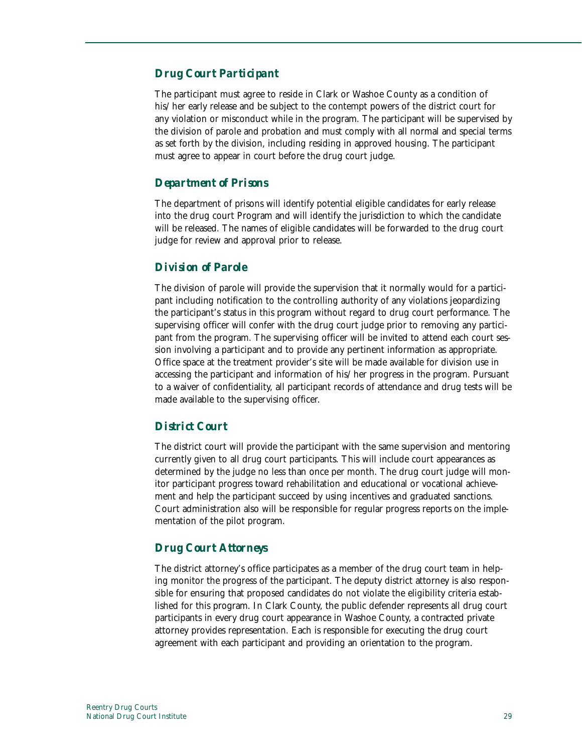### Drug Court Participant

The participant must agree to reside in Clark or Washoe County as a condition of his/her early release and be subject to the contempt powers of the district court for any violation or misconduct while in the program. The participant will be supervised by the division of parole and probation and must comply with all normal and special terms as set forth by the division, including residing in approved housing. The participant must agree to appear in court before the drug court judge.

### Department of Prisons

The department of prisons will identify potential eligible candidates for early release into the drug court Program and will identify the jurisdiction to which the candidate will be released. The names of eligible candidates will be forwarded to the drug court judge for review and approval prior to release.

### Division of Parole

The division of parole will provide the supervision that it normally would for a participant including notification to the controlling authority of any violations jeopardizing the participant's status in this program without regard to drug court performance. The supervising officer will confer with the drug court judge prior to removing any participant from the program. The supervising officer will be invited to attend each court session involving a participant and to provide any pertinent information as appropriate. Office space at the treatment provider's site will be made available for division use in accessing the participant and information of his/her progress in the program. Pursuant to a waiver of confidentiality, all participant records of attendance and drug tests will be made available to the supervising officer.

### District Court

The district court will provide the participant with the same supervision and mentoring currently given to all drug court participants. This will include court appearances as determined by the judge no less than once per month. The drug court judge will monitor participant progress toward rehabilitation and educational or vocational achievement and help the participant succeed by using incentives and graduated sanctions. Court administration also will be responsible for regular progress reports on the implementation of the pilot program.

### Drug Court Attorneys

The district attorney's office participates as a member of the drug court team in helping monitor the progress of the participant. The deputy district attorney is also responsible for ensuring that proposed candidates do not violate the eligibility criteria established for this program. In Clark County, the public defender represents all drug court participants in every drug court appearance in Washoe County, a contracted private attorney provides representation. Each is responsible for executing the drug court agreement with each participant and providing an orientation to the program.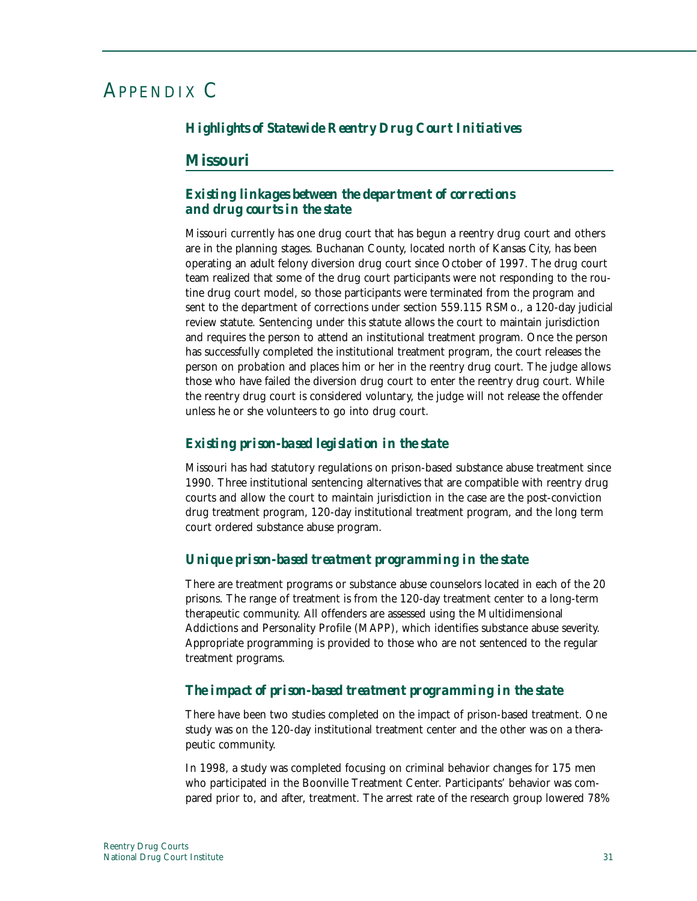# APPENDIX C

### *Highlights of Statewide Reentry Drug Court Initiatives*

## Missouri

### *Existing linkages between the department of corrections and drug courts in the state*

Missouri currently has one drug court that has begun a reentry drug court and others are in the planning stages. Buchanan County, located north of Kansas City, has been operating an adult felony diversion drug court since October of 1997. The drug court team realized that some of the drug court participants were not responding to the routine drug court model, so those participants were terminated from the program and sent to the department of corrections under section 559.115 RSMo., a 120-day judicial review statute. Sentencing under this statute allows the court to maintain jurisdiction and requires the person to attend an institutional treatment program. Once the person has successfully completed the institutional treatment program, the court releases the person on probation and places him or her in the reentry drug court. The judge allows those who have failed the diversion drug court to enter the reentry drug court. While the reentry drug court is considered voluntary, the judge will not release the offender unless he or she volunteers to go into drug court.

### *Existing prison-based legislation in the state*

Missouri has had statutory regulations on prison-based substance abuse treatment since 1990. Three institutional sentencing alternatives that are compatible with reentry drug courts and allow the court to maintain jurisdiction in the case are the post-conviction drug treatment program, 120-day institutional treatment program, and the long term court ordered substance abuse program.

### *Unique prison-based treatment programming in the state*

There are treatment programs or substance abuse counselors located in each of the 20 prisons. The range of treatment is from the 120-day treatment center to a long-term therapeutic community. All offenders are assessed using the Multidimensional Addictions and Personality Profile (MAPP), which identifies substance abuse severity. Appropriate programming is provided to those who are not sentenced to the regular treatment programs.

### *The impact of prison-based treatment programming in the state*

There have been two studies completed on the impact of prison-based treatment. One study was on the 120-day institutional treatment center and the other was on a therapeutic community.

In 1998, a study was completed focusing on criminal behavior changes for 175 men who participated in the Boonville Treatment Center. Participants' behavior was compared prior to, and after, treatment. The arrest rate of the research group lowered 78%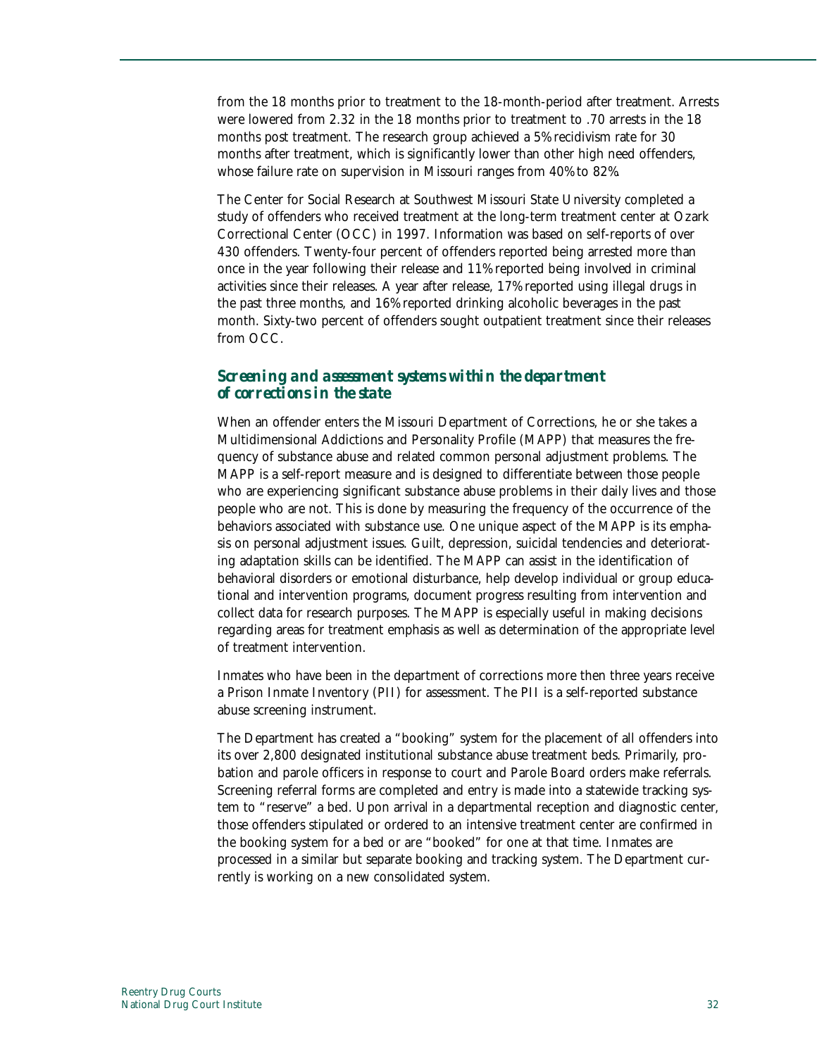from the 18 months prior to treatment to the 18-month-period after treatment. Arrests were lowered from 2.32 in the 18 months prior to treatment to .70 arrests in the 18 months post treatment. The research group achieved a 5% recidivism rate for 30 months after treatment, which is significantly lower than other high need offenders, whose failure rate on supervision in Missouri ranges from 40% to 82%.

The Center for Social Research at Southwest Missouri State University completed a study of offenders who received treatment at the long-term treatment center at Ozark Correctional Center (OCC) in 1997. Information was based on self-reports of over 430 offenders. Twenty-four percent of offenders reported being arrested more than once in the year following their release and 11% reported being involved in criminal activities since their releases. A year after release, 17% reported using illegal drugs in the past three months, and 16% reported drinking alcoholic beverages in the past month. Sixty-two percent of offenders sought outpatient treatment since their releases from OCC.

### *Screening and assessment systems within the department of corrections in the state*

When an offender enters the Missouri Department of Corrections, he or she takes a Multidimensional Addictions and Personality Profile (MAPP) that measures the frequency of substance abuse and related common personal adjustment problems. The MAPP is a self-report measure and is designed to differentiate between those people who are experiencing significant substance abuse problems in their daily lives and those people who are not. This is done by measuring the frequency of the occurrence of the behaviors associated with substance use. One unique aspect of the MAPP is its emphasis on personal adjustment issues. Guilt, depression, suicidal tendencies and deteriorating adaptation skills can be identified. The MAPP can assist in the identification of behavioral disorders or emotional disturbance, help develop individual or group educational and intervention programs, document progress resulting from intervention and collect data for research purposes. The MAPP is especially useful in making decisions regarding areas for treatment emphasis as well as determination of the appropriate level of treatment intervention.

Inmates who have been in the department of corrections more then three years receive a Prison Inmate Inventory (PII) for assessment. The PII is a self-reported substance abuse screening instrument.

The Department has created a "booking" system for the placement of all offenders into its over 2,800 designated institutional substance abuse treatment beds. Primarily, probation and parole officers in response to court and Parole Board orders make referrals. Screening referral forms are completed and entry is made into a statewide tracking system to "reserve" a bed. Upon arrival in a departmental reception and diagnostic center, those offenders stipulated or ordered to an intensive treatment center are confirmed in the booking system for a bed or are "booked" for one at that time. Inmates are processed in a similar but separate booking and tracking system. The Department currently is working on a new consolidated system.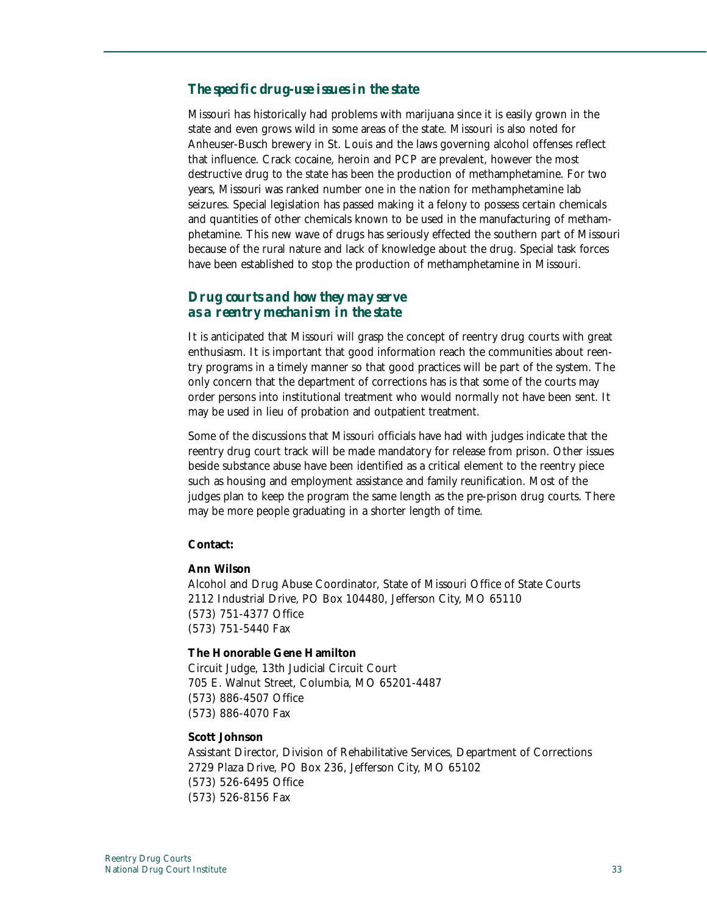### *The specific drug-use issues in the state*

Missouri has historically had problems with marijuana since it is easily grown in the state and even grows wild in some areas of the state. Missouri is also noted for Anheuser-Busch brewery in St. Louis and the laws governing alcohol offenses reflect that influence. Crack cocaine, heroin and PCP are prevalent, however the most destructive drug to the state has been the production of methamphetamine. For two years, Missouri was ranked number one in the nation for methamphetamine lab seizures. Special legislation has passed making it a felony to possess certain chemicals and quantities of other chemicals known to be used in the manufacturing of methamphetamine. This new wave of drugs has seriously effected the southern part of Missouri because of the rural nature and lack of knowledge about the drug. Special task forces have been established to stop the production of methamphetamine in Missouri.

### *Drug courts and how they may serve as a reentry mechanism in the state*

It is anticipated that Missouri will grasp the concept of reentry drug courts with great enthusiasm. It is important that good information reach the communities about reentry programs in a timely manner so that good practices will be part of the system. The only concern that the department of corrections has is that some of the courts may order persons into institutional treatment who would normally not have been sent. It may be used in lieu of probation and outpatient treatment.

Some of the discussions that Missouri officials have had with judges indicate that the reentry drug court track will be made mandatory for release from prison. Other issues beside substance abuse have been identified as a critical element to the reentry piece such as housing and employment assistance and family reunification. Most of the judges plan to keep the program the same length as the pre-prison drug courts. There may be more people graduating in a shorter length of time.

**Contact:**

**Ann Wilson**
Alcohol and Drug Abuse Coordinator, State of Missouri Office of State Courts
2112 Industrial Drive, PO Box 104480, Jefferson City, MO 65110
(573) 751-4377 Office
(573) 751-5440 Fax

**The Honorable Gene Hamilton**
Circuit Judge, 13th Judicial Circuit Court
705 E. Walnut Street, Columbia, MO 65201-4487
(573) 886-4507 Office
(573) 886-4070 Fax

**Scott Johnson**
Assistant Director, Division of Rehabilitative Services, Department of Corrections
2729 Plaza Drive, PO Box 236, Jefferson City, MO 65102
(573) 526-6495 Office
(573) 526-8156 Fax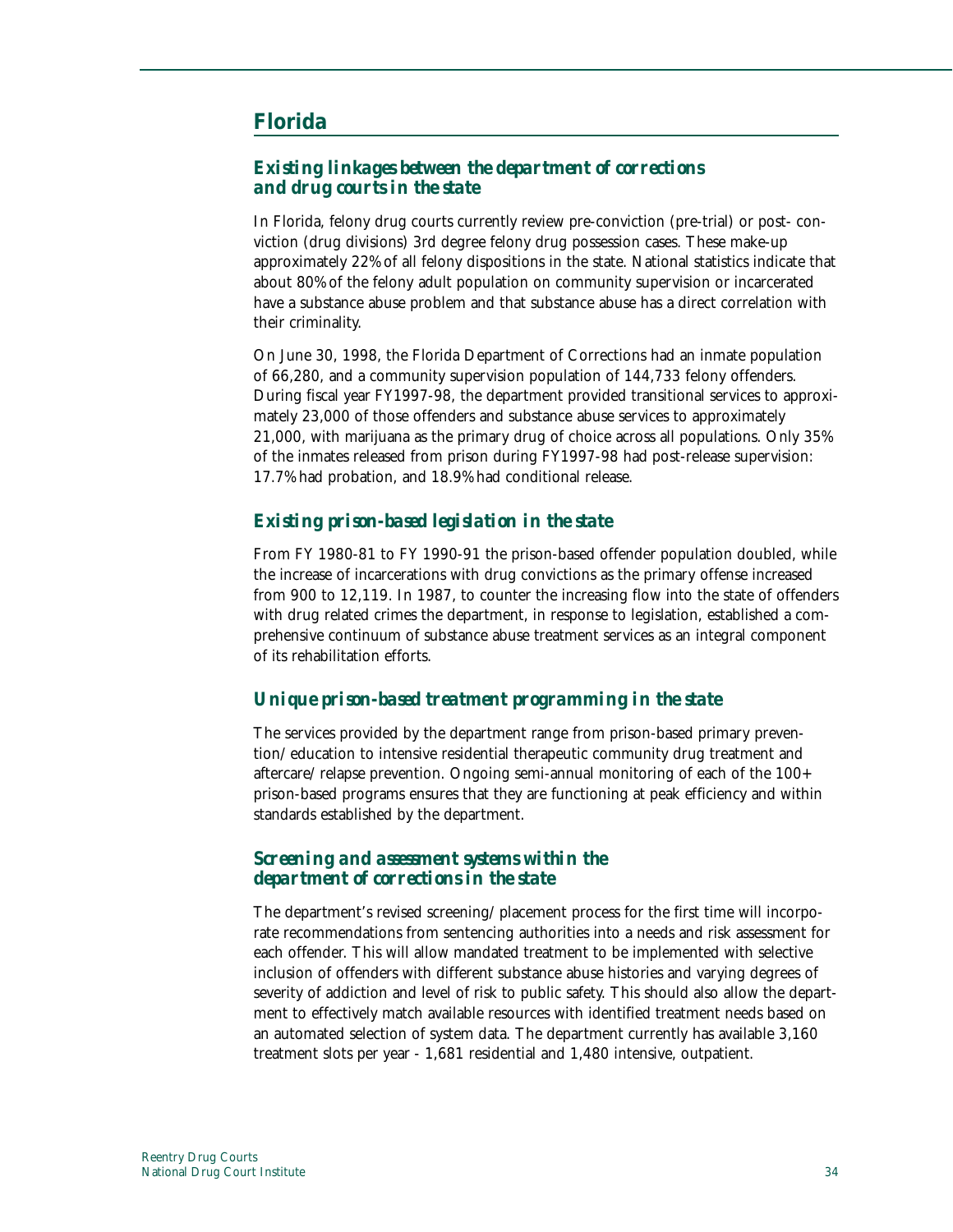# Florida

### *Existing linkages between the department of corrections and drug courts in the state*

In Florida, felony drug courts currently review pre-conviction (pre-trial) or post- conviction (drug divisions) 3rd degree felony drug possession cases. These make-up approximately 22% of all felony dispositions in the state. National statistics indicate that about 80% of the felony adult population on community supervision or incarcerated have a substance abuse problem and that substance abuse has a direct correlation with their criminality.

On June 30, 1998, the Florida Department of Corrections had an inmate population of 66,280, and a community supervision population of 144,733 felony offenders. During fiscal year FY1997-98, the department provided transitional services to approximately 23,000 of those offenders and substance abuse services to approximately 21,000, with marijuana as the primary drug of choice across all populations. Only 35% of the inmates released from prison during FY1997-98 had post-release supervision: 17.7% had probation, and 18.9% had conditional release.

### *Existing prison-based legislation in the state*

From FY 1980-81 to FY 1990-91 the prison-based offender population doubled, while the increase of incarcerations with drug convictions as the primary offense increased from 900 to 12,119. In 1987, to counter the increasing flow into the state of offenders with drug related crimes the department, in response to legislation, established a comprehensive continuum of substance abuse treatment services as an integral component of its rehabilitation efforts.

### *Unique prison-based treatment programming in the state*

The services provided by the department range from prison-based primary prevention/education to intensive residential therapeutic community drug treatment and aftercare/relapse prevention. Ongoing semi-annual monitoring of each of the 100+ prison-based programs ensures that they are functioning at peak efficiency and within standards established by the department.

### *Screening and assessment systems within the department of corrections in the state*

The department's revised screening/placement process for the first time will incorporate recommendations from sentencing authorities into a needs and risk assessment for each offender. This will allow mandated treatment to be implemented with selective inclusion of offenders with different substance abuse histories and varying degrees of severity of addiction and level of risk to public safety. This should also allow the department to effectively match available resources with identified treatment needs based on an automated selection of system data. The department currently has available 3,160 treatment slots per year - 1,681 residential and 1,480 intensive, outpatient.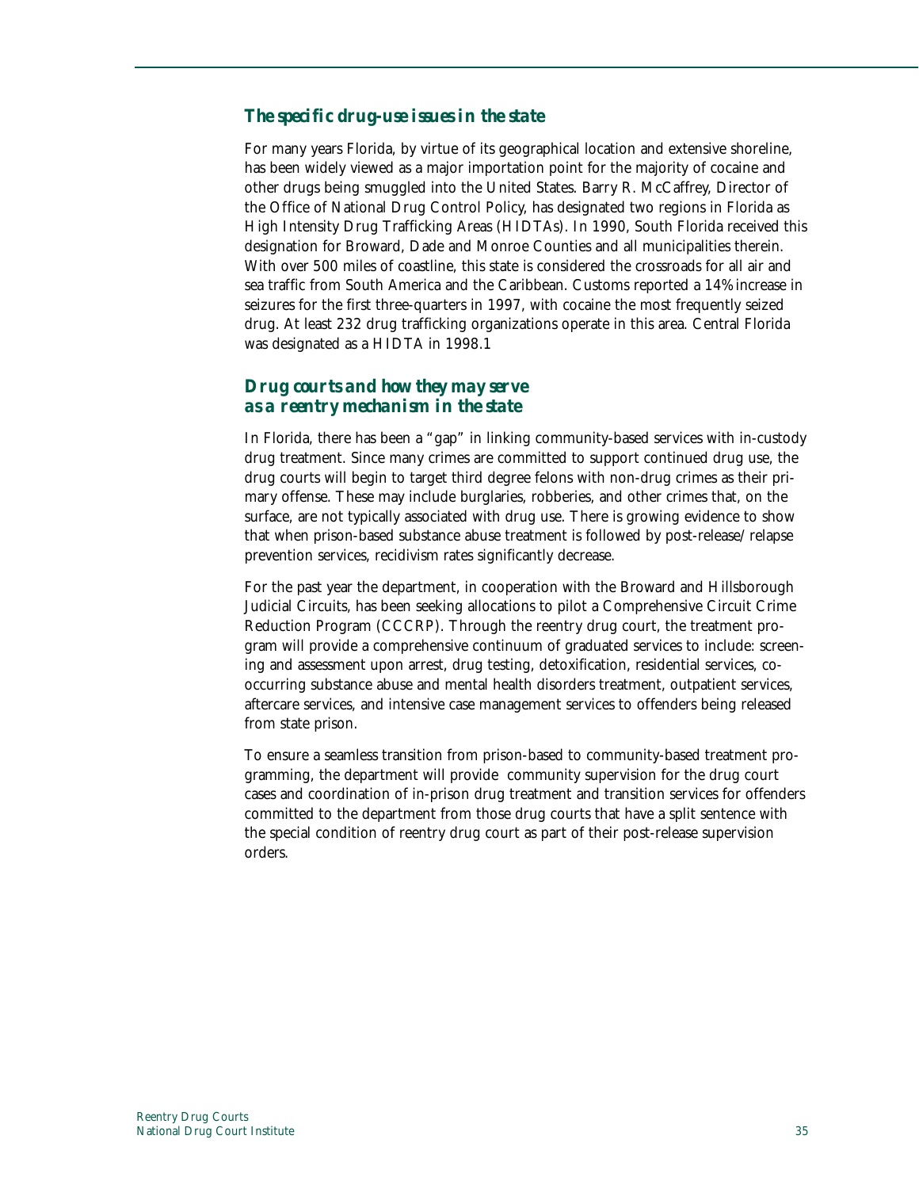### *The specific drug-use issues in the state*

For many years Florida, by virtue of its geographical location and extensive shoreline, has been widely viewed as a major importation point for the majority of cocaine and other drugs being smuggled into the United States. Barry R. McCaffrey, Director of the Office of National Drug Control Policy, has designated two regions in Florida as High Intensity Drug Trafficking Areas (HIDTAs). In 1990, South Florida received this designation for Broward, Dade and Monroe Counties and all municipalities therein. With over 500 miles of coastline, this state is considered the crossroads for all air and sea traffic from South America and the Caribbean. Customs reported a 14% increase in seizures for the first three-quarters in 1997, with cocaine the most frequently seized drug. At least 232 drug trafficking organizations operate in this area. Central Florida was designated as a HIDTA in 1998.[1]

### *Drug courts and how they may serve as a reentry mechanism in the state*

In Florida, there has been a "gap" in linking community-based services with in-custody drug treatment. Since many crimes are committed to support continued drug use, the drug courts will begin to target third degree felons with non-drug crimes as their primary offense. These may include burglaries, robberies, and other crimes that, on the surface, are not typically associated with drug use. There is growing evidence to show that when prison-based substance abuse treatment is followed by post-release/ relapse prevention services, recidivism rates significantly decrease.

For the past year the department, in cooperation with the Broward and Hillsborough Judicial Circuits, has been seeking allocations to pilot a Comprehensive Circuit Crime Reduction Program (CCCRP). Through the reentry drug court, the treatment program will provide a comprehensive continuum of graduated services to include: screening and assessment upon arrest, drug testing, detoxification, residential services, co-occurring substance abuse and mental health disorders treatment, outpatient services, aftercare services, and intensive case management services to offenders being released from state prison.

To ensure a seamless transition from prison-based to community-based treatment programming, the department will provide community supervision for the drug court cases and coordination of in-prison drug treatment and transition services for offenders committed to the department from those drug courts that have a split sentence with the special condition of reentry drug court as part of their post-release supervision orders.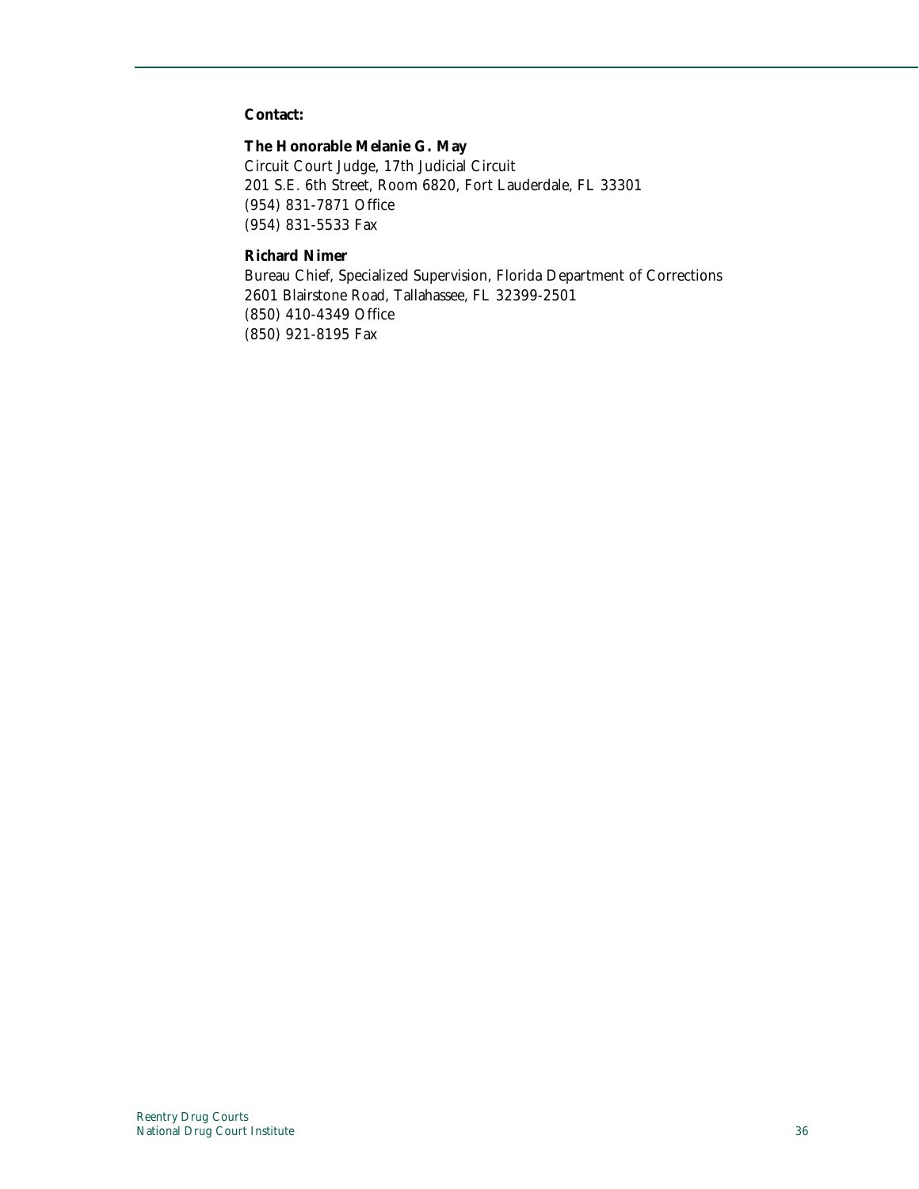**Contact:**

**The Honorable Melanie G. May**
Circuit Court Judge, 17th Judicial Circuit
201 S.E. 6th Street, Room 6820, Fort Lauderdale, FL 33301
(954) 831-7871 Office
(954) 831-5533 Fax

**Richard Nimer**
Bureau Chief, Specialized Supervision, Florida Department of Corrections
2601 Blairstone Road, Tallahassee, FL 32399-2501
(850) 410-4349 Office
(850) 921-8195 Fax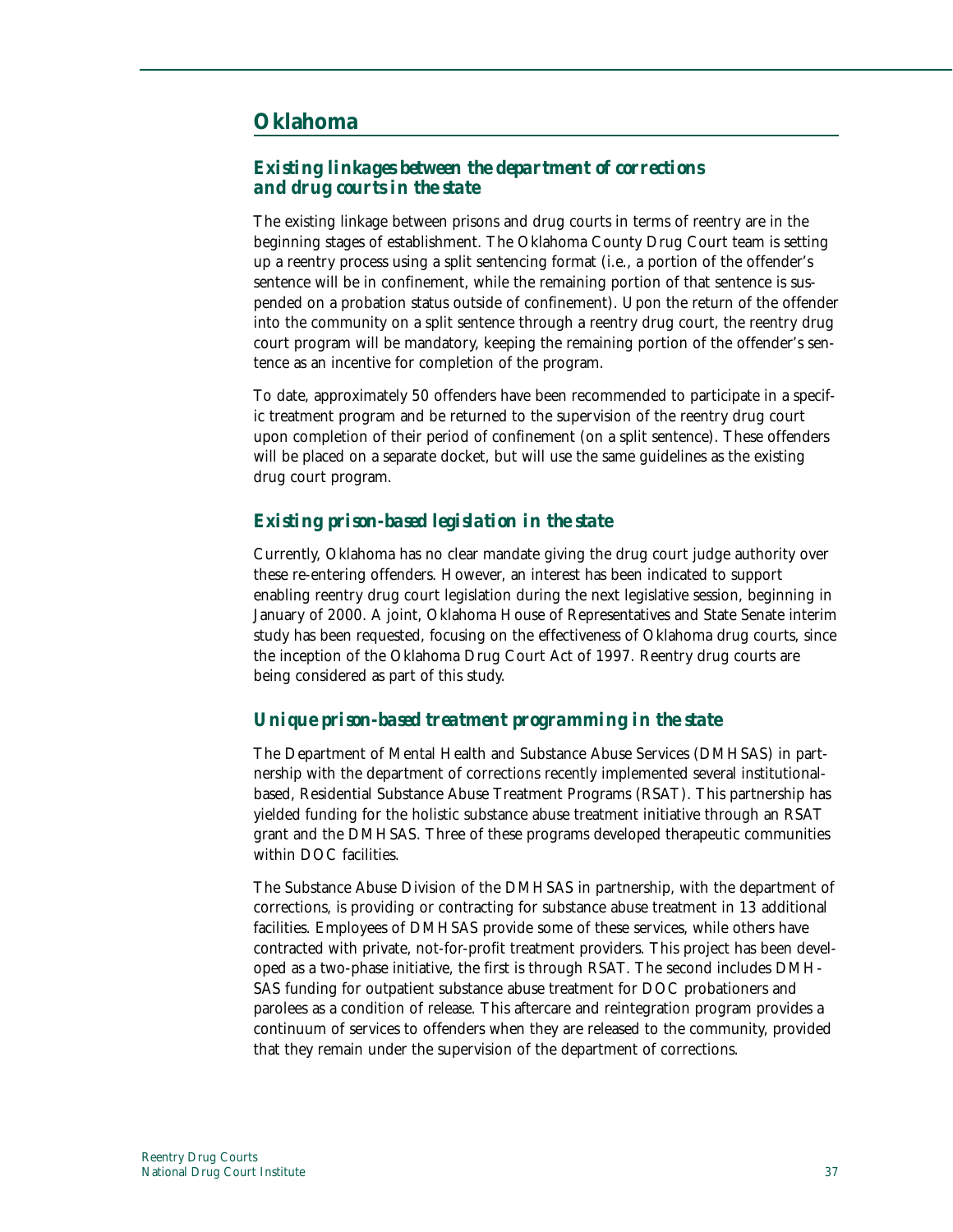## Oklahoma

### *Existing linkages between the department of corrections and drug courts in the state*

The existing linkage between prisons and drug courts in terms of reentry are in the beginning stages of establishment. The Oklahoma County Drug Court team is setting up a reentry process using a split sentencing format (i.e., a portion of the offender's sentence will be in confinement, while the remaining portion of that sentence is suspended on a probation status outside of confinement). Upon the return of the offender into the community on a split sentence through a reentry drug court, the reentry drug court program will be mandatory, keeping the remaining portion of the offender's sentence as an incentive for completion of the program.

To date, approximately 50 offenders have been recommended to participate in a specific treatment program and be returned to the supervision of the reentry drug court upon completion of their period of confinement (on a split sentence). These offenders will be placed on a separate docket, but will use the same guidelines as the existing drug court program.

### *Existing prison-based legislation in the state*

Currently, Oklahoma has no clear mandate giving the drug court judge authority over these re-entering offenders. However, an interest has been indicated to support enabling reentry drug court legislation during the next legislative session, beginning in January of 2000. A joint, Oklahoma House of Representatives and State Senate interim study has been requested, focusing on the effectiveness of Oklahoma drug courts, since the inception of the Oklahoma Drug Court Act of 1997. Reentry drug courts are being considered as part of this study.

### *Unique prison-based treatment programming in the state*

The Department of Mental Health and Substance Abuse Services (DMHSAS) in partnership with the department of corrections recently implemented several institutional-based, Residential Substance Abuse Treatment Programs (RSAT). This partnership has yielded funding for the holistic substance abuse treatment initiative through an RSAT grant and the DMHSAS. Three of these programs developed therapeutic communities within DOC facilities.

The Substance Abuse Division of the DMHSAS in partnership, with the department of corrections, is providing or contracting for substance abuse treatment in 13 additional facilities. Employees of DMHSAS provide some of these services, while others have contracted with private, not-for-profit treatment providers. This project has been developed as a two-phase initiative, the first is through RSAT. The second includes DMHSAS funding for outpatient substance abuse treatment for DOC probationers and parolees as a condition of release. This aftercare and reintegration program provides a continuum of services to offenders when they are released to the community, provided that they remain under the supervision of the department of corrections.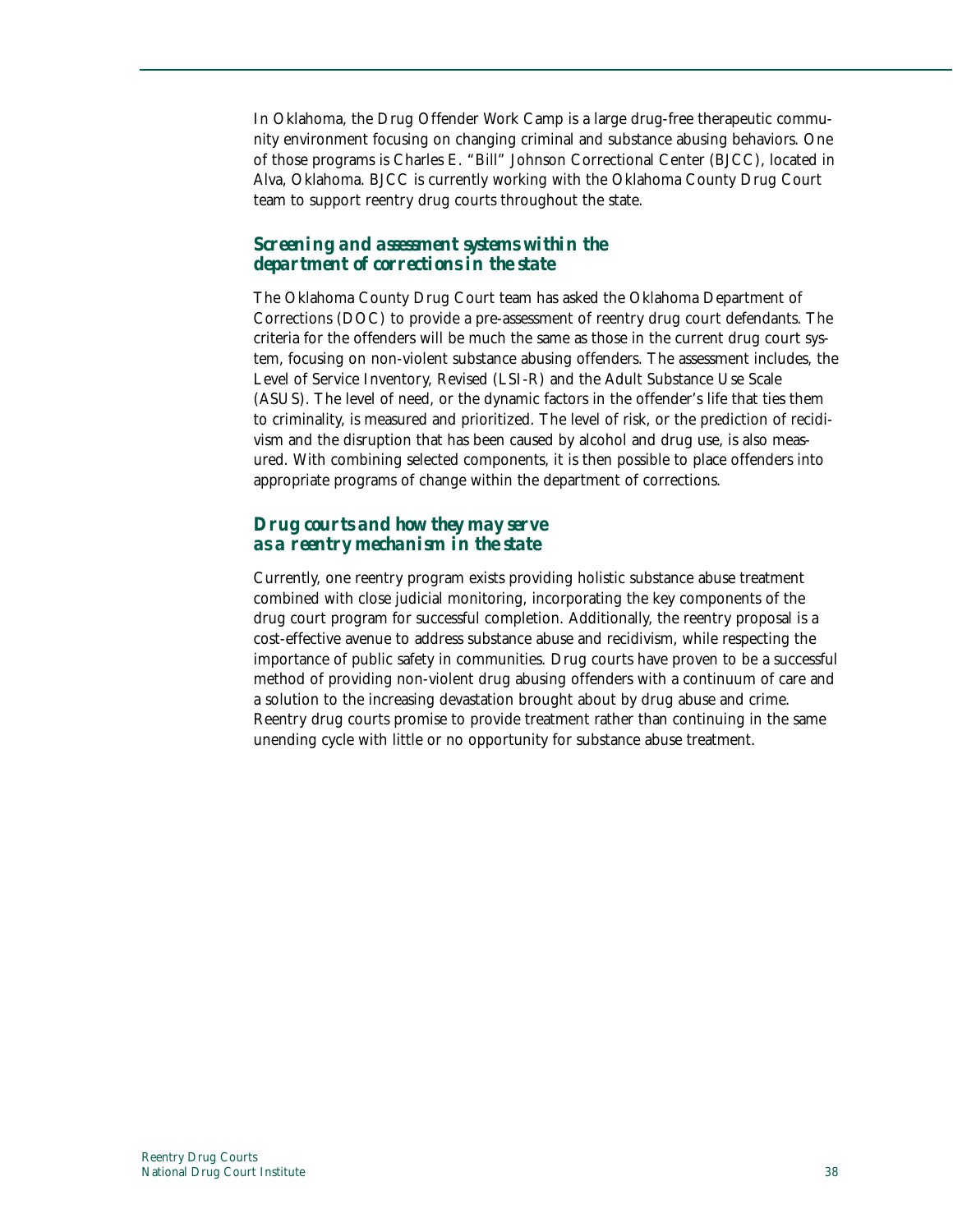In Oklahoma, the Drug Offender Work Camp is a large drug-free therapeutic community environment focusing on changing criminal and substance abusing behaviors. One of those programs is Charles E. "Bill" Johnson Correctional Center (BJCC), located in Alva, Oklahoma. BJCC is currently working with the Oklahoma County Drug Court team to support reentry drug courts throughout the state.

### *Screening and assessment systems within the department of corrections in the state*

The Oklahoma County Drug Court team has asked the Oklahoma Department of Corrections (DOC) to provide a pre-assessment of reentry drug court defendants. The criteria for the offenders will be much the same as those in the current drug court system, focusing on non-violent substance abusing offenders. The assessment includes, the Level of Service Inventory, Revised (LSI-R) and the Adult Substance Use Scale (ASUS). The level of need, or the dynamic factors in the offender's life that ties them to criminality, is measured and prioritized. The level of risk, or the prediction of recidivism and the disruption that has been caused by alcohol and drug use, is also measured. With combining selected components, it is then possible to place offenders into appropriate programs of change within the department of corrections.

### *Drug courts and how they may serve as a reentry mechanism in the state*

Currently, one reentry program exists providing holistic substance abuse treatment combined with close judicial monitoring, incorporating the key components of the drug court program for successful completion. Additionally, the reentry proposal is a cost-effective avenue to address substance abuse and recidivism, while respecting the importance of public safety in communities. Drug courts have proven to be a successful method of providing non-violent drug abusing offenders with a continuum of care and a solution to the increasing devastation brought about by drug abuse and crime. Reentry drug courts promise to provide treatment rather than continuing in the same unending cycle with little or no opportunity for substance abuse treatment.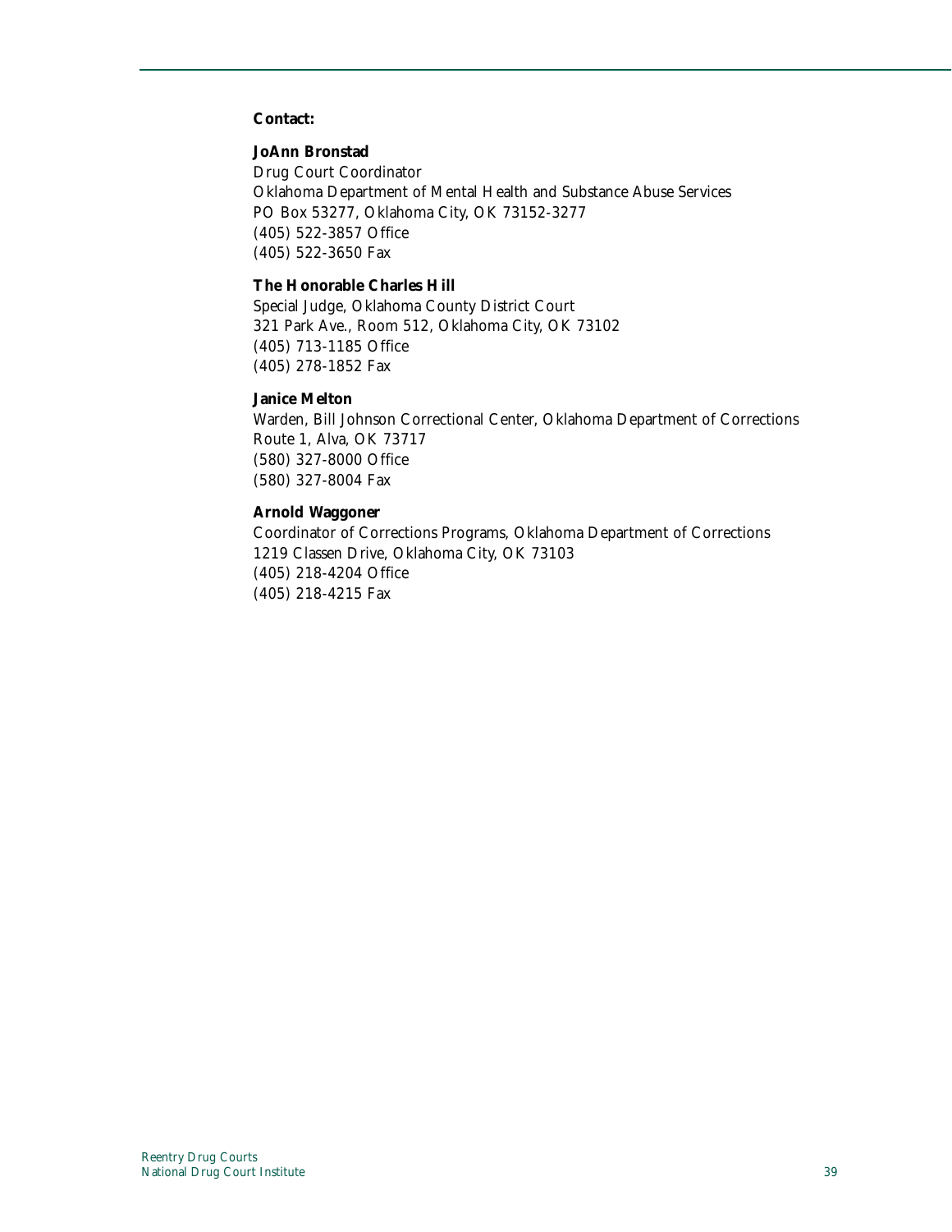**Contact:**

**JoAnn Bronstad**  
Drug Court Coordinator  
Oklahoma Department of Mental Health and Substance Abuse Services  
PO Box 53277, Oklahoma City, OK 73152-3277  
(405) 522-3857 Office  
(405) 522-3650 Fax

**The Honorable Charles Hill**  
Special Judge, Oklahoma County District Court  
321 Park Ave., Room 512, Oklahoma City, OK 73102  
(405) 713-1185 Office  
(405) 278-1852 Fax

**Janice Melton**  
Warden, Bill Johnson Correctional Center, Oklahoma Department of Corrections  
Route 1, Alva, OK 73717  
(580) 327-8000 Office  
(580) 327-8004 Fax

**Arnold Waggoner**  
Coordinator of Corrections Programs, Oklahoma Department of Corrections  
1219 Classen Drive, Oklahoma City, OK 73103  
(405) 218-4204 Office  
(405) 218-4215 Fax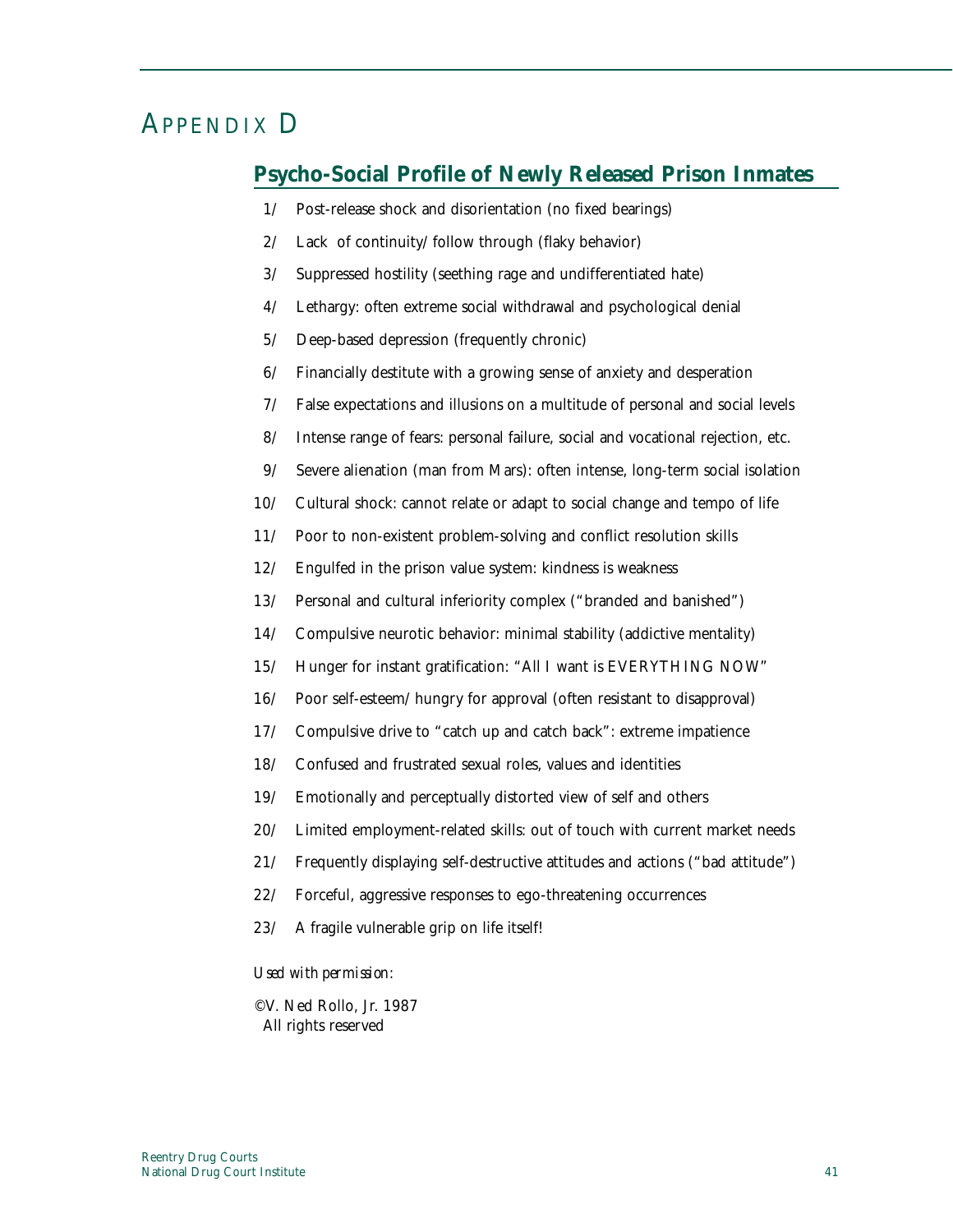# Appendix D

## Psycho-Social Profile of Newly Released Prison Inmates

1/ Post-release shock and disorientation (no fixed bearings)

2/ Lack of continuity/follow through (flaky behavior)

3/ Suppressed hostility (seething rage and undifferentiated hate)

4/ Lethargy: often extreme social withdrawal and psychological denial

5/ Deep-based depression (frequently chronic)

6/ Financially destitute with a growing sense of anxiety and desperation

7/ False expectations and illusions on a multitude of personal and social levels

8/ Intense range of fears: personal failure, social and vocational rejection, etc.

9/ Severe alienation (man from Mars): often intense, long-term social isolation

10/ Cultural shock: cannot relate or adapt to social change and tempo of life

11/ Poor to non-existent problem-solving and conflict resolution skills

12/ Engulfed in the prison value system: kindness is weakness

13/ Personal and cultural inferiority complex ("branded and banished")

14/ Compulsive neurotic behavior: minimal stability (addictive mentality)

15/ Hunger for instant gratification: "All I want is EVERYTHING NOW"

16/ Poor self-esteem/hungry for approval (often resistant to disapproval)

17/ Compulsive drive to "catch up and catch back": extreme impatience

18/ Confused and frustrated sexual roles, values and identities

19/ Emotionally and perceptually distorted view of self and others

20/ Limited employment-related skills: out of touch with current market needs

21/ Frequently displaying self-destructive attitudes and actions ("bad attitude")

22/ Forceful, aggressive responses to ego-threatening occurrences

23/ A fragile vulnerable grip on life itself!

*Used with permission:*

©V. Ned Rollo, Jr. 1987
All rights reserved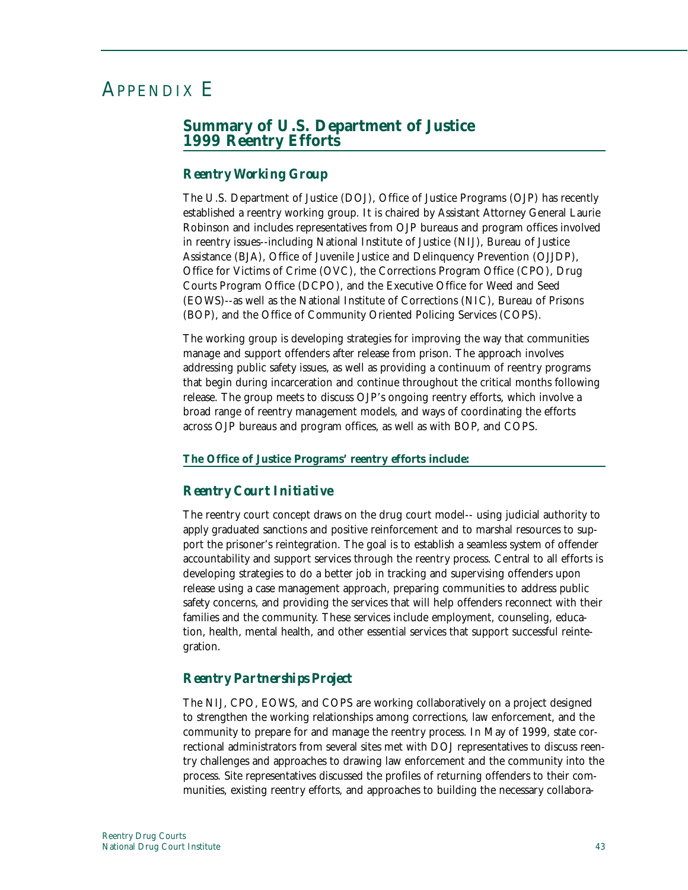# APPENDIX E

## Summary of U.S. Department of Justice 1999 Reentry Efforts

### *Reentry Working Group*

The U.S. Department of Justice (DOJ), Office of Justice Programs (OJP) has recently established a reentry working group. It is chaired by Assistant Attorney General Laurie Robinson and includes representatives from OJP bureaus and program offices involved in reentry issues--including National Institute of Justice (NIJ), Bureau of Justice Assistance (BJA), Office of Juvenile Justice and Delinquency Prevention (OJJDP), Office for Victims of Crime (OVC), the Corrections Program Office (CPO), Drug Courts Program Office (DCPO), and the Executive Office for Weed and Seed (EOWS)--as well as the National Institute of Corrections (NIC), Bureau of Prisons (BOP), and the Office of Community Oriented Policing Services (COPS).

The working group is developing strategies for improving the way that communities manage and support offenders after release from prison. The approach involves addressing public safety issues, as well as providing a continuum of reentry programs that begin during incarceration and continue throughout the critical months following release. The group meets to discuss OJP's ongoing reentry efforts, which involve a broad range of reentry management models, and ways of coordinating the efforts across OJP bureaus and program offices, as well as with BOP, and COPS.

**The Office of Justice Programs' reentry efforts include:**

### *Reentry Court Initiative*

The reentry court concept draws on the drug court model-- using judicial authority to apply graduated sanctions and positive reinforcement and to marshal resources to support the prisoner's reintegration. The goal is to establish a seamless system of offender accountability and support services through the reentry process. Central to all efforts is developing strategies to do a better job in tracking and supervising offenders upon release using a case management approach, preparing communities to address public safety concerns, and providing the services that will help offenders reconnect with their families and the community. These services include employment, counseling, education, health, mental health, and other essential services that support successful reintegration.

### *Reentry Partnerships Project*

The NIJ, CPO, EOWS, and COPS are working collaboratively on a project designed to strengthen the working relationships among corrections, law enforcement, and the community to prepare for and manage the reentry process. In May of 1999, state correctional administrators from several sites met with DOJ representatives to discuss reentry challenges and approaches to drawing law enforcement and the community into the process. Site representatives discussed the profiles of returning offenders to their communities, existing reentry efforts, and approaches to building the necessary collabora-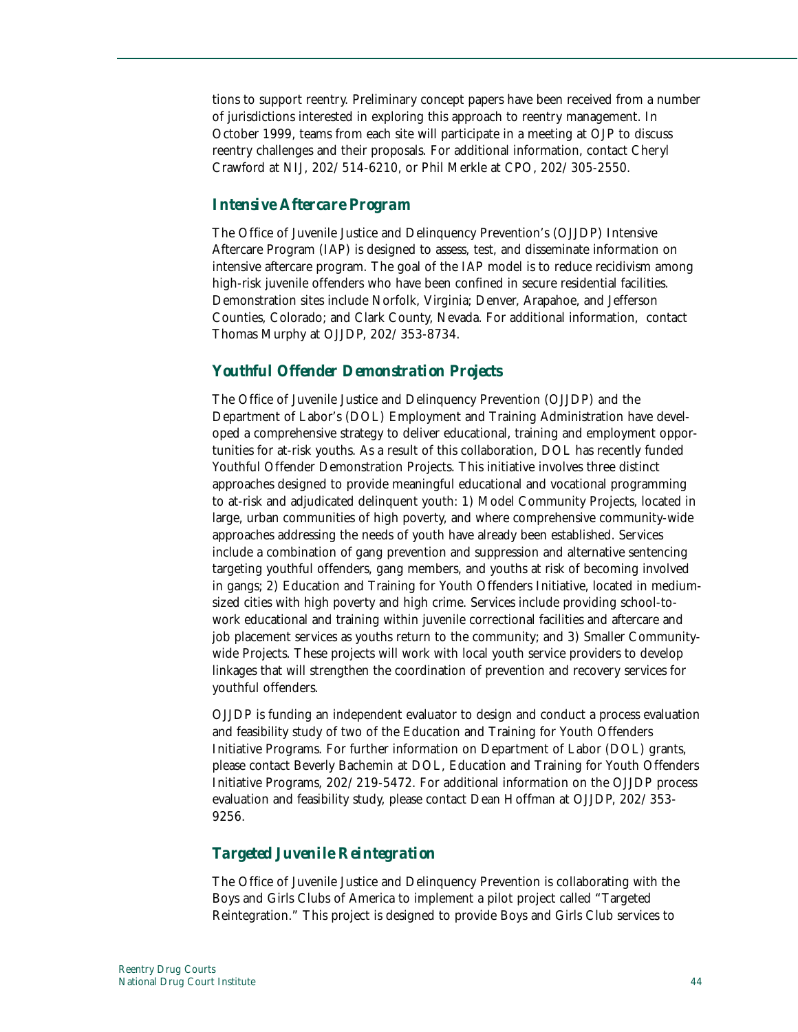tions to support reentry. Preliminary concept papers have been received from a number of jurisdictions interested in exploring this approach to reentry management. In October 1999, teams from each site will participate in a meeting at OJP to discuss reentry challenges and their proposals. For additional information, contact Cheryl Crawford at NIJ, 202/514-6210, or Phil Merkle at CPO, 202/305-2550.

### *Intensive Aftercare Program*

The Office of Juvenile Justice and Delinquency Prevention's (OJJDP) Intensive Aftercare Program (IAP) is designed to assess, test, and disseminate information on intensive aftercare program. The goal of the IAP model is to reduce recidivism among high-risk juvenile offenders who have been confined in secure residential facilities. Demonstration sites include Norfolk, Virginia; Denver, Arapahoe, and Jefferson Counties, Colorado; and Clark County, Nevada. For additional information, contact Thomas Murphy at OJJDP, 202/353-8734.

### *Youthful Offender Demonstration Projects*

The Office of Juvenile Justice and Delinquency Prevention (OJJDP) and the Department of Labor's (DOL) Employment and Training Administration have developed a comprehensive strategy to deliver educational, training and employment opportunities for at-risk youths. As a result of this collaboration, DOL has recently funded Youthful Offender Demonstration Projects. This initiative involves three distinct approaches designed to provide meaningful educational and vocational programming to at-risk and adjudicated delinquent youth: 1) Model Community Projects, located in large, urban communities of high poverty, and where comprehensive community-wide approaches addressing the needs of youth have already been established. Services include a combination of gang prevention and suppression and alternative sentencing targeting youthful offenders, gang members, and youths at risk of becoming involved in gangs; 2) Education and Training for Youth Offenders Initiative, located in medium-sized cities with high poverty and high crime. Services include providing school-to-work educational and training within juvenile correctional facilities and aftercare and job placement services as youths return to the community; and 3) Smaller Community-wide Projects. These projects will work with local youth service providers to develop linkages that will strengthen the coordination of prevention and recovery services for youthful offenders.

OJJDP is funding an independent evaluator to design and conduct a process evaluation and feasibility study of two of the Education and Training for Youth Offenders Initiative Programs. For further information on Department of Labor (DOL) grants, please contact Beverly Bachemin at DOL, Education and Training for Youth Offenders Initiative Programs, 202/219-5472. For additional information on the OJJDP process evaluation and feasibility study, please contact Dean Hoffman at OJJDP, 202/353-9256.

### *Targeted Juvenile Reintegration*

The Office of Juvenile Justice and Delinquency Prevention is collaborating with the Boys and Girls Clubs of America to implement a pilot project called "Targeted Reintegration." This project is designed to provide Boys and Girls Club services to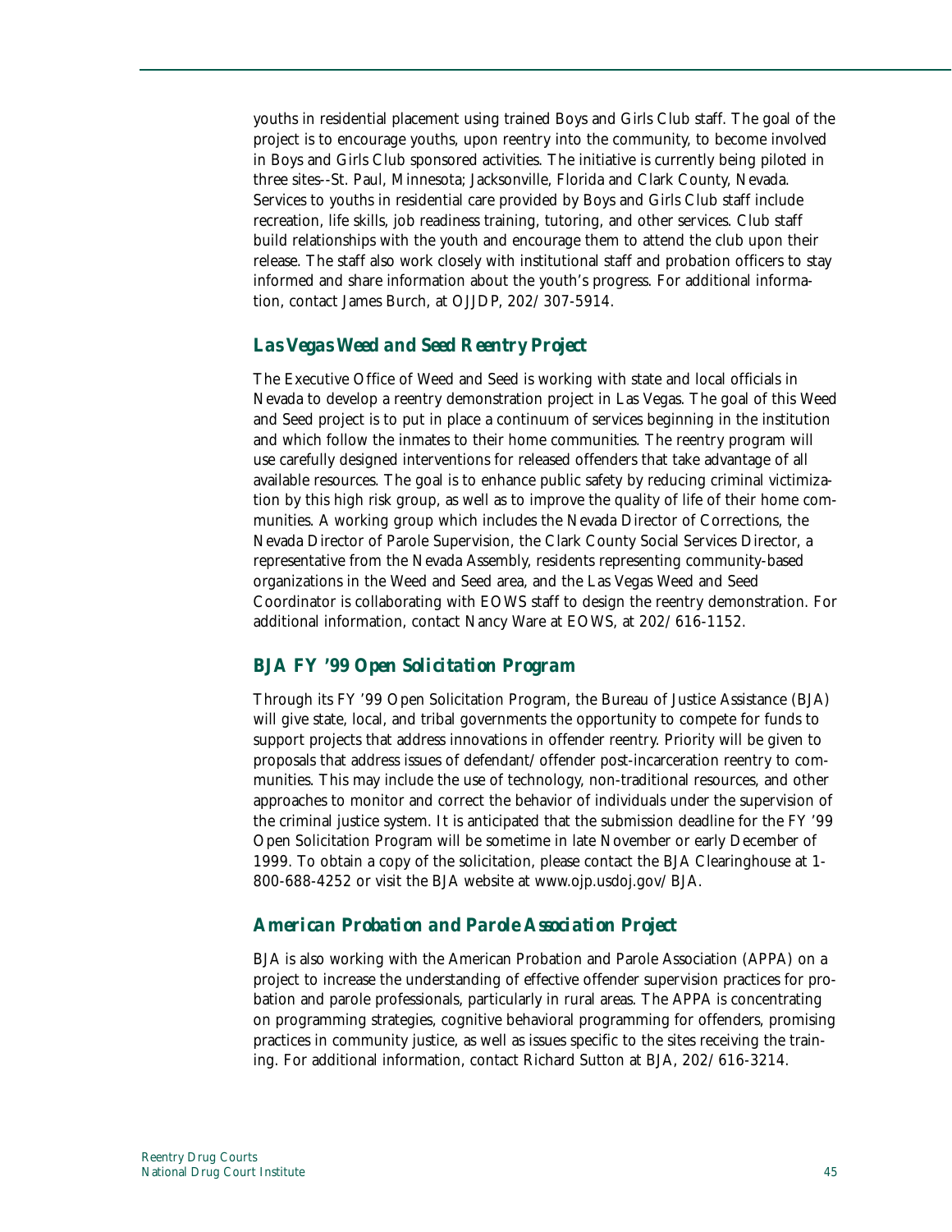youths in residential placement using trained Boys and Girls Club staff. The goal of the project is to encourage youths, upon reentry into the community, to become involved in Boys and Girls Club sponsored activities. The initiative is currently being piloted in three sites--St. Paul, Minnesota; Jacksonville, Florida and Clark County, Nevada. Services to youths in residential care provided by Boys and Girls Club staff include recreation, life skills, job readiness training, tutoring, and other services. Club staff build relationships with the youth and encourage them to attend the club upon their release. The staff also work closely with institutional staff and probation officers to stay informed and share information about the youth's progress. For additional information, contact James Burch, at OJJDP, 202/307-5914.

### *Las Vegas Weed and Seed Reentry Project*

The Executive Office of Weed and Seed is working with state and local officials in Nevada to develop a reentry demonstration project in Las Vegas. The goal of this Weed and Seed project is to put in place a continuum of services beginning in the institution and which follow the inmates to their home communities. The reentry program will use carefully designed interventions for released offenders that take advantage of all available resources. The goal is to enhance public safety by reducing criminal victimization by this high risk group, as well as to improve the quality of life of their home communities. A working group which includes the Nevada Director of Corrections, the Nevada Director of Parole Supervision, the Clark County Social Services Director, a representative from the Nevada Assembly, residents representing community-based organizations in the Weed and Seed area, and the Las Vegas Weed and Seed Coordinator is collaborating with EOWS staff to design the reentry demonstration. For additional information, contact Nancy Ware at EOWS, at 202/616-1152.

### *BJA FY '99 Open Solicitation Program*

Through its FY '99 Open Solicitation Program, the Bureau of Justice Assistance (BJA) will give state, local, and tribal governments the opportunity to compete for funds to support projects that address innovations in offender reentry. Priority will be given to proposals that address issues of defendant/offender post-incarceration reentry to communities. This may include the use of technology, non-traditional resources, and other approaches to monitor and correct the behavior of individuals under the supervision of the criminal justice system. It is anticipated that the submission deadline for the FY '99 Open Solicitation Program will be sometime in late November or early December of 1999. To obtain a copy of the solicitation, please contact the BJA Clearinghouse at 1-800-688-4252 or visit the BJA website at www.ojp.usdoj.gov/BJA.

### *American Probation and Parole Association Project*

BJA is also working with the American Probation and Parole Association (APPA) on a project to increase the understanding of effective offender supervision practices for probation and parole professionals, particularly in rural areas. The APPA is concentrating on programming strategies, cognitive behavioral programming for offenders, promising practices in community justice, as well as issues specific to the sites receiving the training. For additional information, contact Richard Sutton at BJA, 202/616-3214.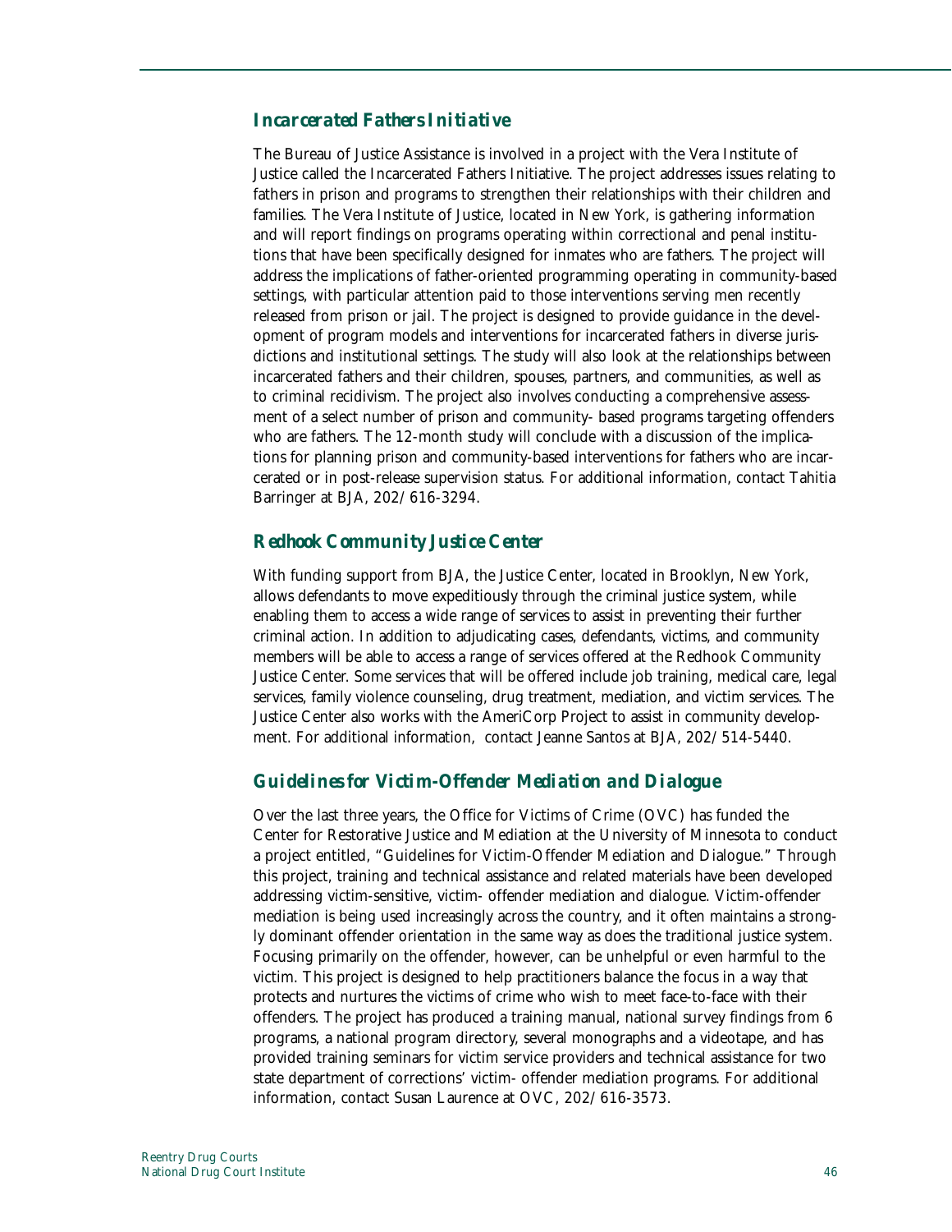### *Incarcerated Fathers Initiative*

The Bureau of Justice Assistance is involved in a project with the Vera Institute of Justice called the Incarcerated Fathers Initiative. The project addresses issues relating to fathers in prison and programs to strengthen their relationships with their children and families. The Vera Institute of Justice, located in New York, is gathering information and will report findings on programs operating within correctional and penal institutions that have been specifically designed for inmates who are fathers. The project will address the implications of father-oriented programming operating in community-based settings, with particular attention paid to those interventions serving men recently released from prison or jail. The project is designed to provide guidance in the development of program models and interventions for incarcerated fathers in diverse jurisdictions and institutional settings. The study will also look at the relationships between incarcerated fathers and their children, spouses, partners, and communities, as well as to criminal recidivism. The project also involves conducting a comprehensive assessment of a select number of prison and community- based programs targeting offenders who are fathers. The 12-month study will conclude with a discussion of the implications for planning prison and community-based interventions for fathers who are incarcerated or in post-release supervision status. For additional information, contact Tahitia Barringer at BJA, 202/616-3294.

### *Redhook Community Justice Center*

With funding support from BJA, the Justice Center, located in Brooklyn, New York, allows defendants to move expeditiously through the criminal justice system, while enabling them to access a wide range of services to assist in preventing their further criminal action. In addition to adjudicating cases, defendants, victims, and community members will be able to access a range of services offered at the Redhook Community Justice Center. Some services that will be offered include job training, medical care, legal services, family violence counseling, drug treatment, mediation, and victim services. The Justice Center also works with the AmeriCorp Project to assist in community development. For additional information, contact Jeanne Santos at BJA, 202/514-5440.

### *Guidelines for Victim-Offender Mediation and Dialogue*

Over the last three years, the Office for Victims of Crime (OVC) has funded the Center for Restorative Justice and Mediation at the University of Minnesota to conduct a project entitled, "Guidelines for Victim-Offender Mediation and Dialogue." Through this project, training and technical assistance and related materials have been developed addressing victim-sensitive, victim- offender mediation and dialogue. Victim-offender mediation is being used increasingly across the country, and it often maintains a strongly dominant offender orientation in the same way as does the traditional justice system. Focusing primarily on the offender, however, can be unhelpful or even harmful to the victim. This project is designed to help practitioners balance the focus in a way that protects and nurtures the victims of crime who wish to meet face-to-face with their offenders. The project has produced a training manual, national survey findings from 6 programs, a national program directory, several monographs and a videotape, and has provided training seminars for victim service providers and technical assistance for two state department of corrections' victim- offender mediation programs. For additional information, contact Susan Laurence at OVC, 202/616-3573.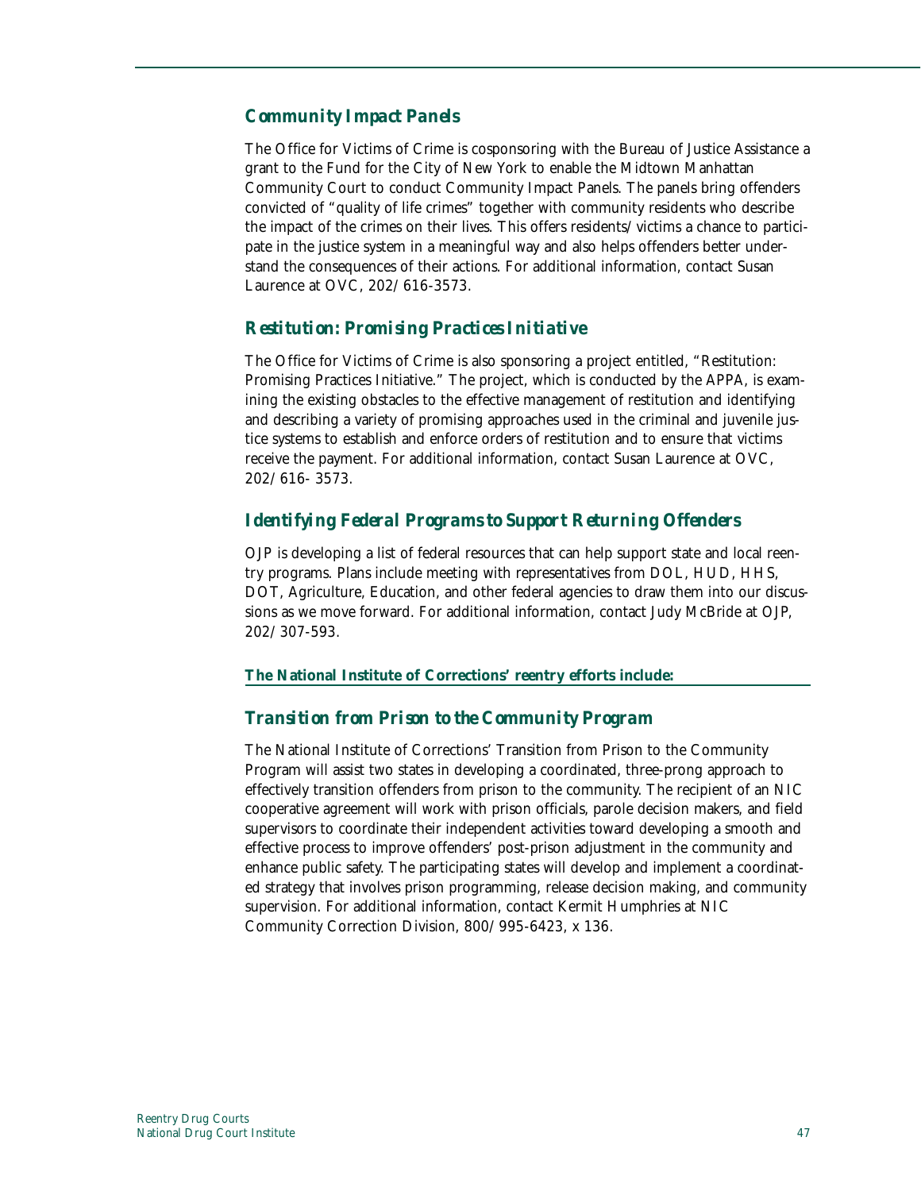### *Community Impact Panels*

The Office for Victims of Crime is cosponsoring with the Bureau of Justice Assistance a grant to the Fund for the City of New York to enable the Midtown Manhattan Community Court to conduct Community Impact Panels. The panels bring offenders convicted of "quality of life crimes" together with community residents who describe the impact of the crimes on their lives. This offers residents/victims a chance to participate in the justice system in a meaningful way and also helps offenders better understand the consequences of their actions. For additional information, contact Susan Laurence at OVC, 202/616-3573.

### *Restitution: Promising Practices Initiative*

The Office for Victims of Crime is also sponsoring a project entitled, "Restitution: Promising Practices Initiative." The project, which is conducted by the APPA, is examining the existing obstacles to the effective management of restitution and identifying and describing a variety of promising approaches used in the criminal and juvenile justice systems to establish and enforce orders of restitution and to ensure that victims receive the payment. For additional information, contact Susan Laurence at OVC, 202/616- 3573.

### *Identifying Federal Programs to Support Returning Offenders*

OJP is developing a list of federal resources that can help support state and local reentry programs. Plans include meeting with representatives from DOL, HUD, HHS, DOT, Agriculture, Education, and other federal agencies to draw them into our discussions as we move forward. For additional information, contact Judy McBride at OJP, 202/307-593.

**The National Institute of Corrections' reentry efforts include:**

### *Transition from Prison to the Community Program*

The National Institute of Corrections' Transition from Prison to the Community Program will assist two states in developing a coordinated, three-prong approach to effectively transition offenders from prison to the community. The recipient of an NIC cooperative agreement will work with prison officials, parole decision makers, and field supervisors to coordinate their independent activities toward developing a smooth and effective process to improve offenders' post-prison adjustment in the community and enhance public safety. The participating states will develop and implement a coordinated strategy that involves prison programming, release decision making, and community supervision. For additional information, contact Kermit Humphries at NIC Community Correction Division, 800/995-6423, x 136.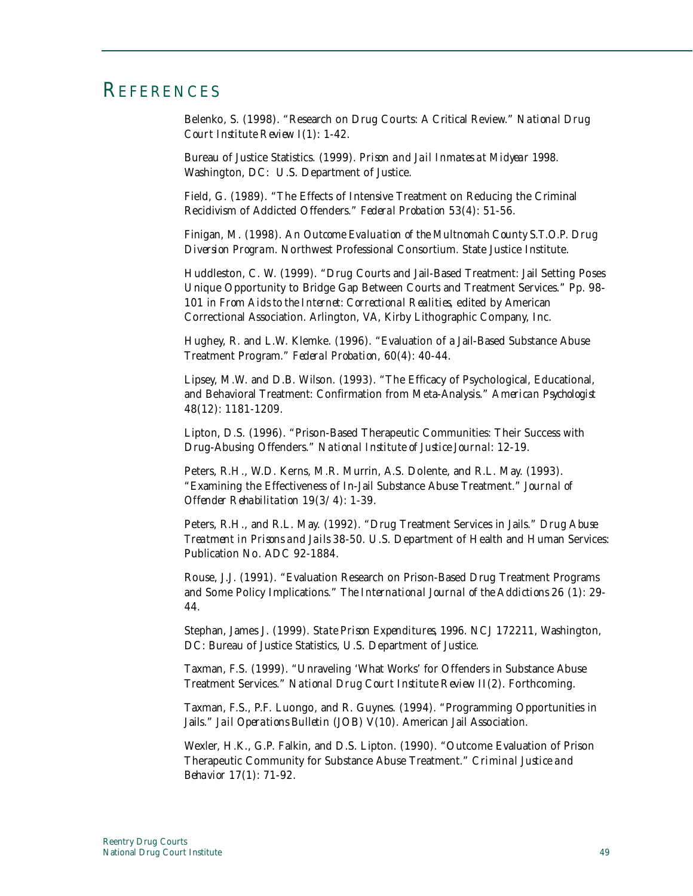# REFERENCES

Belenko, S. (1998). "Research on Drug Courts: A Critical Review." *National Drug Court Institute Review* I(1): 1-42.

Bureau of Justice Statistics. (1999). *Prison and Jail Inmates at Midyear 1998*. Washington, DC: U.S. Department of Justice.

Field, G. (1989). "The Effects of Intensive Treatment on Reducing the Criminal Recidivism of Addicted Offenders." *Federal Probation* 53(4): 51-56.

Finigan, M. (1998). *An Outcome Evaluation of the Multnomah County S.T.O.P. Drug Diversion Program*. Northwest Professional Consortium. State Justice Institute.

Huddleston, C. W. (1999). "Drug Courts and Jail-Based Treatment: Jail Setting Poses Unique Opportunity to Bridge Gap Between Courts and Treatment Services." Pp. 98-101 in *From Aids to the Internet: Correctional Realities*, edited by American Correctional Association. Arlington, VA, Kirby Lithographic Company, Inc.

Hughey, R. and L.W. Klemke. (1996). "Evaluation of a Jail-Based Substance Abuse Treatment Program." *Federal Probation*, 60(4): 40-44.

Lipsey, M.W. and D.B. Wilson. (1993). "The Efficacy of Psychological, Educational, and Behavioral Treatment: Confirmation from Meta-Analysis." *American Psychologist* 48(12): 1181-1209.

Lipton, D.S. (1996). "Prison-Based Therapeutic Communities: Their Success with Drug-Abusing Offenders." *National Institute of Justice Journal*: 12-19.

Peters, R.H., W.D. Kerns, M.R. Murrin, A.S. Dolente, and R.L. May. (1993). "Examining the Effectiveness of In-Jail Substance Abuse Treatment." *Journal of Offender Rehabilitation* 19(3/4): 1-39.

Peters, R.H., and R.L. May. (1992). "Drug Treatment Services in Jails." *Drug Abuse Treatment in Prisons and Jails* 38-50. U.S. Department of Health and Human Services: Publication No. ADC 92-1884.

Rouse, J.J. (1991). "Evaluation Research on Prison-Based Drug Treatment Programs and Some Policy Implications." *The International Journal of the Addictions* 26 (1): 29-44.

Stephan, James J. (1999). *State Prison Expenditures*, 1996. NCJ 172211, Washington, DC: Bureau of Justice Statistics, U.S. Department of Justice.

Taxman, F.S. (1999). "Unraveling 'What Works' for Offenders in Substance Abuse Treatment Services." *National Drug Court Institute Review* II(2). Forthcoming.

Taxman, F.S., P.F. Luongo, and R. Guynes. (1994). "Programming Opportunities in Jails." *Jail Operations Bulletin (JOB)* V(10). American Jail Association.

Wexler, H.K., G.P. Falkin, and D.S. Lipton. (1990). "Outcome Evaluation of Prison Therapeutic Community for Substance Abuse Treatment." *Criminal Justice and Behavior* 17(1): 71-92.